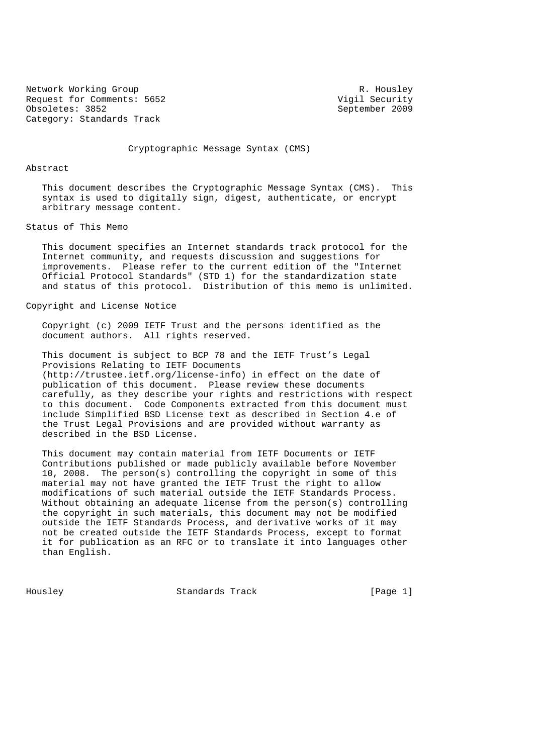Network Working Group R. Housley
Request for Comments: 5652 Vigil Security
Obsoletes: 3852 September 2009
Category: Standards Track

# Cryptographic Message Syntax (CMS)

## Abstract

This document describes the Cryptographic Message Syntax (CMS). This syntax is used to digitally sign, digest, authenticate, or encrypt arbitrary message content.

## Status of This Memo

This document specifies an Internet standards track protocol for the Internet community, and requests discussion and suggestions for improvements. Please refer to the current edition of the "Internet Official Protocol Standards" (STD 1) for the standardization state and status of this protocol. Distribution of this memo is unlimited.

## Copyright and License Notice

Copyright (c) 2009 IETF Trust and the persons identified as the document authors. All rights reserved.

This document is subject to BCP 78 and the IETF Trust's Legal Provisions Relating to IETF Documents (http://trustee.ietf.org/license-info) in effect on the date of publication of this document. Please review these documents carefully, as they describe your rights and restrictions with respect to this document. Code Components extracted from this document must include Simplified BSD License text as described in Section 4.e of the Trust Legal Provisions and are provided without warranty as described in the BSD License.

This document may contain material from IETF Documents or IETF Contributions published or made publicly available before November 10, 2008. The person(s) controlling the copyright in some of this material may not have granted the IETF Trust the right to allow modifications of such material outside the IETF Standards Process. Without obtaining an adequate license from the person(s) controlling the copyright in such materials, this document may not be modified outside the IETF Standards Process, and derivative works of it may not be created outside the IETF Standards Process, except to format it for publication as an RFC or to translate it into languages other than English.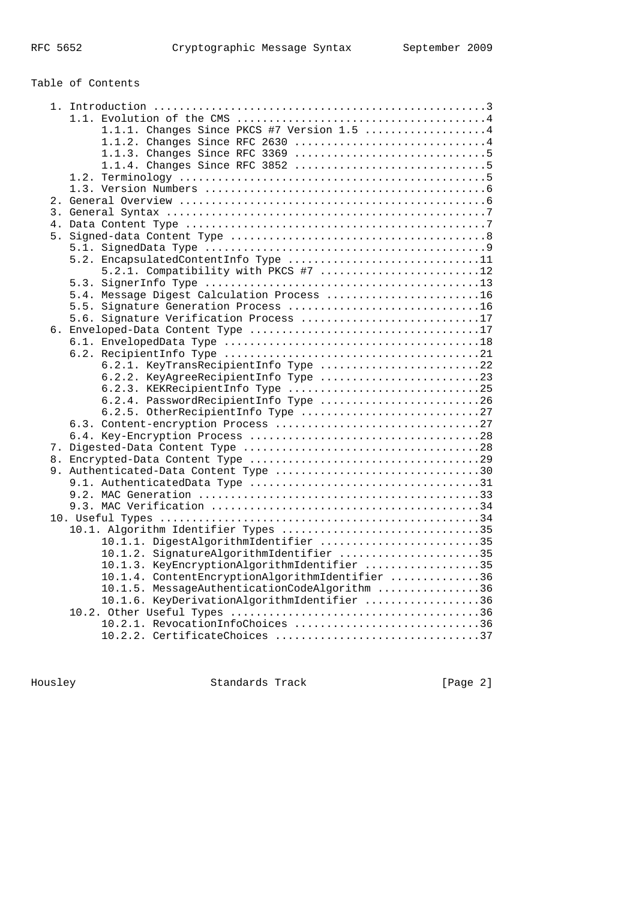Table of Contents

```
   1. Introduction ....................................................3
      1.1. Evolution of the CMS .......................................4
           1.1.1. Changes Since PKCS #7 Version 1.5 ...................4
           1.1.2. Changes Since RFC 2630 ..............................4
           1.1.3. Changes Since RFC 3369 ..............................5
           1.1.4. Changes Since RFC 3852 ..............................5
      1.2. Terminology ................................................5
      1.3. Version Numbers ............................................6
   2. General Overview ................................................6
   3. General Syntax ..................................................7
   4. Data Content Type ...............................................7
   5. Signed-data Content Type ........................................8
      5.1. SignedData Type ............................................9
      5.2. EncapsulatedContentInfo Type ..............................11
           5.2.1. Compatibility with PKCS #7 .........................12
      5.3. SignerInfo Type ...........................................13
      5.4. Message Digest Calculation Process ........................16
      5.5. Signature Generation Process ..............................16
      5.6. Signature Verification Process ............................17
   6. Enveloped-Data Content Type ....................................17
      6.1. EnvelopedData Type ........................................18
      6.2. RecipientInfo Type ........................................21
           6.2.1. KeyTransRecipientInfo Type .........................22
           6.2.2. KeyAgreeRecipientInfo Type .........................23
           6.2.3. KEKRecipientInfo Type ..............................25
           6.2.4. PasswordRecipientInfo Type .........................26
           6.2.5. OtherRecipientInfo Type ............................27
      6.3. Content-encryption Process ................................27
      6.4. Key-Encryption Process ....................................28
   7. Digested-Data Content Type .....................................28
   8. Encrypted-Data Content Type ....................................29
   9. Authenticated-Data Content Type ................................30
      9.1. AuthenticatedData Type ....................................31
      9.2. MAC Generation ............................................33
      9.3. MAC Verification ..........................................34
   10. Useful Types ..................................................34
      10.1. Algorithm Identifier Types ...............................35
           10.1.1. DigestAlgorithmIdentifier .........................35
           10.1.2. SignatureAlgorithmIdentifier ......................35
           10.1.3. KeyEncryptionAlgorithmIdentifier ..................35
           10.1.4. ContentEncryptionAlgorithmIdentifier ..............36
           10.1.5. MessageAuthenticationCodeAlgorithm ................36
           10.1.6. KeyDerivationAlgorithmIdentifier ..................36
      10.2. Other Useful Types .......................................36
           10.2.1. RevocationInfoChoices .............................36
           10.2.2. CertificateChoices ................................37
```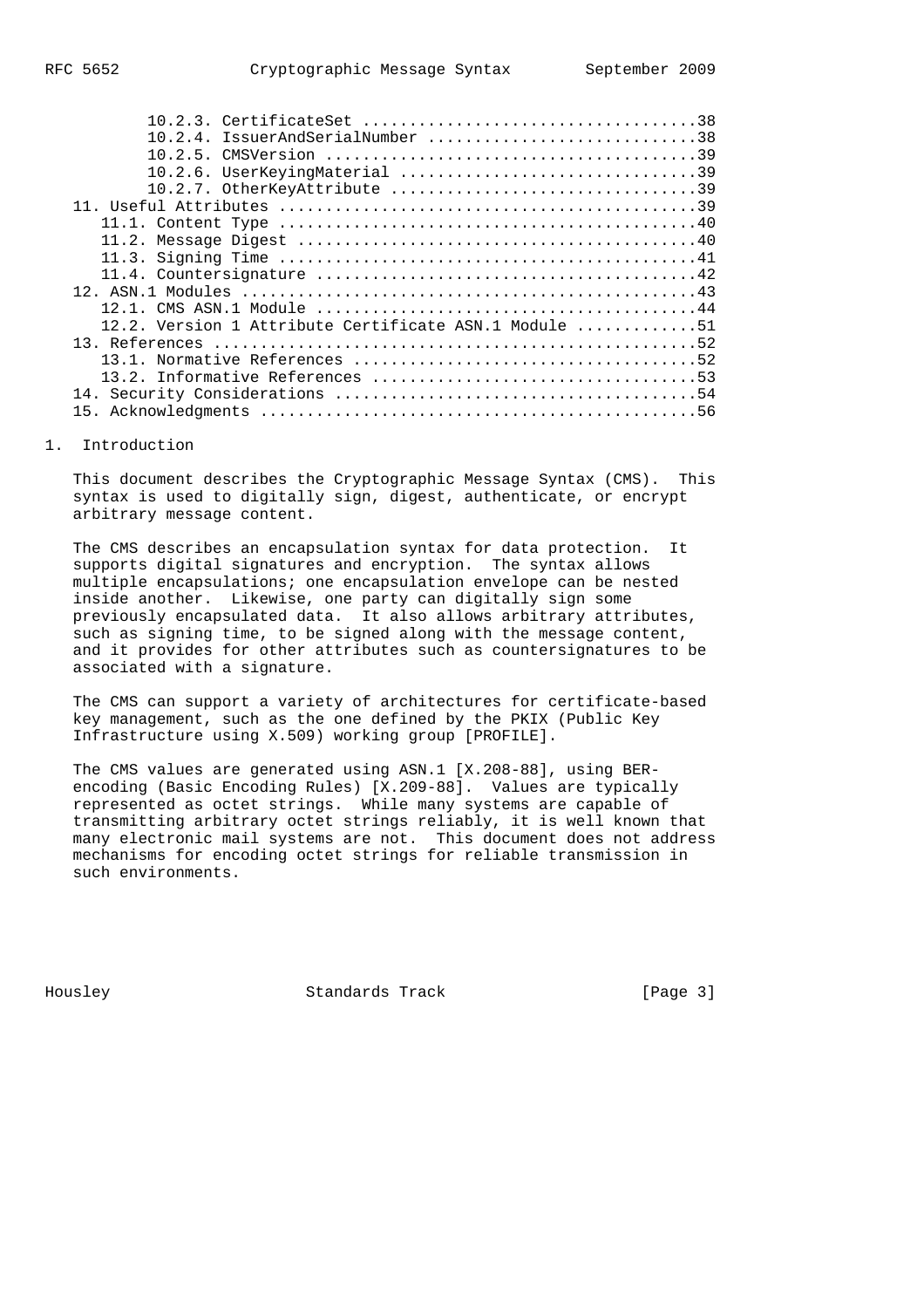10.2.3. CertificateSet ....................................38
10.2.4. IssuerAndSerialNumber .............................38
10.2.5. CMSVersion ........................................39
10.2.6. UserKeyingMaterial ................................39
10.2.7. OtherKeyAttribute .................................39

11. Useful Attributes .............................................39
  11.1. Content Type ..............................................40
  11.2. Message Digest ............................................40
  11.3. Signing Time ..............................................41
  11.4. Countersignature ..........................................42

12. ASN.1 Modules .................................................43
  12.1. CMS ASN.1 Module ..........................................44
  12.2. Version 1 Attribute Certificate ASN.1 Module ..............51

13. References ....................................................52
  13.1. Normative References ......................................52
  13.2. Informative References ....................................53

14. Security Considerations .......................................54

15. Acknowledgments ...............................................56

# 1. Introduction

This document describes the Cryptographic Message Syntax (CMS). This syntax is used to digitally sign, digest, authenticate, or encrypt arbitrary message content.

The CMS describes an encapsulation syntax for data protection. It supports digital signatures and encryption. The syntax allows multiple encapsulations; one encapsulation envelope can be nested inside another. Likewise, one party can digitally sign some previously encapsulated data. It also allows arbitrary attributes, such as signing time, to be signed along with the message content, and it provides for other attributes such as countersignatures to be associated with a signature.

The CMS can support a variety of architectures for certificate-based key management, such as the one defined by the PKIX (Public Key Infrastructure using X.509) working group [PROFILE].

The CMS values are generated using ASN.1 [X.208-88], using BER-encoding (Basic Encoding Rules) [X.209-88]. Values are typically represented as octet strings. While many systems are capable of transmitting arbitrary octet strings reliably, it is well known that many electronic mail systems are not. This document does not address mechanisms for encoding octet strings for reliable transmission in such environments.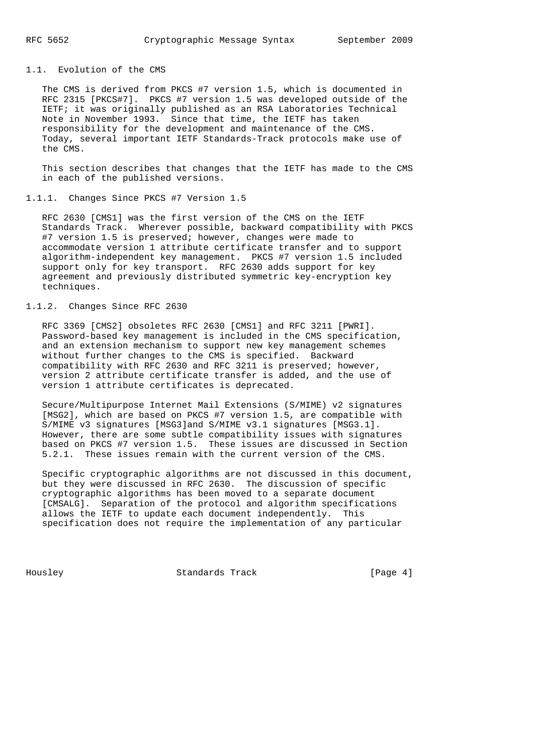### 1.1. Evolution of the CMS

The CMS is derived from PKCS #7 version 1.5, which is documented in RFC 2315 [PKCS#7]. PKCS #7 version 1.5 was developed outside of the IETF; it was originally published as an RSA Laboratories Technical Note in November 1993. Since that time, the IETF has taken responsibility for the development and maintenance of the CMS. Today, several important IETF Standards-Track protocols make use of the CMS.

This section describes that changes that the IETF has made to the CMS in each of the published versions.

#### 1.1.1. Changes Since PKCS #7 Version 1.5

RFC 2630 [CMS1] was the first version of the CMS on the IETF Standards Track. Wherever possible, backward compatibility with PKCS #7 version 1.5 is preserved; however, changes were made to accommodate version 1 attribute certificate transfer and to support algorithm-independent key management. PKCS #7 version 1.5 included support only for key transport. RFC 2630 adds support for key agreement and previously distributed symmetric key-encryption key techniques.

#### 1.1.2. Changes Since RFC 2630

RFC 3369 [CMS2] obsoletes RFC 2630 [CMS1] and RFC 3211 [PWRI]. Password-based key management is included in the CMS specification, and an extension mechanism to support new key management schemes without further changes to the CMS is specified. Backward compatibility with RFC 2630 and RFC 3211 is preserved; however, version 2 attribute certificate transfer is added, and the use of version 1 attribute certificates is deprecated.

Secure/Multipurpose Internet Mail Extensions (S/MIME) v2 signatures [MSG2], which are based on PKCS #7 version 1.5, are compatible with S/MIME v3 signatures [MSG3]and S/MIME v3.1 signatures [MSG3.1]. However, there are some subtle compatibility issues with signatures based on PKCS #7 version 1.5. These issues are discussed in Section 5.2.1. These issues remain with the current version of the CMS.

Specific cryptographic algorithms are not discussed in this document, but they were discussed in RFC 2630. The discussion of specific cryptographic algorithms has been moved to a separate document [CMSALG]. Separation of the protocol and algorithm specifications allows the IETF to update each document independently. This specification does not require the implementation of any particular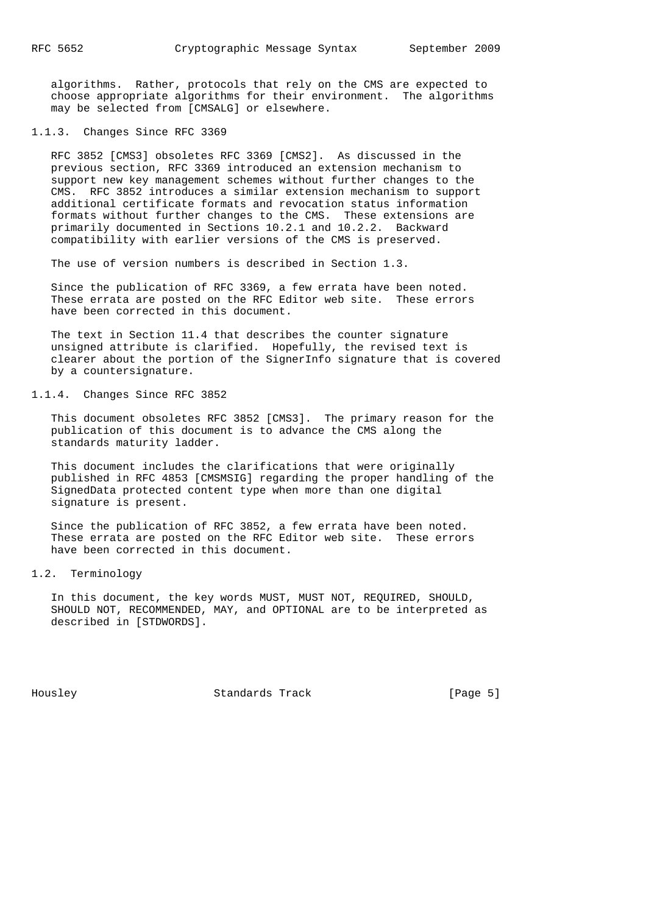algorithms. Rather, protocols that rely on the CMS are expected to choose appropriate algorithms for their environment. The algorithms may be selected from [CMSALG] or elsewhere.

### 1.1.3. Changes Since RFC 3369

RFC 3852 [CMS3] obsoletes RFC 3369 [CMS2]. As discussed in the previous section, RFC 3369 introduced an extension mechanism to support new key management schemes without further changes to the CMS. RFC 3852 introduces a similar extension mechanism to support additional certificate formats and revocation status information formats without further changes to the CMS. These extensions are primarily documented in Sections 10.2.1 and 10.2.2. Backward compatibility with earlier versions of the CMS is preserved.

The use of version numbers is described in Section 1.3.

Since the publication of RFC 3369, a few errata have been noted. These errata are posted on the RFC Editor web site. These errors have been corrected in this document.

The text in Section 11.4 that describes the counter signature unsigned attribute is clarified. Hopefully, the revised text is clearer about the portion of the SignerInfo signature that is covered by a countersignature.

### 1.1.4. Changes Since RFC 3852

This document obsoletes RFC 3852 [CMS3]. The primary reason for the publication of this document is to advance the CMS along the standards maturity ladder.

This document includes the clarifications that were originally published in RFC 4853 [CMSMSIG] regarding the proper handling of the SignedData protected content type when more than one digital signature is present.

Since the publication of RFC 3852, a few errata have been noted. These errata are posted on the RFC Editor web site. These errors have been corrected in this document.

## 1.2. Terminology

In this document, the key words MUST, MUST NOT, REQUIRED, SHOULD, SHOULD NOT, RECOMMENDED, MAY, and OPTIONAL are to be interpreted as described in [STDWORDS].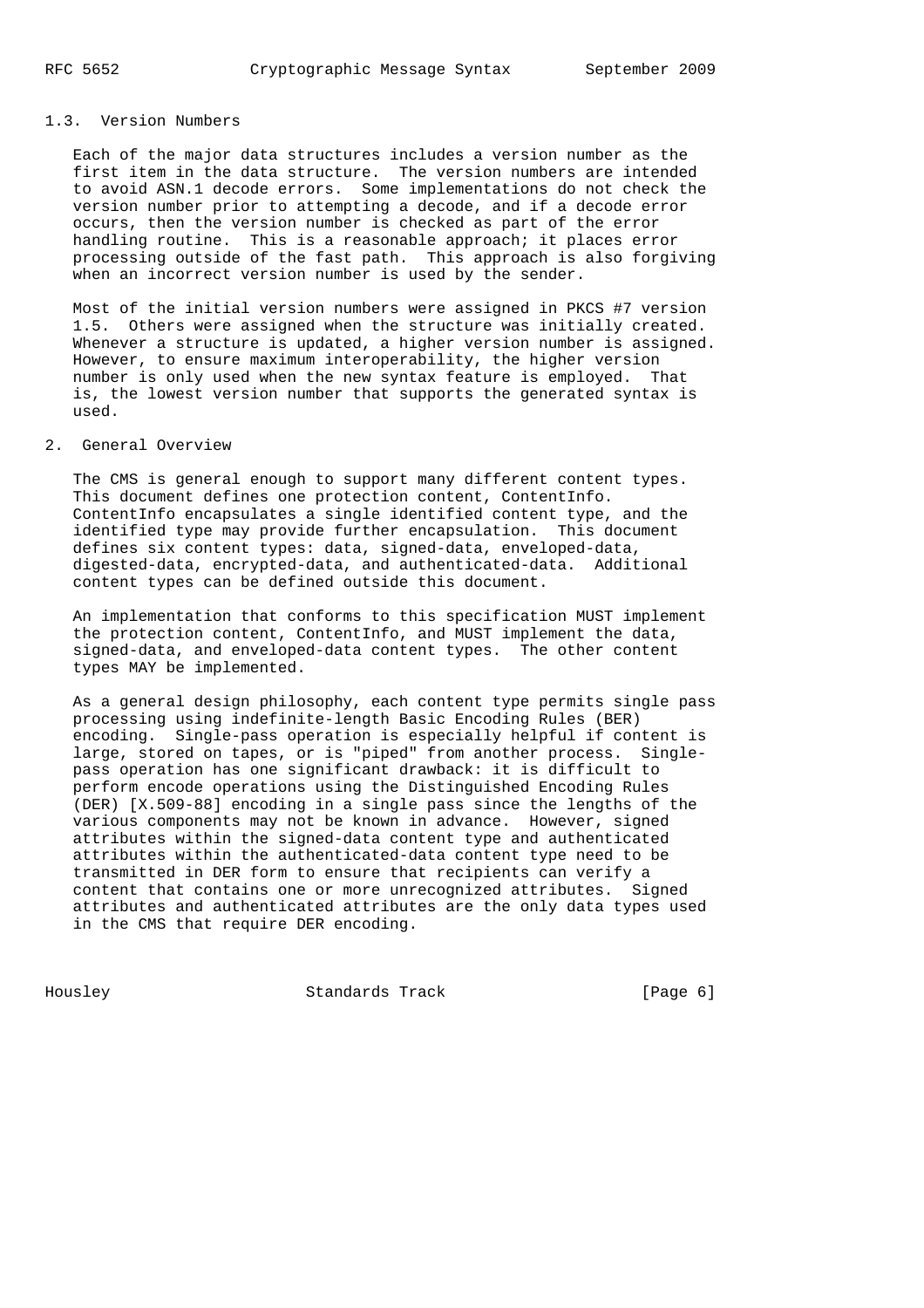### 1.3. Version Numbers

Each of the major data structures includes a version number as the first item in the data structure. The version numbers are intended to avoid ASN.1 decode errors. Some implementations do not check the version number prior to attempting a decode, and if a decode error occurs, then the version number is checked as part of the error handling routine. This is a reasonable approach; it places error processing outside of the fast path. This approach is also forgiving when an incorrect version number is used by the sender.

Most of the initial version numbers were assigned in PKCS #7 version 1.5. Others were assigned when the structure was initially created. Whenever a structure is updated, a higher version number is assigned. However, to ensure maximum interoperability, the higher version number is only used when the new syntax feature is employed. That is, the lowest version number that supports the generated syntax is used.

## 2. General Overview

The CMS is general enough to support many different content types. This document defines one protection content, ContentInfo. ContentInfo encapsulates a single identified content type, and the identified type may provide further encapsulation. This document defines six content types: data, signed-data, enveloped-data, digested-data, encrypted-data, and authenticated-data. Additional content types can be defined outside this document.

An implementation that conforms to this specification MUST implement the protection content, ContentInfo, and MUST implement the data, signed-data, and enveloped-data content types. The other content types MAY be implemented.

As a general design philosophy, each content type permits single pass processing using indefinite-length Basic Encoding Rules (BER) encoding. Single-pass operation is especially helpful if content is large, stored on tapes, or is "piped" from another process. Single-pass operation has one significant drawback: it is difficult to perform encode operations using the Distinguished Encoding Rules (DER) [X.509-88] encoding in a single pass since the lengths of the various components may not be known in advance. However, signed attributes within the signed-data content type and authenticated attributes within the authenticated-data content type need to be transmitted in DER form to ensure that recipients can verify a content that contains one or more unrecognized attributes. Signed attributes and authenticated attributes are the only data types used in the CMS that require DER encoding.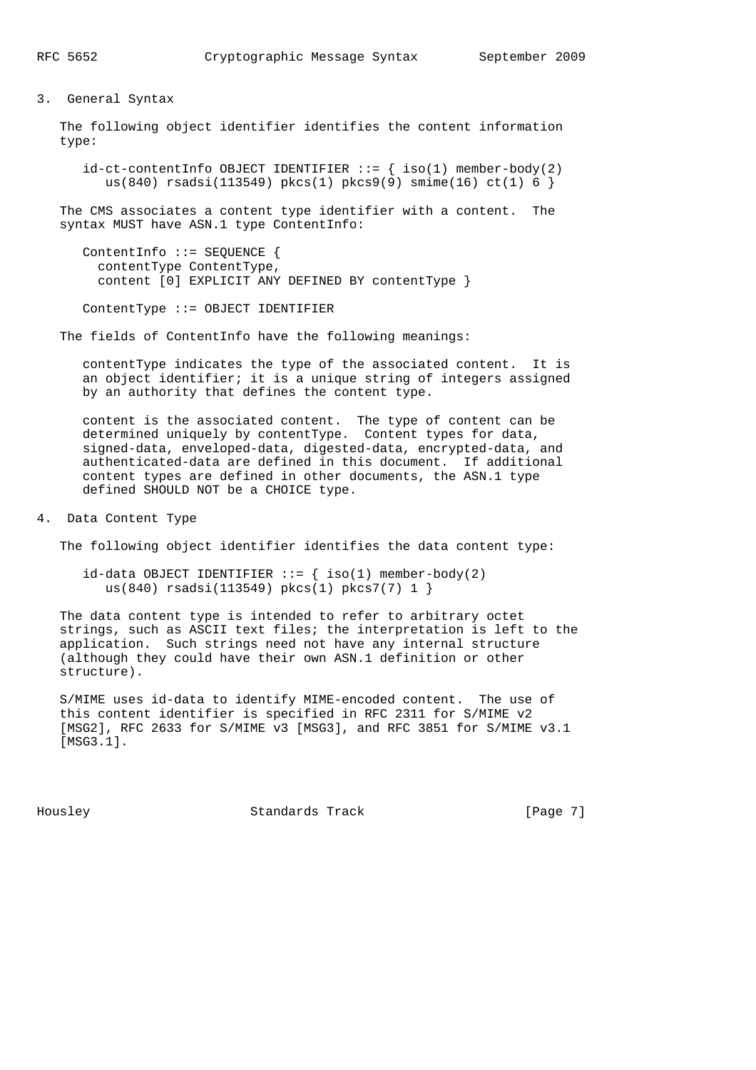## 3. General Syntax

The following object identifier identifies the content information type:

```
id-ct-contentInfo OBJECT IDENTIFIER ::= { iso(1) member-body(2)
   us(840) rsadsi(113549) pkcs(1) pkcs9(9) smime(16) ct(1) 6 }
```

The CMS associates a content type identifier with a content. The syntax MUST have ASN.1 type ContentInfo:

```
ContentInfo ::= SEQUENCE {
  contentType ContentType,
  content [0] EXPLICIT ANY DEFINED BY contentType }

ContentType ::= OBJECT IDENTIFIER
```

The fields of ContentInfo have the following meanings:

contentType indicates the type of the associated content. It is an object identifier; it is a unique string of integers assigned by an authority that defines the content type.

content is the associated content. The type of content can be determined uniquely by contentType. Content types for data, signed-data, enveloped-data, digested-data, encrypted-data, and authenticated-data are defined in this document. If additional content types are defined in other documents, the ASN.1 type defined SHOULD NOT be a CHOICE type.

## 4. Data Content Type

The following object identifier identifies the data content type:

```
id-data OBJECT IDENTIFIER ::= { iso(1) member-body(2)
   us(840) rsadsi(113549) pkcs(1) pkcs7(7) 1 }
```

The data content type is intended to refer to arbitrary octet strings, such as ASCII text files; the interpretation is left to the application. Such strings need not have any internal structure (although they could have their own ASN.1 definition or other structure).

S/MIME uses id-data to identify MIME-encoded content. The use of this content identifier is specified in RFC 2311 for S/MIME v2 [MSG2], RFC 2633 for S/MIME v3 [MSG3], and RFC 3851 for S/MIME v3.1 [MSG3.1].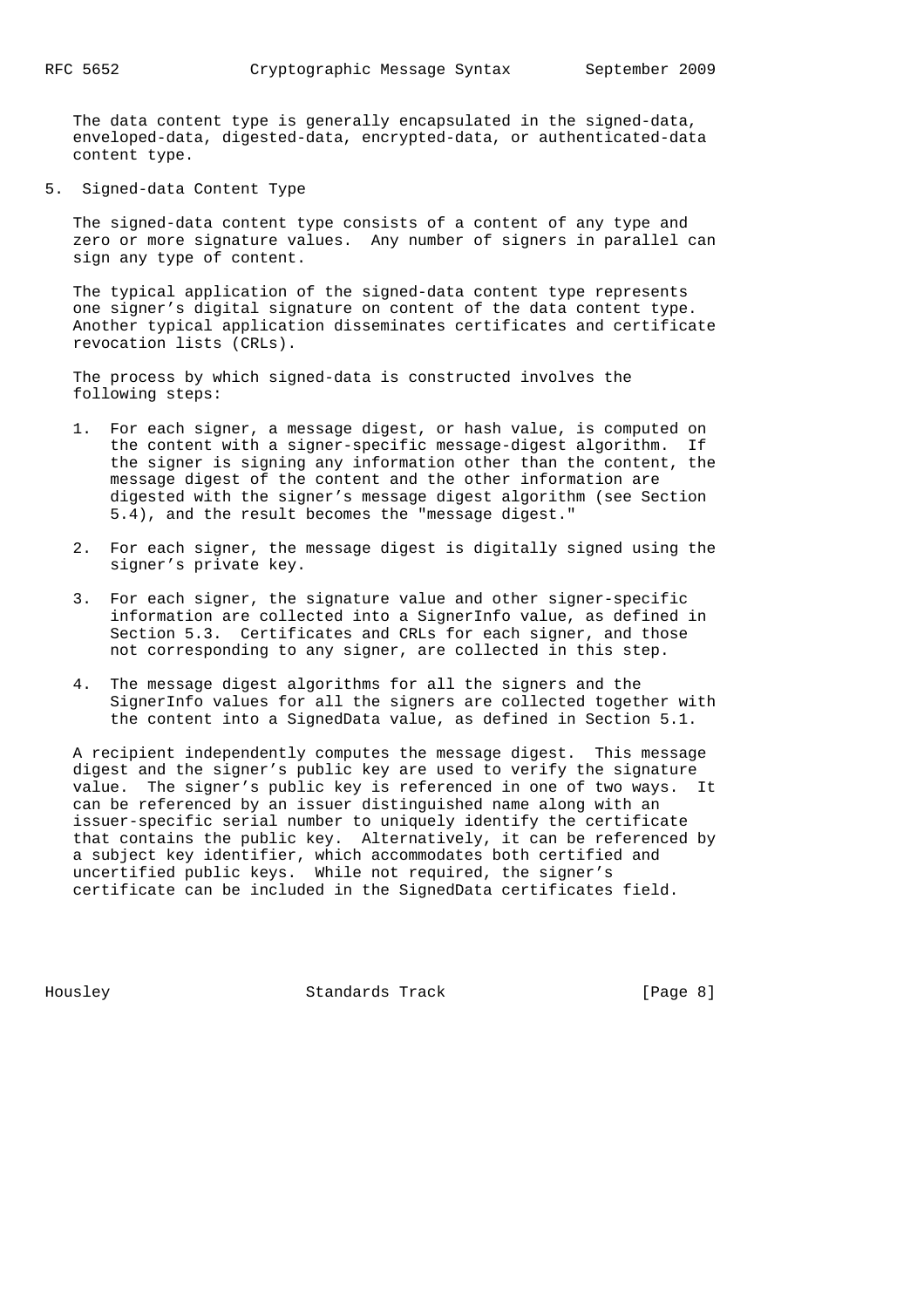The data content type is generally encapsulated in the signed-data, enveloped-data, digested-data, encrypted-data, or authenticated-data content type.

## 5. Signed-data Content Type

The signed-data content type consists of a content of any type and zero or more signature values. Any number of signers in parallel can sign any type of content.

The typical application of the signed-data content type represents one signer's digital signature on content of the data content type. Another typical application disseminates certificates and certificate revocation lists (CRLs).

The process by which signed-data is constructed involves the following steps:

1. For each signer, a message digest, or hash value, is computed on the content with a signer-specific message-digest algorithm. If the signer is signing any information other than the content, the message digest of the content and the other information are digested with the signer's message digest algorithm (see Section 5.4), and the result becomes the "message digest."

2. For each signer, the message digest is digitally signed using the signer's private key.

3. For each signer, the signature value and other signer-specific information are collected into a SignerInfo value, as defined in Section 5.3. Certificates and CRLs for each signer, and those not corresponding to any signer, are collected in this step.

4. The message digest algorithms for all the signers and the SignerInfo values for all the signers are collected together with the content into a SignedData value, as defined in Section 5.1.

A recipient independently computes the message digest. This message digest and the signer's public key are used to verify the signature value. The signer's public key is referenced in one of two ways. It can be referenced by an issuer distinguished name along with an issuer-specific serial number to uniquely identify the certificate that contains the public key. Alternatively, it can be referenced by a subject key identifier, which accommodates both certified and uncertified public keys. While not required, the signer's certificate can be included in the SignedData certificates field.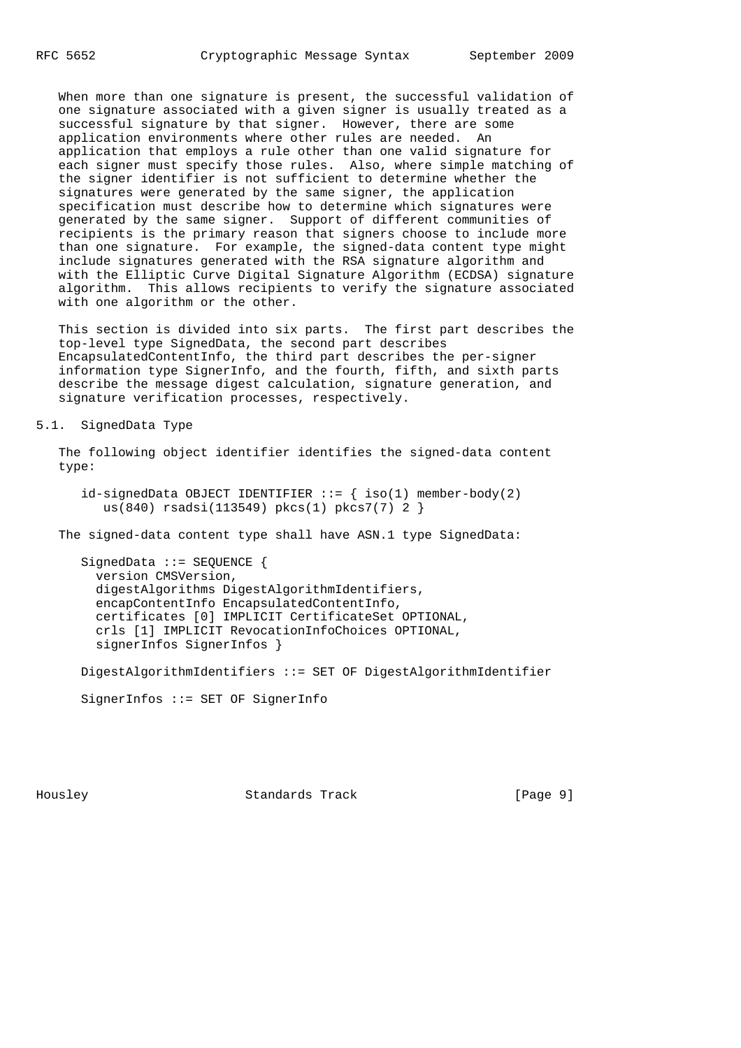When more than one signature is present, the successful validation of one signature associated with a given signer is usually treated as a successful signature by that signer. However, there are some application environments where other rules are needed. An application that employs a rule other than one valid signature for each signer must specify those rules. Also, where simple matching of the signer identifier is not sufficient to determine whether the signatures were generated by the same signer, the application specification must describe how to determine which signatures were generated by the same signer. Support of different communities of recipients is the primary reason that signers choose to include more than one signature. For example, the signed-data content type might include signatures generated with the RSA signature algorithm and with the Elliptic Curve Digital Signature Algorithm (ECDSA) signature algorithm. This allows recipients to verify the signature associated with one algorithm or the other.

This section is divided into six parts. The first part describes the top-level type SignedData, the second part describes EncapsulatedContentInfo, the third part describes the per-signer information type SignerInfo, and the fourth, fifth, and sixth parts describe the message digest calculation, signature generation, and signature verification processes, respectively.

## 5.1. SignedData Type

The following object identifier identifies the signed-data content type:

```
id-signedData OBJECT IDENTIFIER ::= { iso(1) member-body(2)
   us(840) rsadsi(113549) pkcs(1) pkcs7(7) 2 }
```

The signed-data content type shall have ASN.1 type SignedData:

```
SignedData ::= SEQUENCE {
  version CMSVersion,
  digestAlgorithms DigestAlgorithmIdentifiers,
  encapContentInfo EncapsulatedContentInfo,
  certificates [0] IMPLICIT CertificateSet OPTIONAL,
  crls [1] IMPLICIT RevocationInfoChoices OPTIONAL,
  signerInfos SignerInfos }

DigestAlgorithmIdentifiers ::= SET OF DigestAlgorithmIdentifier

SignerInfos ::= SET OF SignerInfo
```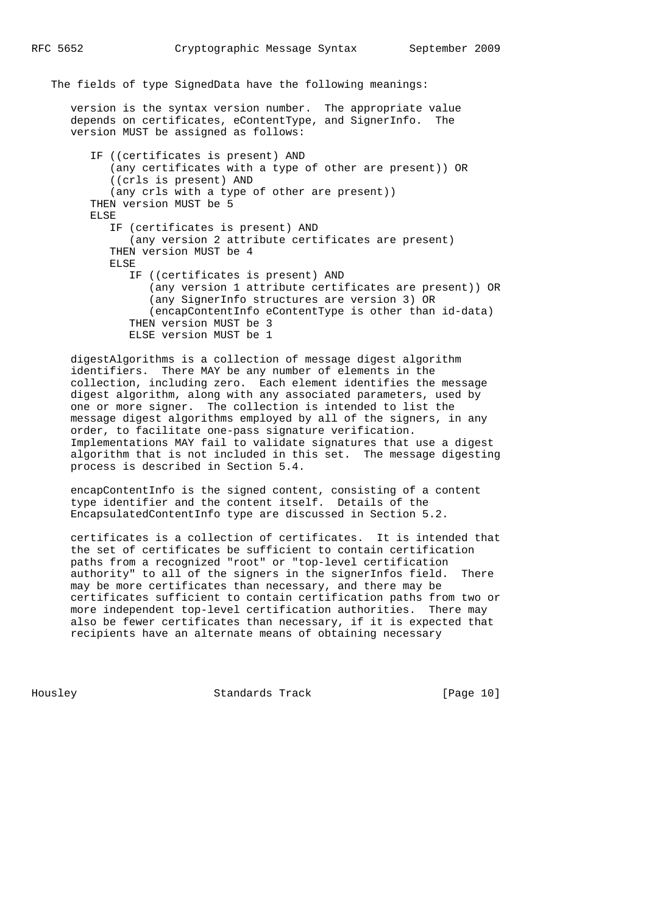The fields of type SignedData have the following meanings:

version is the syntax version number. The appropriate value depends on certificates, eContentType, and SignerInfo. The version MUST be assigned as follows:

```
IF ((certificates is present) AND
   (any certificates with a type of other are present)) OR
   ((crls is present) AND
   (any crls with a type of other are present))
THEN version MUST be 5
ELSE
   IF (certificates is present) AND
      (any version 2 attribute certificates are present)
   THEN version MUST be 4
   ELSE
      IF ((certificates is present) AND
         (any version 1 attribute certificates are present)) OR
         (any SignerInfo structures are version 3) OR
         (encapContentInfo eContentType is other than id-data)
      THEN version MUST be 3
      ELSE version MUST be 1
```

digestAlgorithms is a collection of message digest algorithm identifiers. There MAY be any number of elements in the collection, including zero. Each element identifies the message digest algorithm, along with any associated parameters, used by one or more signer. The collection is intended to list the message digest algorithms employed by all of the signers, in any order, to facilitate one-pass signature verification. Implementations MAY fail to validate signatures that use a digest algorithm that is not included in this set. The message digesting process is described in Section 5.4.

encapContentInfo is the signed content, consisting of a content type identifier and the content itself. Details of the EncapsulatedContentInfo type are discussed in Section 5.2.

certificates is a collection of certificates. It is intended that the set of certificates be sufficient to contain certification paths from a recognized "root" or "top-level certification authority" to all of the signers in the signerInfos field. There may be more certificates than necessary, and there may be certificates sufficient to contain certification paths from two or more independent top-level certification authorities. There may also be fewer certificates than necessary, if it is expected that recipients have an alternate means of obtaining necessary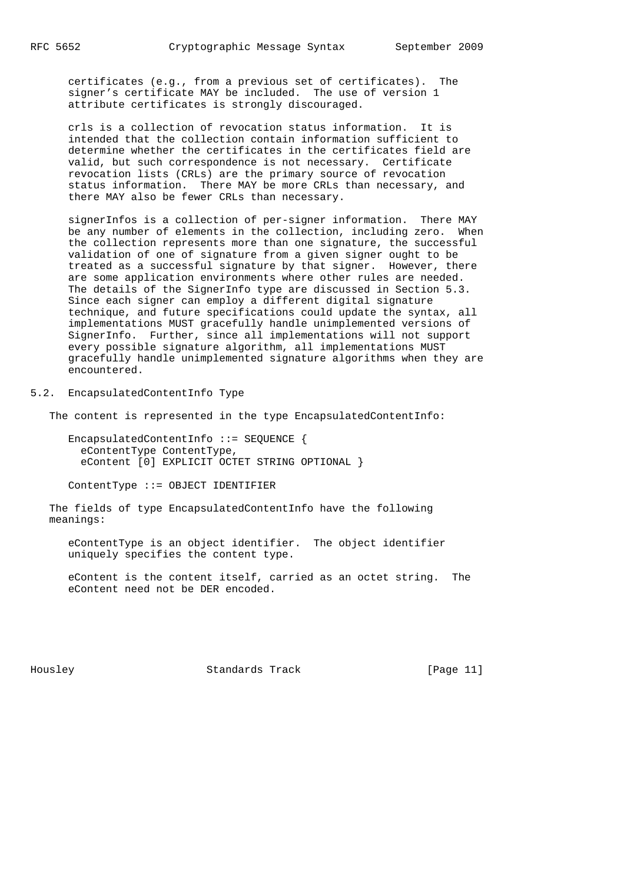certificates (e.g., from a previous set of certificates). The signer's certificate MAY be included. The use of version 1 attribute certificates is strongly discouraged.

crls is a collection of revocation status information. It is intended that the collection contain information sufficient to determine whether the certificates in the certificates field are valid, but such correspondence is not necessary. Certificate revocation lists (CRLs) are the primary source of revocation status information. There MAY be more CRLs than necessary, and there MAY also be fewer CRLs than necessary.

signerInfos is a collection of per-signer information. There MAY be any number of elements in the collection, including zero. When the collection represents more than one signature, the successful validation of one of signature from a given signer ought to be treated as a successful signature by that signer. However, there are some application environments where other rules are needed. The details of the SignerInfo type are discussed in Section 5.3. Since each signer can employ a different digital signature technique, and future specifications could update the syntax, all implementations MUST gracefully handle unimplemented versions of SignerInfo. Further, since all implementations will not support every possible signature algorithm, all implementations MUST gracefully handle unimplemented signature algorithms when they are encountered.

## 5.2. EncapsulatedContentInfo Type

The content is represented in the type EncapsulatedContentInfo:

```
EncapsulatedContentInfo ::= SEQUENCE {
  eContentType ContentType,
  eContent [0] EXPLICIT OCTET STRING OPTIONAL }

ContentType ::= OBJECT IDENTIFIER
```

The fields of type EncapsulatedContentInfo have the following meanings:

eContentType is an object identifier. The object identifier uniquely specifies the content type.

eContent is the content itself, carried as an octet string. The eContent need not be DER encoded.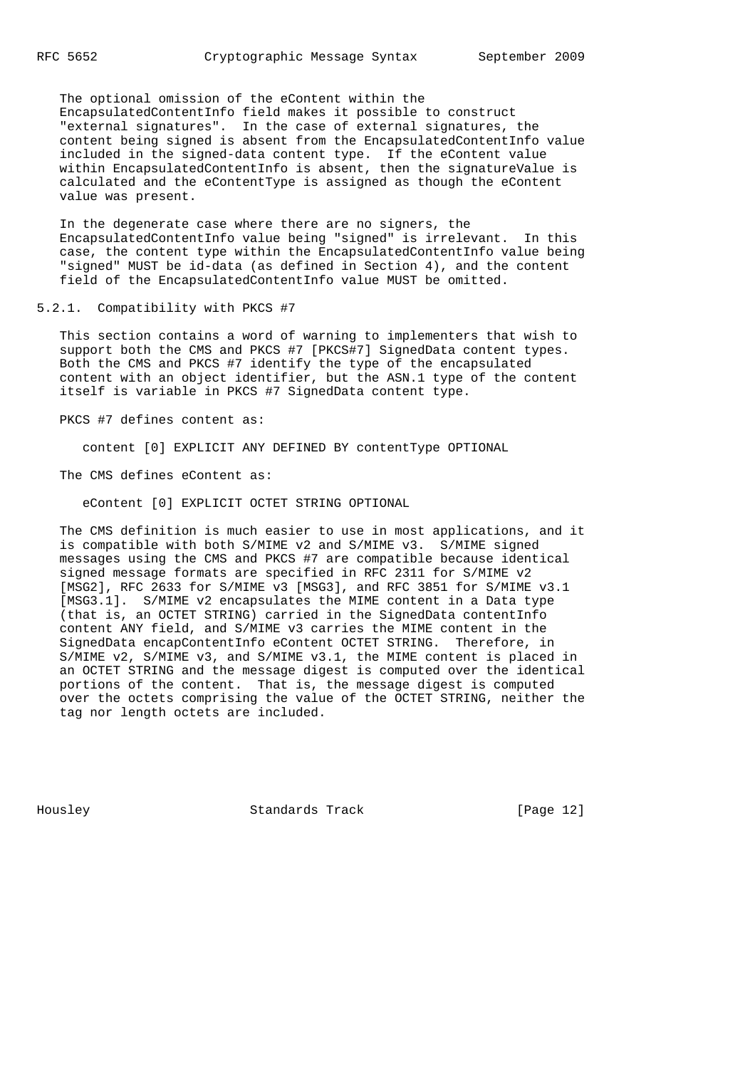The optional omission of the eContent within the EncapsulatedContentInfo field makes it possible to construct "external signatures". In the case of external signatures, the content being signed is absent from the EncapsulatedContentInfo value included in the signed-data content type. If the eContent value within EncapsulatedContentInfo is absent, then the signatureValue is calculated and the eContentType is assigned as though the eContent value was present.

In the degenerate case where there are no signers, the EncapsulatedContentInfo value being "signed" is irrelevant. In this case, the content type within the EncapsulatedContentInfo value being "signed" MUST be id-data (as defined in Section 4), and the content field of the EncapsulatedContentInfo value MUST be omitted.

### 5.2.1. Compatibility with PKCS #7

This section contains a word of warning to implementers that wish to support both the CMS and PKCS #7 [PKCS#7] SignedData content types. Both the CMS and PKCS #7 identify the type of the encapsulated content with an object identifier, but the ASN.1 type of the content itself is variable in PKCS #7 SignedData content type.

PKCS #7 defines content as:

```
content [0] EXPLICIT ANY DEFINED BY contentType OPTIONAL
```

The CMS defines eContent as:

```
eContent [0] EXPLICIT OCTET STRING OPTIONAL
```

The CMS definition is much easier to use in most applications, and it is compatible with both S/MIME v2 and S/MIME v3. S/MIME signed messages using the CMS and PKCS #7 are compatible because identical signed message formats are specified in RFC 2311 for S/MIME v2 [MSG2], RFC 2633 for S/MIME v3 [MSG3], and RFC 3851 for S/MIME v3.1 [MSG3.1]. S/MIME v2 encapsulates the MIME content in a Data type (that is, an OCTET STRING) carried in the SignedData contentInfo content ANY field, and S/MIME v3 carries the MIME content in the SignedData encapContentInfo eContent OCTET STRING. Therefore, in S/MIME v2, S/MIME v3, and S/MIME v3.1, the MIME content is placed in an OCTET STRING and the message digest is computed over the identical portions of the content. That is, the message digest is computed over the octets comprising the value of the OCTET STRING, neither the tag nor length octets are included.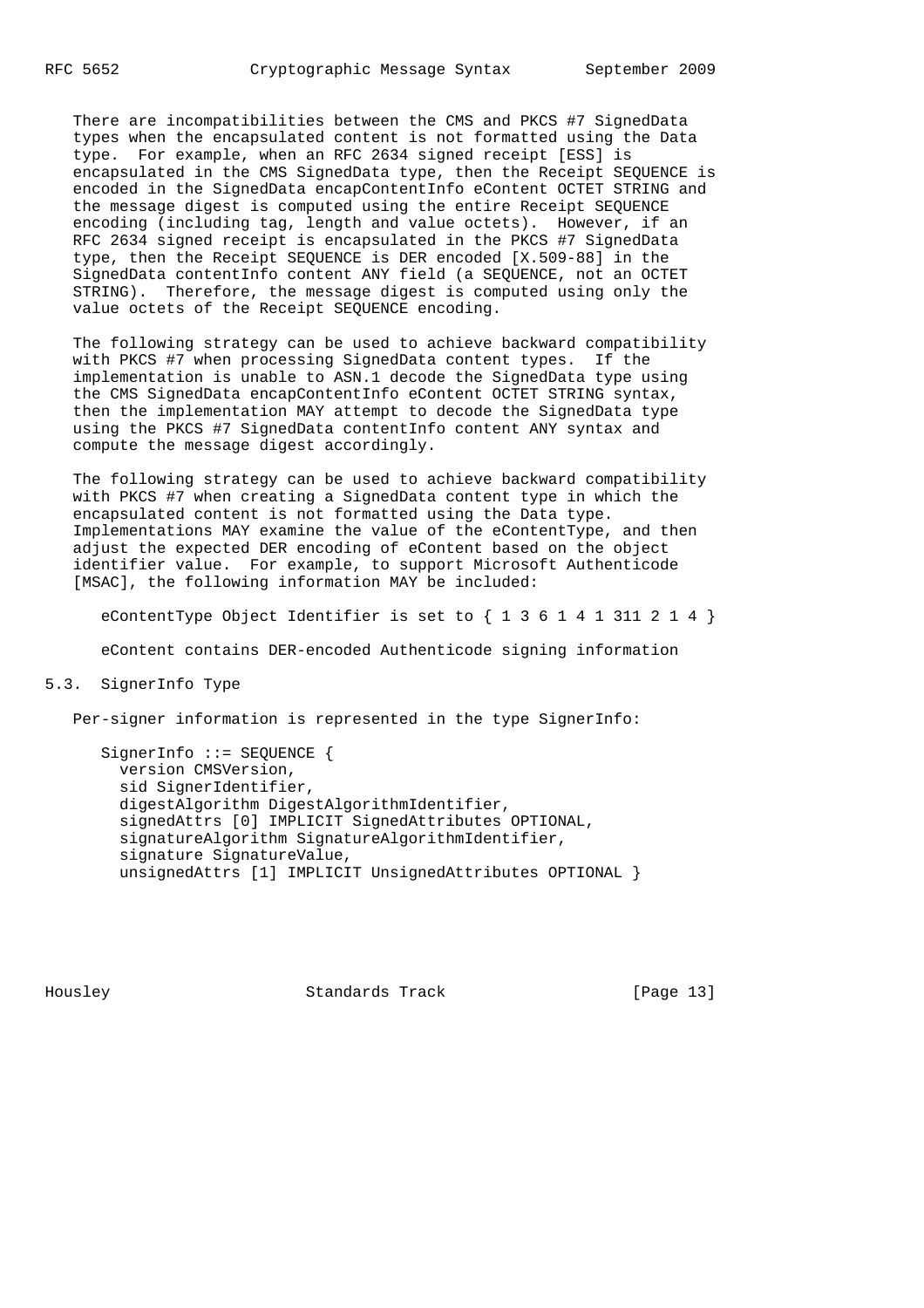There are incompatibilities between the CMS and PKCS #7 SignedData types when the encapsulated content is not formatted using the Data type. For example, when an RFC 2634 signed receipt [ESS] is encapsulated in the CMS SignedData type, then the Receipt SEQUENCE is encoded in the SignedData encapContentInfo eContent OCTET STRING and the message digest is computed using the entire Receipt SEQUENCE encoding (including tag, length and value octets). However, if an RFC 2634 signed receipt is encapsulated in the PKCS #7 SignedData type, then the Receipt SEQUENCE is DER encoded [X.509-88] in the SignedData contentInfo content ANY field (a SEQUENCE, not an OCTET STRING). Therefore, the message digest is computed using only the value octets of the Receipt SEQUENCE encoding.

The following strategy can be used to achieve backward compatibility with PKCS #7 when processing SignedData content types. If the implementation is unable to ASN.1 decode the SignedData type using the CMS SignedData encapContentInfo eContent OCTET STRING syntax, then the implementation MAY attempt to decode the SignedData type using the PKCS #7 SignedData contentInfo content ANY syntax and compute the message digest accordingly.

The following strategy can be used to achieve backward compatibility with PKCS #7 when creating a SignedData content type in which the encapsulated content is not formatted using the Data type. Implementations MAY examine the value of the eContentType, and then adjust the expected DER encoding of eContent based on the object identifier value. For example, to support Microsoft Authenticode [MSAC], the following information MAY be included:

    eContentType Object Identifier is set to { 1 3 6 1 4 1 311 2 1 4 }

    eContent contains DER-encoded Authenticode signing information

## 5.3. SignerInfo Type

Per-signer information is represented in the type SignerInfo:

```
SignerInfo ::= SEQUENCE {
  version CMSVersion,
  sid SignerIdentifier,
  digestAlgorithm DigestAlgorithmIdentifier,
  signedAttrs [0] IMPLICIT SignedAttributes OPTIONAL,
  signatureAlgorithm SignatureAlgorithmIdentifier,
  signature SignatureValue,
  unsignedAttrs [1] IMPLICIT UnsignedAttributes OPTIONAL }
```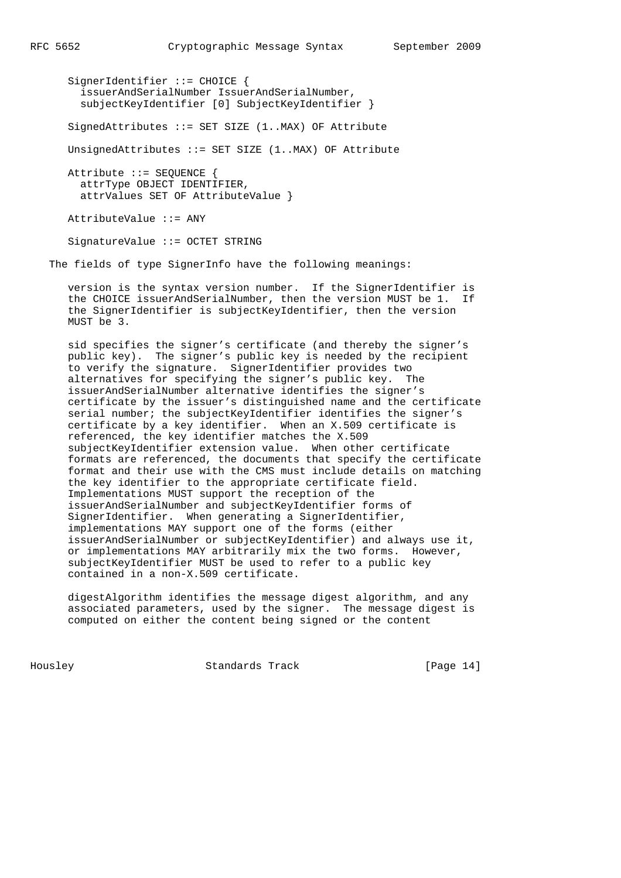```
SignerIdentifier ::= CHOICE {
  issuerAndSerialNumber IssuerAndSerialNumber,
  subjectKeyIdentifier [0] SubjectKeyIdentifier }

SignedAttributes ::= SET SIZE (1..MAX) OF Attribute

UnsignedAttributes ::= SET SIZE (1..MAX) OF Attribute

Attribute ::= SEQUENCE {
  attrType OBJECT IDENTIFIER,
  attrValues SET OF AttributeValue }

AttributeValue ::= ANY

SignatureValue ::= OCTET STRING
```

The fields of type SignerInfo have the following meanings:

version is the syntax version number. If the SignerIdentifier is the CHOICE issuerAndSerialNumber, then the version MUST be 1. If the SignerIdentifier is subjectKeyIdentifier, then the version MUST be 3.

sid specifies the signer's certificate (and thereby the signer's public key). The signer's public key is needed by the recipient to verify the signature. SignerIdentifier provides two alternatives for specifying the signer's public key. The issuerAndSerialNumber alternative identifies the signer's certificate by the issuer's distinguished name and the certificate serial number; the subjectKeyIdentifier identifies the signer's certificate by a key identifier. When an X.509 certificate is referenced, the key identifier matches the X.509 subjectKeyIdentifier extension value. When other certificate formats are referenced, the documents that specify the certificate format and their use with the CMS must include details on matching the key identifier to the appropriate certificate field. Implementations MUST support the reception of the issuerAndSerialNumber and subjectKeyIdentifier forms of SignerIdentifier. When generating a SignerIdentifier, implementations MAY support one of the forms (either issuerAndSerialNumber or subjectKeyIdentifier) and always use it, or implementations MAY arbitrarily mix the two forms. However, subjectKeyIdentifier MUST be used to refer to a public key contained in a non-X.509 certificate.

digestAlgorithm identifies the message digest algorithm, and any associated parameters, used by the signer. The message digest is computed on either the content being signed or the content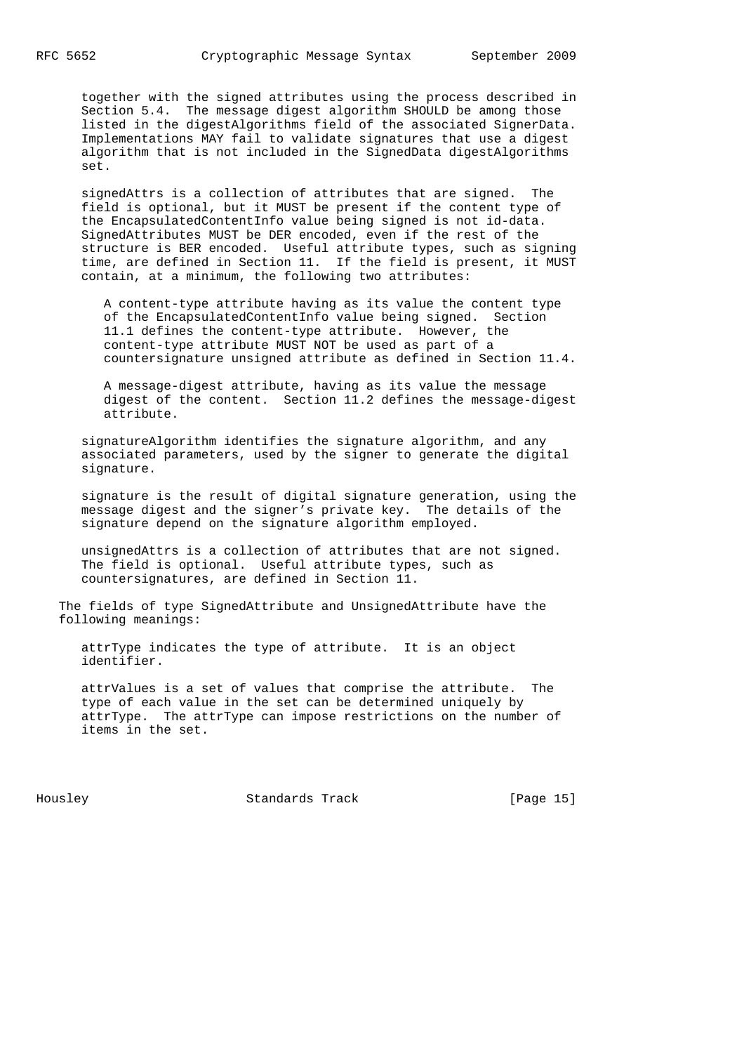together with the signed attributes using the process described in Section 5.4. The message digest algorithm SHOULD be among those listed in the digestAlgorithms field of the associated SignerData. Implementations MAY fail to validate signatures that use a digest algorithm that is not included in the SignedData digestAlgorithms set.

signedAttrs is a collection of attributes that are signed. The field is optional, but it MUST be present if the content type of the EncapsulatedContentInfo value being signed is not id-data. SignedAttributes MUST be DER encoded, even if the rest of the structure is BER encoded. Useful attribute types, such as signing time, are defined in Section 11. If the field is present, it MUST contain, at a minimum, the following two attributes:

> A content-type attribute having as its value the content type of the EncapsulatedContentInfo value being signed. Section 11.1 defines the content-type attribute. However, the content-type attribute MUST NOT be used as part of a countersignature unsigned attribute as defined in Section 11.4.
>
> A message-digest attribute, having as its value the message digest of the content. Section 11.2 defines the message-digest attribute.

signatureAlgorithm identifies the signature algorithm, and any associated parameters, used by the signer to generate the digital signature.

signature is the result of digital signature generation, using the message digest and the signer's private key. The details of the signature depend on the signature algorithm employed.

unsignedAttrs is a collection of attributes that are not signed. The field is optional. Useful attribute types, such as countersignatures, are defined in Section 11.

The fields of type SignedAttribute and UnsignedAttribute have the following meanings:

attrType indicates the type of attribute. It is an object identifier.

attrValues is a set of values that comprise the attribute. The type of each value in the set can be determined uniquely by attrType. The attrType can impose restrictions on the number of items in the set.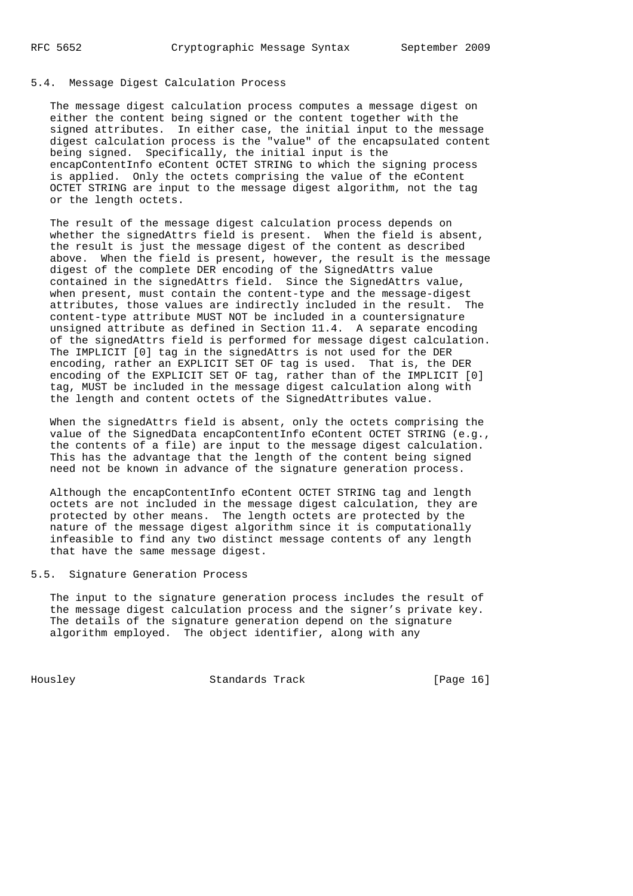### 5.4. Message Digest Calculation Process

The message digest calculation process computes a message digest on either the content being signed or the content together with the signed attributes. In either case, the initial input to the message digest calculation process is the "value" of the encapsulated content being signed. Specifically, the initial input is the encapContentInfo eContent OCTET STRING to which the signing process is applied. Only the octets comprising the value of the eContent OCTET STRING are input to the message digest algorithm, not the tag or the length octets.

The result of the message digest calculation process depends on whether the signedAttrs field is present. When the field is absent, the result is just the message digest of the content as described above. When the field is present, however, the result is the message digest of the complete DER encoding of the SignedAttrs value contained in the signedAttrs field. Since the SignedAttrs value, when present, must contain the content-type and the message-digest attributes, those values are indirectly included in the result. The content-type attribute MUST NOT be included in a countersignature unsigned attribute as defined in Section 11.4. A separate encoding of the signedAttrs field is performed for message digest calculation. The IMPLICIT [0] tag in the signedAttrs is not used for the DER encoding, rather an EXPLICIT SET OF tag is used. That is, the DER encoding of the EXPLICIT SET OF tag, rather than of the IMPLICIT [0] tag, MUST be included in the message digest calculation along with the length and content octets of the SignedAttributes value.

When the signedAttrs field is absent, only the octets comprising the value of the SignedData encapContentInfo eContent OCTET STRING (e.g., the contents of a file) are input to the message digest calculation. This has the advantage that the length of the content being signed need not be known in advance of the signature generation process.

Although the encapContentInfo eContent OCTET STRING tag and length octets are not included in the message digest calculation, they are protected by other means. The length octets are protected by the nature of the message digest algorithm since it is computationally infeasible to find any two distinct message contents of any length that have the same message digest.

### 5.5. Signature Generation Process

The input to the signature generation process includes the result of the message digest calculation process and the signer's private key. The details of the signature generation depend on the signature algorithm employed. The object identifier, along with any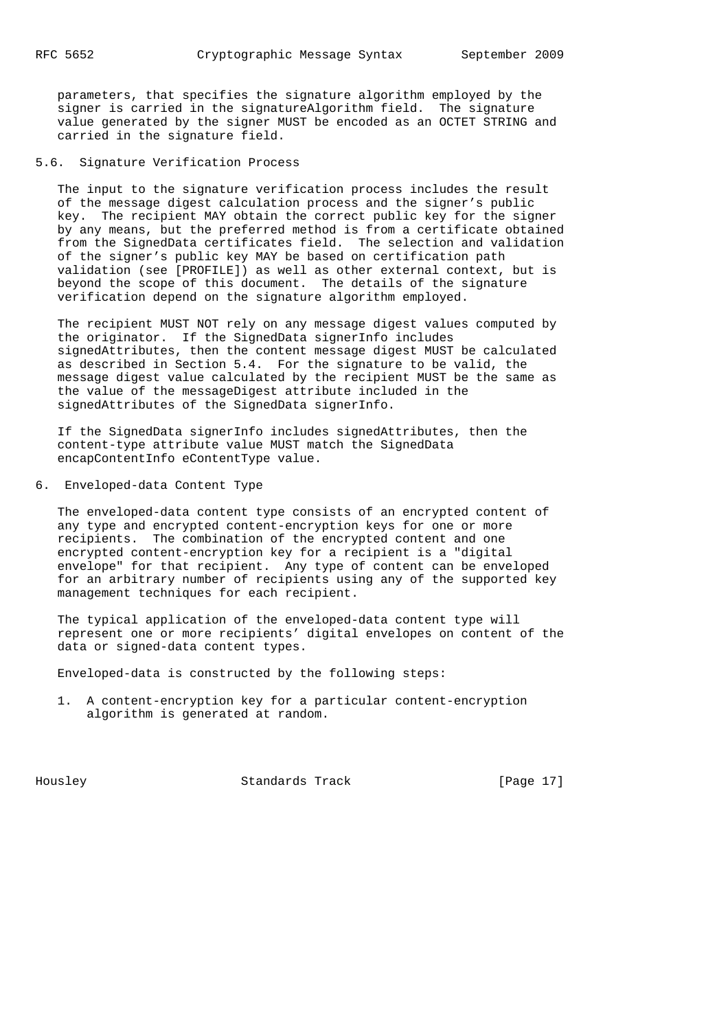parameters, that specifies the signature algorithm employed by the signer is carried in the signatureAlgorithm field. The signature value generated by the signer MUST be encoded as an OCTET STRING and carried in the signature field.

## 5.6. Signature Verification Process

The input to the signature verification process includes the result of the message digest calculation process and the signer's public key. The recipient MAY obtain the correct public key for the signer by any means, but the preferred method is from a certificate obtained from the SignedData certificates field. The selection and validation of the signer's public key MAY be based on certification path validation (see [PROFILE]) as well as other external context, but is beyond the scope of this document. The details of the signature verification depend on the signature algorithm employed.

The recipient MUST NOT rely on any message digest values computed by the originator. If the SignedData signerInfo includes signedAttributes, then the content message digest MUST be calculated as described in Section 5.4. For the signature to be valid, the message digest value calculated by the recipient MUST be the same as the value of the messageDigest attribute included in the signedAttributes of the SignedData signerInfo.

If the SignedData signerInfo includes signedAttributes, then the content-type attribute value MUST match the SignedData encapContentInfo eContentType value.

# 6. Enveloped-data Content Type

The enveloped-data content type consists of an encrypted content of any type and encrypted content-encryption keys for one or more recipients. The combination of the encrypted content and one encrypted content-encryption key for a recipient is a "digital envelope" for that recipient. Any type of content can be enveloped for an arbitrary number of recipients using any of the supported key management techniques for each recipient.

The typical application of the enveloped-data content type will represent one or more recipients' digital envelopes on content of the data or signed-data content types.

Enveloped-data is constructed by the following steps:

1. A content-encryption key for a particular content-encryption algorithm is generated at random.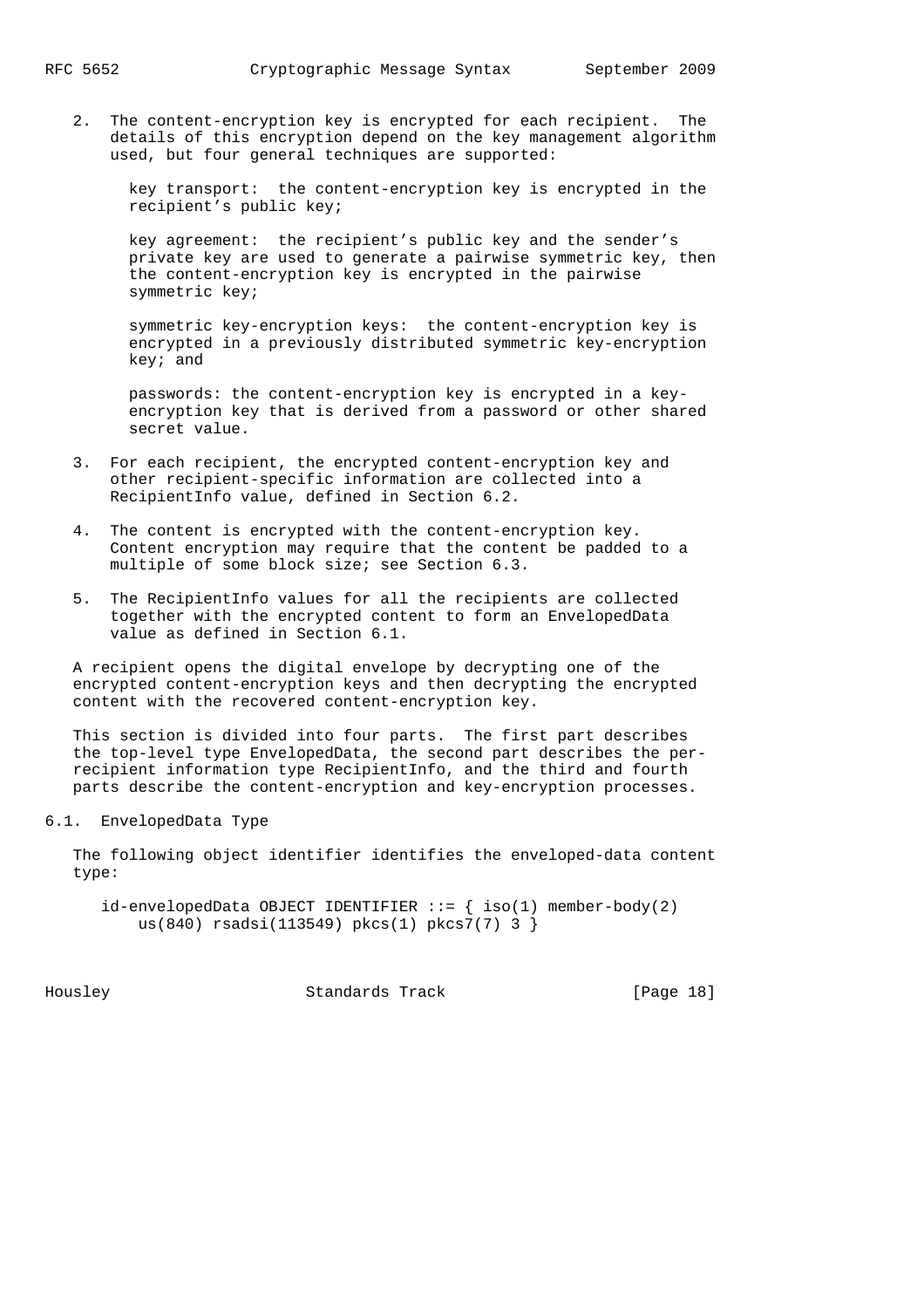2. The content-encryption key is encrypted for each recipient. The details of this encryption depend on the key management algorithm used, but four general techniques are supported:

   key transport: the content-encryption key is encrypted in the recipient's public key;

   key agreement: the recipient's public key and the sender's private key are used to generate a pairwise symmetric key, then the content-encryption key is encrypted in the pairwise symmetric key;

   symmetric key-encryption keys: the content-encryption key is encrypted in a previously distributed symmetric key-encryption key; and

   passwords: the content-encryption key is encrypted in a key-encryption key that is derived from a password or other shared secret value.

3. For each recipient, the encrypted content-encryption key and other recipient-specific information are collected into a RecipientInfo value, defined in Section 6.2.

4. The content is encrypted with the content-encryption key. Content encryption may require that the content be padded to a multiple of some block size; see Section 6.3.

5. The RecipientInfo values for all the recipients are collected together with the encrypted content to form an EnvelopedData value as defined in Section 6.1.

A recipient opens the digital envelope by decrypting one of the encrypted content-encryption keys and then decrypting the encrypted content with the recovered content-encryption key.

This section is divided into four parts. The first part describes the top-level type EnvelopedData, the second part describes the per-recipient information type RecipientInfo, and the third and fourth parts describe the content-encryption and key-encryption processes.

## 6.1. EnvelopedData Type

The following object identifier identifies the enveloped-data content type:

```
id-envelopedData OBJECT IDENTIFIER ::= { iso(1) member-body(2)
    us(840) rsadsi(113549) pkcs(1) pkcs7(7) 3 }
```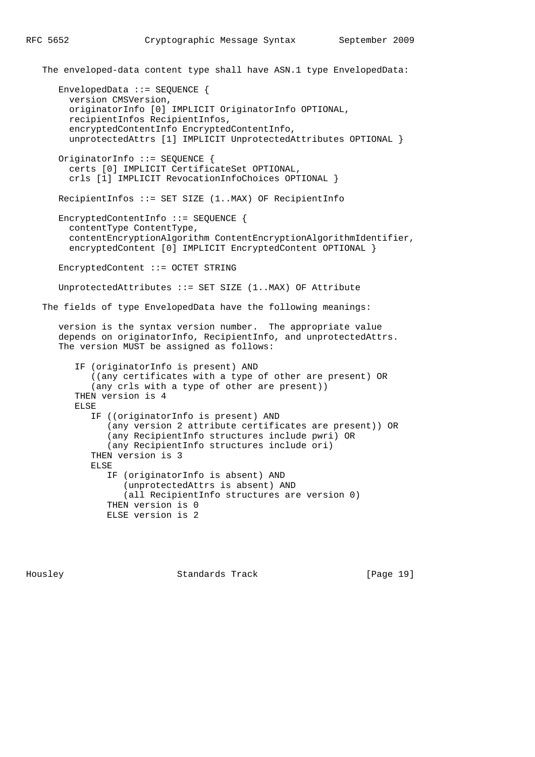The enveloped-data content type shall have ASN.1 type EnvelopedData:

```
EnvelopedData ::= SEQUENCE {
  version CMSVersion,
  originatorInfo [0] IMPLICIT OriginatorInfo OPTIONAL,
  recipientInfos RecipientInfos,
  encryptedContentInfo EncryptedContentInfo,
  unprotectedAttrs [1] IMPLICIT UnprotectedAttributes OPTIONAL }

OriginatorInfo ::= SEQUENCE {
  certs [0] IMPLICIT CertificateSet OPTIONAL,
  crls [1] IMPLICIT RevocationInfoChoices OPTIONAL }

RecipientInfos ::= SET SIZE (1..MAX) OF RecipientInfo

EncryptedContentInfo ::= SEQUENCE {
  contentType ContentType,
  contentEncryptionAlgorithm ContentEncryptionAlgorithmIdentifier,
  encryptedContent [0] IMPLICIT EncryptedContent OPTIONAL }

EncryptedContent ::= OCTET STRING

UnprotectedAttributes ::= SET SIZE (1..MAX) OF Attribute
```

The fields of type EnvelopedData have the following meanings:

version is the syntax version number. The appropriate value depends on originatorInfo, RecipientInfo, and unprotectedAttrs. The version MUST be assigned as follows:

```
IF (originatorInfo is present) AND
   ((any certificates with a type of other are present) OR
   (any crls with a type of other are present))
THEN version is 4
ELSE
   IF ((originatorInfo is present) AND
      (any version 2 attribute certificates are present)) OR
      (any RecipientInfo structures include pwri) OR
      (any RecipientInfo structures include ori)
   THEN version is 3
   ELSE
      IF (originatorInfo is absent) AND
         (unprotectedAttrs is absent) AND
         (all RecipientInfo structures are version 0)
      THEN version is 0
      ELSE version is 2
```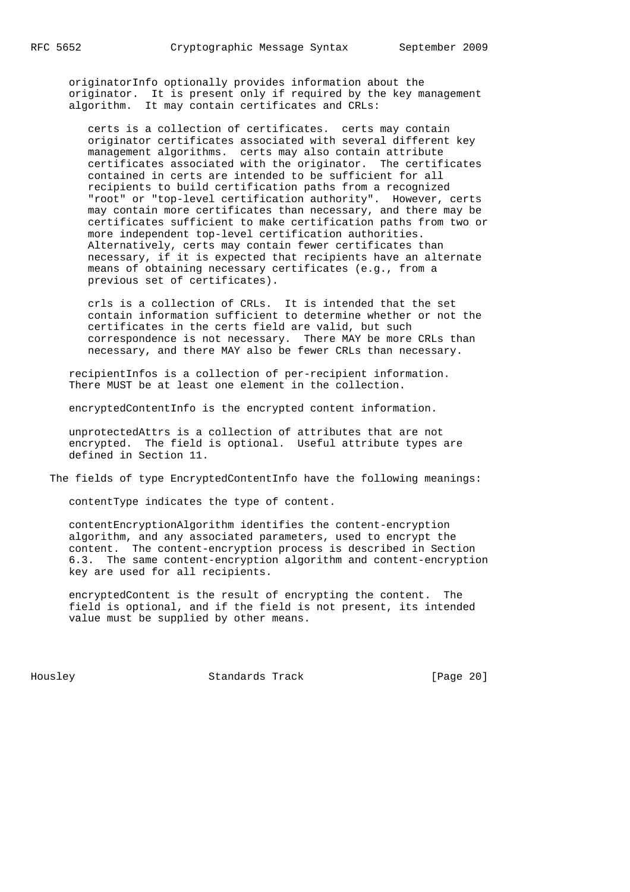originatorInfo optionally provides information about the originator. It is present only if required by the key management algorithm. It may contain certificates and CRLs:

certs is a collection of certificates. certs may contain originator certificates associated with several different key management algorithms. certs may also contain attribute certificates associated with the originator. The certificates contained in certs are intended to be sufficient for all recipients to build certification paths from a recognized "root" or "top-level certification authority". However, certs may contain more certificates than necessary, and there may be certificates sufficient to make certification paths from two or more independent top-level certification authorities. Alternatively, certs may contain fewer certificates than necessary, if it is expected that recipients have an alternate means of obtaining necessary certificates (e.g., from a previous set of certificates).

crls is a collection of CRLs. It is intended that the set contain information sufficient to determine whether or not the certificates in the certs field are valid, but such correspondence is not necessary. There MAY be more CRLs than necessary, and there MAY also be fewer CRLs than necessary.

recipientInfos is a collection of per-recipient information. There MUST be at least one element in the collection.

encryptedContentInfo is the encrypted content information.

unprotectedAttrs is a collection of attributes that are not encrypted. The field is optional. Useful attribute types are defined in Section 11.

The fields of type EncryptedContentInfo have the following meanings:

contentType indicates the type of content.

contentEncryptionAlgorithm identifies the content-encryption algorithm, and any associated parameters, used to encrypt the content. The content-encryption process is described in Section 6.3. The same content-encryption algorithm and content-encryption key are used for all recipients.

encryptedContent is the result of encrypting the content. The field is optional, and if the field is not present, its intended value must be supplied by other means.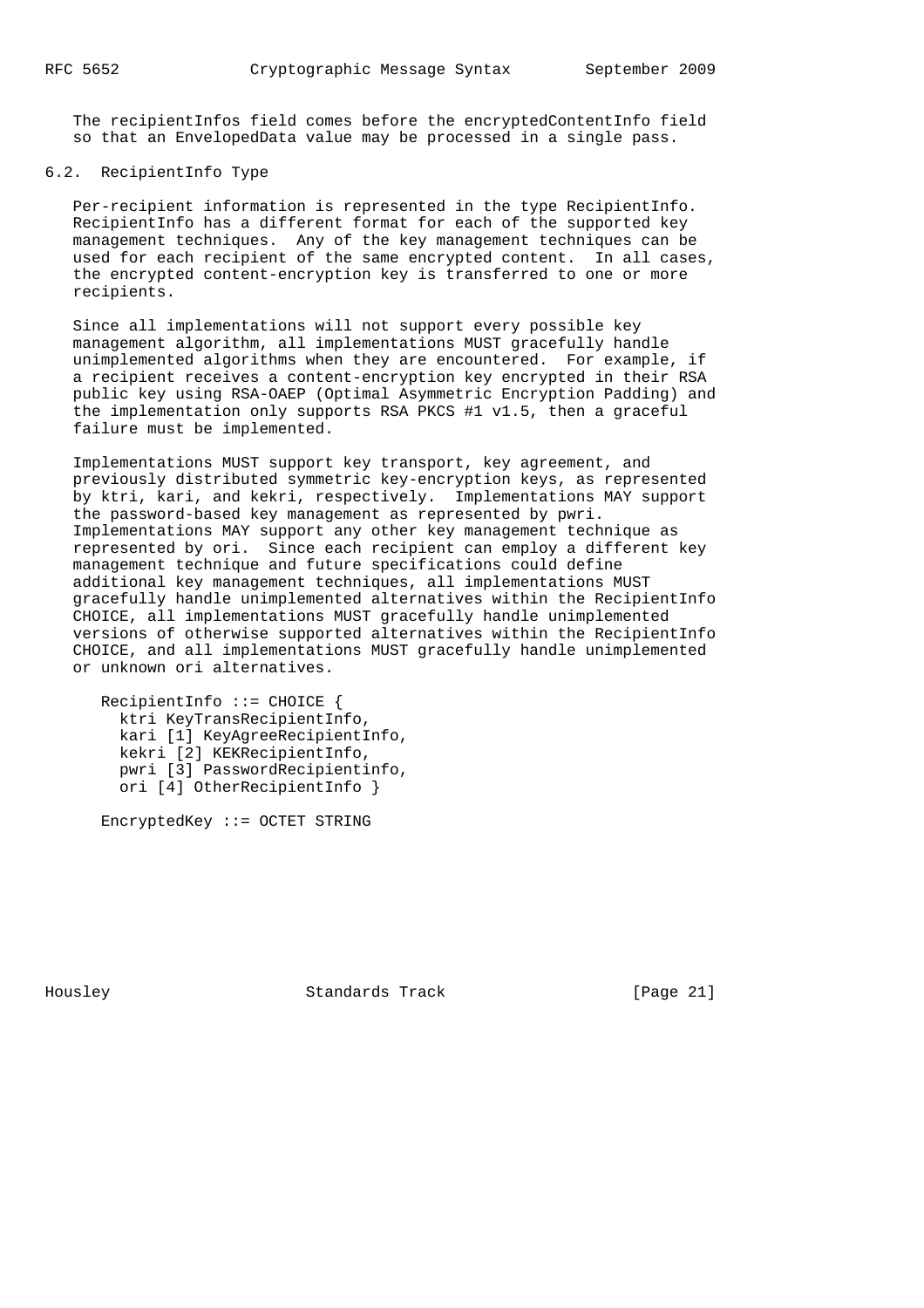The recipientInfos field comes before the encryptedContentInfo field so that an EnvelopedData value may be processed in a single pass.

### 6.2. RecipientInfo Type

Per-recipient information is represented in the type RecipientInfo. RecipientInfo has a different format for each of the supported key management techniques. Any of the key management techniques can be used for each recipient of the same encrypted content. In all cases, the encrypted content-encryption key is transferred to one or more recipients.

Since all implementations will not support every possible key management algorithm, all implementations MUST gracefully handle unimplemented algorithms when they are encountered. For example, if a recipient receives a content-encryption key encrypted in their RSA public key using RSA-OAEP (Optimal Asymmetric Encryption Padding) and the implementation only supports RSA PKCS #1 v1.5, then a graceful failure must be implemented.

Implementations MUST support key transport, key agreement, and previously distributed symmetric key-encryption keys, as represented by ktri, kari, and kekri, respectively. Implementations MAY support the password-based key management as represented by pwri. Implementations MAY support any other key management technique as represented by ori. Since each recipient can employ a different key management technique and future specifications could define additional key management techniques, all implementations MUST gracefully handle unimplemented alternatives within the RecipientInfo CHOICE, all implementations MUST gracefully handle unimplemented versions of otherwise supported alternatives within the RecipientInfo CHOICE, and all implementations MUST gracefully handle unimplemented or unknown ori alternatives.

```
RecipientInfo ::= CHOICE {
  ktri KeyTransRecipientInfo,
  kari [1] KeyAgreeRecipientInfo,
  kekri [2] KEKRecipientInfo,
  pwri [3] PasswordRecipientinfo,
  ori [4] OtherRecipientInfo }

EncryptedKey ::= OCTET STRING
```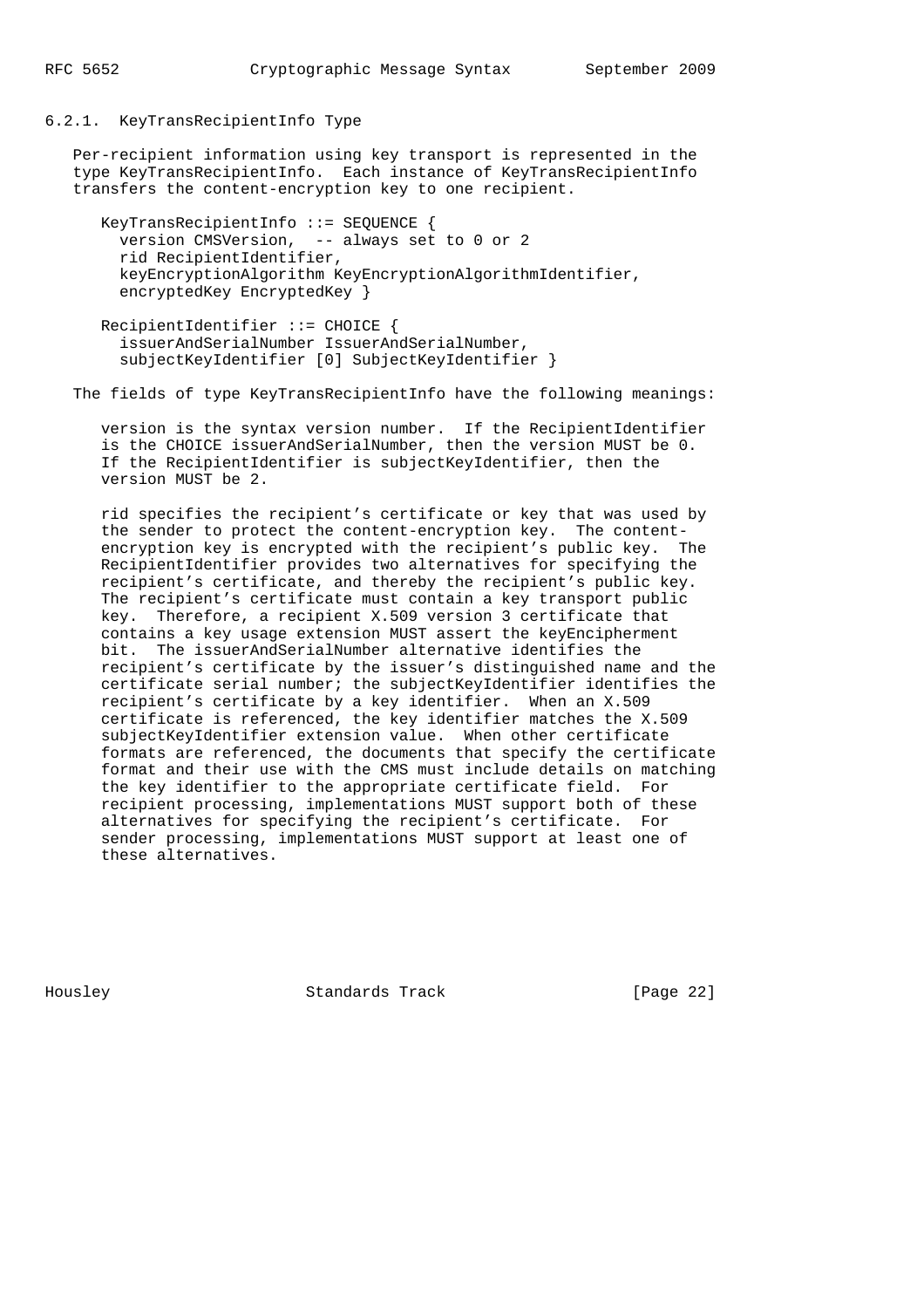### 6.2.1. KeyTransRecipientInfo Type

Per-recipient information using key transport is represented in the type KeyTransRecipientInfo. Each instance of KeyTransRecipientInfo transfers the content-encryption key to one recipient.

```
KeyTransRecipientInfo ::= SEQUENCE {
  version CMSVersion,  -- always set to 0 or 2
  rid RecipientIdentifier,
  keyEncryptionAlgorithm KeyEncryptionAlgorithmIdentifier,
  encryptedKey EncryptedKey }

RecipientIdentifier ::= CHOICE {
  issuerAndSerialNumber IssuerAndSerialNumber,
  subjectKeyIdentifier [0] SubjectKeyIdentifier }
```

The fields of type KeyTransRecipientInfo have the following meanings:

version is the syntax version number. If the RecipientIdentifier is the CHOICE issuerAndSerialNumber, then the version MUST be 0. If the RecipientIdentifier is subjectKeyIdentifier, then the version MUST be 2.

rid specifies the recipient's certificate or key that was used by the sender to protect the content-encryption key. The content-encryption key is encrypted with the recipient's public key. The RecipientIdentifier provides two alternatives for specifying the recipient's certificate, and thereby the recipient's public key. The recipient's certificate must contain a key transport public key. Therefore, a recipient X.509 version 3 certificate that contains a key usage extension MUST assert the keyEncipherment bit. The issuerAndSerialNumber alternative identifies the recipient's certificate by the issuer's distinguished name and the certificate serial number; the subjectKeyIdentifier identifies the recipient's certificate by a key identifier. When an X.509 certificate is referenced, the key identifier matches the X.509 subjectKeyIdentifier extension value. When other certificate formats are referenced, the documents that specify the certificate format and their use with the CMS must include details on matching the key identifier to the appropriate certificate field. For recipient processing, implementations MUST support both of these alternatives for specifying the recipient's certificate. For sender processing, implementations MUST support at least one of these alternatives.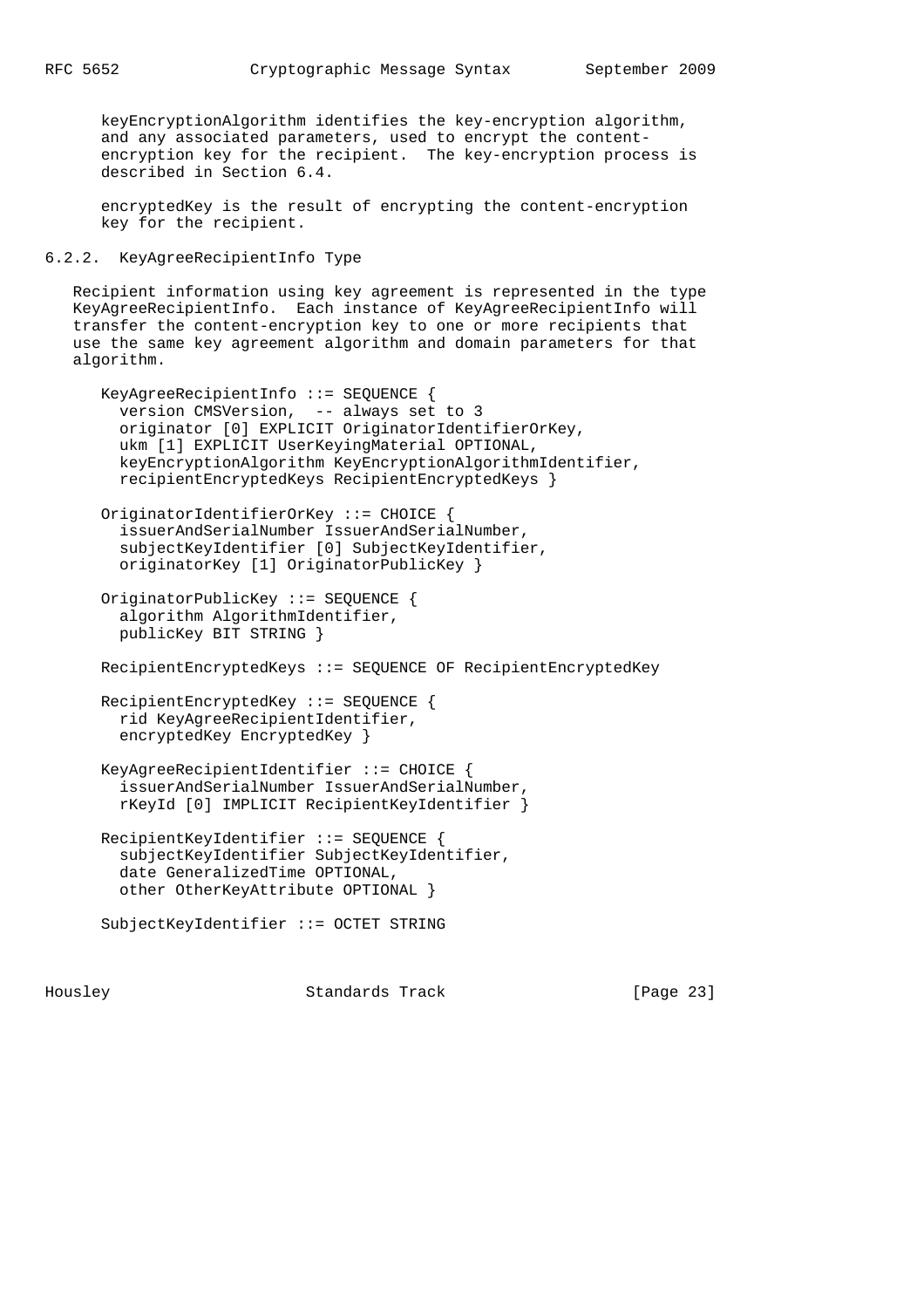keyEncryptionAlgorithm identifies the key-encryption algorithm, and any associated parameters, used to encrypt the content-encryption key for the recipient. The key-encryption process is described in Section 6.4.

encryptedKey is the result of encrypting the content-encryption key for the recipient.

### 6.2.2. KeyAgreeRecipientInfo Type

Recipient information using key agreement is represented in the type KeyAgreeRecipientInfo. Each instance of KeyAgreeRecipientInfo will transfer the content-encryption key to one or more recipients that use the same key agreement algorithm and domain parameters for that algorithm.

```
KeyAgreeRecipientInfo ::= SEQUENCE {
  version CMSVersion,  -- always set to 3
  originator [0] EXPLICIT OriginatorIdentifierOrKey,
  ukm [1] EXPLICIT UserKeyingMaterial OPTIONAL,
  keyEncryptionAlgorithm KeyEncryptionAlgorithmIdentifier,
  recipientEncryptedKeys RecipientEncryptedKeys }

OriginatorIdentifierOrKey ::= CHOICE {
  issuerAndSerialNumber IssuerAndSerialNumber,
  subjectKeyIdentifier [0] SubjectKeyIdentifier,
  originatorKey [1] OriginatorPublicKey }

OriginatorPublicKey ::= SEQUENCE {
  algorithm AlgorithmIdentifier,
  publicKey BIT STRING }

RecipientEncryptedKeys ::= SEQUENCE OF RecipientEncryptedKey

RecipientEncryptedKey ::= SEQUENCE {
  rid KeyAgreeRecipientIdentifier,
  encryptedKey EncryptedKey }

KeyAgreeRecipientIdentifier ::= CHOICE {
  issuerAndSerialNumber IssuerAndSerialNumber,
  rKeyId [0] IMPLICIT RecipientKeyIdentifier }

RecipientKeyIdentifier ::= SEQUENCE {
  subjectKeyIdentifier SubjectKeyIdentifier,
  date GeneralizedTime OPTIONAL,
  other OtherKeyAttribute OPTIONAL }

SubjectKeyIdentifier ::= OCTET STRING
```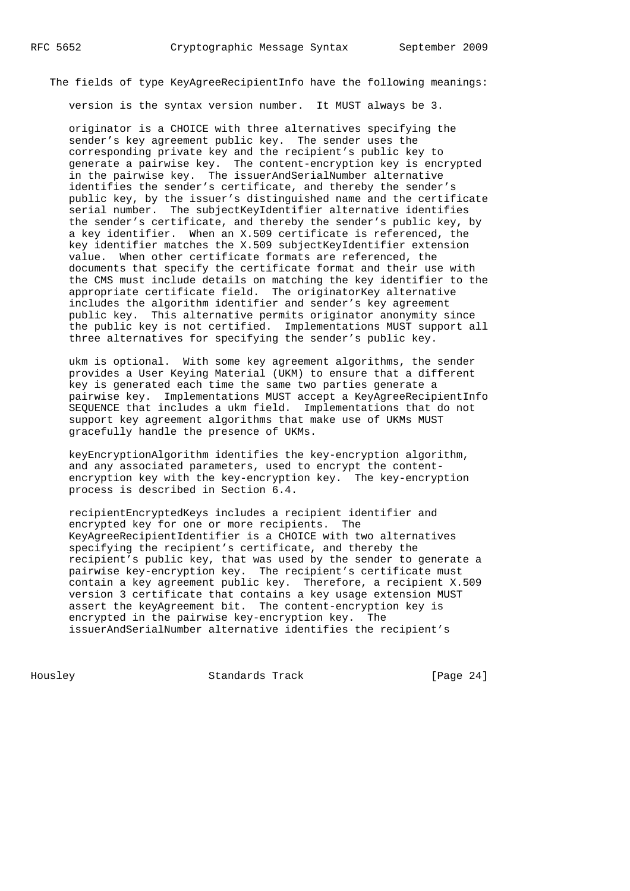The fields of type KeyAgreeRecipientInfo have the following meanings:

version is the syntax version number. It MUST always be 3.

originator is a CHOICE with three alternatives specifying the sender's key agreement public key. The sender uses the corresponding private key and the recipient's public key to generate a pairwise key. The content-encryption key is encrypted in the pairwise key. The issuerAndSerialNumber alternative identifies the sender's certificate, and thereby the sender's public key, by the issuer's distinguished name and the certificate serial number. The subjectKeyIdentifier alternative identifies the sender's certificate, and thereby the sender's public key, by a key identifier. When an X.509 certificate is referenced, the key identifier matches the X.509 subjectKeyIdentifier extension value. When other certificate formats are referenced, the documents that specify the certificate format and their use with the CMS must include details on matching the key identifier to the appropriate certificate field. The originatorKey alternative includes the algorithm identifier and sender's key agreement public key. This alternative permits originator anonymity since the public key is not certified. Implementations MUST support all three alternatives for specifying the sender's public key.

ukm is optional. With some key agreement algorithms, the sender provides a User Keying Material (UKM) to ensure that a different key is generated each time the same two parties generate a pairwise key. Implementations MUST accept a KeyAgreeRecipientInfo SEQUENCE that includes a ukm field. Implementations that do not support key agreement algorithms that make use of UKMs MUST gracefully handle the presence of UKMs.

keyEncryptionAlgorithm identifies the key-encryption algorithm, and any associated parameters, used to encrypt the content-encryption key with the key-encryption key. The key-encryption process is described in Section 6.4.

recipientEncryptedKeys includes a recipient identifier and encrypted key for one or more recipients. The KeyAgreeRecipientIdentifier is a CHOICE with two alternatives specifying the recipient's certificate, and thereby the recipient's public key, that was used by the sender to generate a pairwise key-encryption key. The recipient's certificate must contain a key agreement public key. Therefore, a recipient X.509 version 3 certificate that contains a key usage extension MUST assert the keyAgreement bit. The content-encryption key is encrypted in the pairwise key-encryption key. The issuerAndSerialNumber alternative identifies the recipient's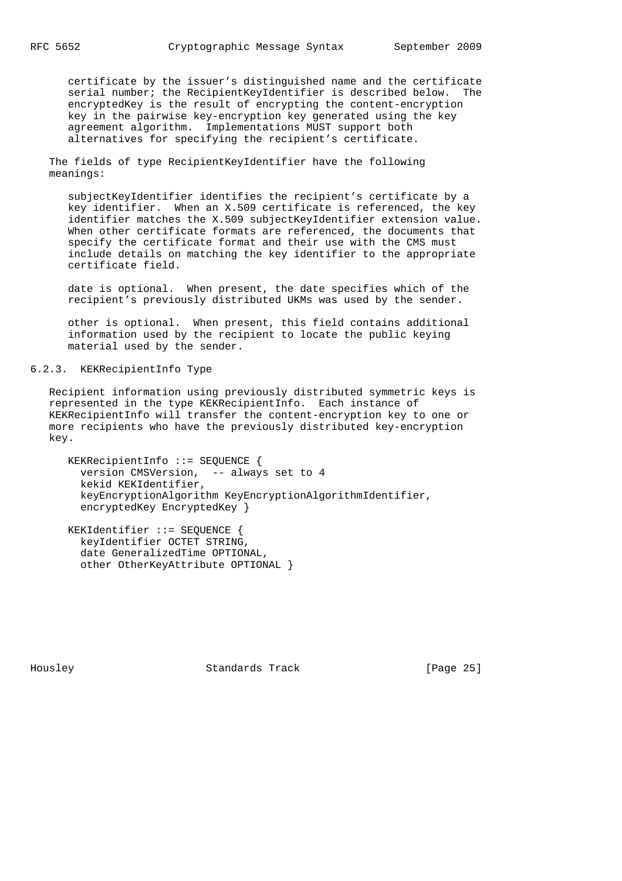certificate by the issuer's distinguished name and the certificate serial number; the RecipientKeyIdentifier is described below. The encryptedKey is the result of encrypting the content-encryption key in the pairwise key-encryption key generated using the key agreement algorithm. Implementations MUST support both alternatives for specifying the recipient's certificate.

The fields of type RecipientKeyIdentifier have the following meanings:

subjectKeyIdentifier identifies the recipient's certificate by a key identifier. When an X.509 certificate is referenced, the key identifier matches the X.509 subjectKeyIdentifier extension value. When other certificate formats are referenced, the documents that specify the certificate format and their use with the CMS must include details on matching the key identifier to the appropriate certificate field.

date is optional. When present, the date specifies which of the recipient's previously distributed UKMs was used by the sender.

other is optional. When present, this field contains additional information used by the recipient to locate the public keying material used by the sender.

### 6.2.3. KEKRecipientInfo Type

Recipient information using previously distributed symmetric keys is represented in the type KEKRecipientInfo. Each instance of KEKRecipientInfo will transfer the content-encryption key to one or more recipients who have the previously distributed key-encryption key.

```
KEKRecipientInfo ::= SEQUENCE {
  version CMSVersion,  -- always set to 4
  kekid KEKIdentifier,
  keyEncryptionAlgorithm KeyEncryptionAlgorithmIdentifier,
  encryptedKey EncryptedKey }

KEKIdentifier ::= SEQUENCE {
  keyIdentifier OCTET STRING,
  date GeneralizedTime OPTIONAL,
  other OtherKeyAttribute OPTIONAL }
```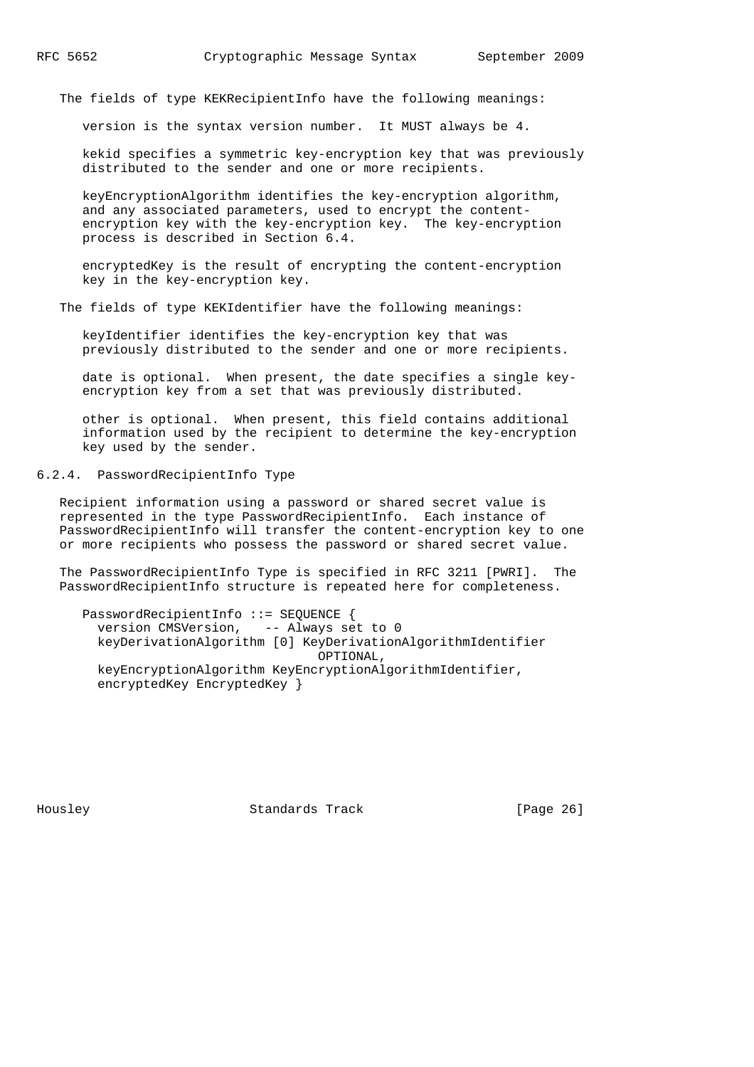The fields of type KEKRecipientInfo have the following meanings:

version is the syntax version number. It MUST always be 4.

kekid specifies a symmetric key-encryption key that was previously distributed to the sender and one or more recipients.

keyEncryptionAlgorithm identifies the key-encryption algorithm, and any associated parameters, used to encrypt the content-encryption key with the key-encryption key. The key-encryption process is described in Section 6.4.

encryptedKey is the result of encrypting the content-encryption key in the key-encryption key.

The fields of type KEKIdentifier have the following meanings:

keyIdentifier identifies the key-encryption key that was previously distributed to the sender and one or more recipients.

date is optional. When present, the date specifies a single key-encryption key from a set that was previously distributed.

other is optional. When present, this field contains additional information used by the recipient to determine the key-encryption key used by the sender.

### 6.2.4. PasswordRecipientInfo Type

Recipient information using a password or shared secret value is represented in the type PasswordRecipientInfo. Each instance of PasswordRecipientInfo will transfer the content-encryption key to one or more recipients who possess the password or shared secret value.

The PasswordRecipientInfo Type is specified in RFC 3211 [PWRI]. The PasswordRecipientInfo structure is repeated here for completeness.

```
PasswordRecipientInfo ::= SEQUENCE {
  version CMSVersion,   -- Always set to 0
  keyDerivationAlgorithm [0] KeyDerivationAlgorithmIdentifier
                              OPTIONAL,
  keyEncryptionAlgorithm KeyEncryptionAlgorithmIdentifier,
  encryptedKey EncryptedKey }
```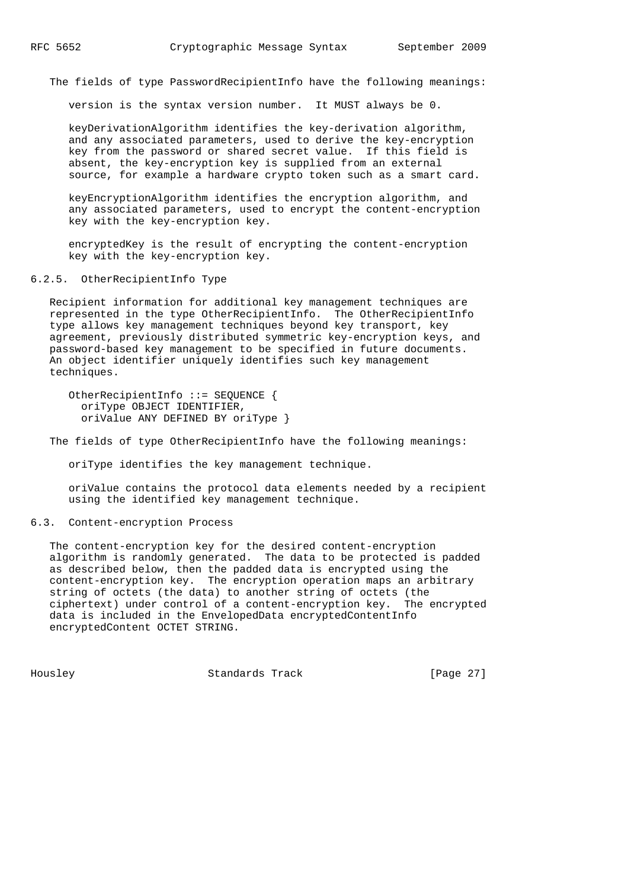The fields of type PasswordRecipientInfo have the following meanings:

version is the syntax version number. It MUST always be 0.

keyDerivationAlgorithm identifies the key-derivation algorithm, and any associated parameters, used to derive the key-encryption key from the password or shared secret value. If this field is absent, the key-encryption key is supplied from an external source, for example a hardware crypto token such as a smart card.

keyEncryptionAlgorithm identifies the encryption algorithm, and any associated parameters, used to encrypt the content-encryption key with the key-encryption key.

encryptedKey is the result of encrypting the content-encryption key with the key-encryption key.

### 6.2.5. OtherRecipientInfo Type

Recipient information for additional key management techniques are represented in the type OtherRecipientInfo. The OtherRecipientInfo type allows key management techniques beyond key transport, key agreement, previously distributed symmetric key-encryption keys, and password-based key management to be specified in future documents. An object identifier uniquely identifies such key management techniques.

```
OtherRecipientInfo ::= SEQUENCE {
  oriType OBJECT IDENTIFIER,
  oriValue ANY DEFINED BY oriType }
```

The fields of type OtherRecipientInfo have the following meanings:

oriType identifies the key management technique.

oriValue contains the protocol data elements needed by a recipient using the identified key management technique.

## 6.3. Content-encryption Process

The content-encryption key for the desired content-encryption algorithm is randomly generated. The data to be protected is padded as described below, then the padded data is encrypted using the content-encryption key. The encryption operation maps an arbitrary string of octets (the data) to another string of octets (the ciphertext) under control of a content-encryption key. The encrypted data is included in the EnvelopedData encryptedContentInfo encryptedContent OCTET STRING.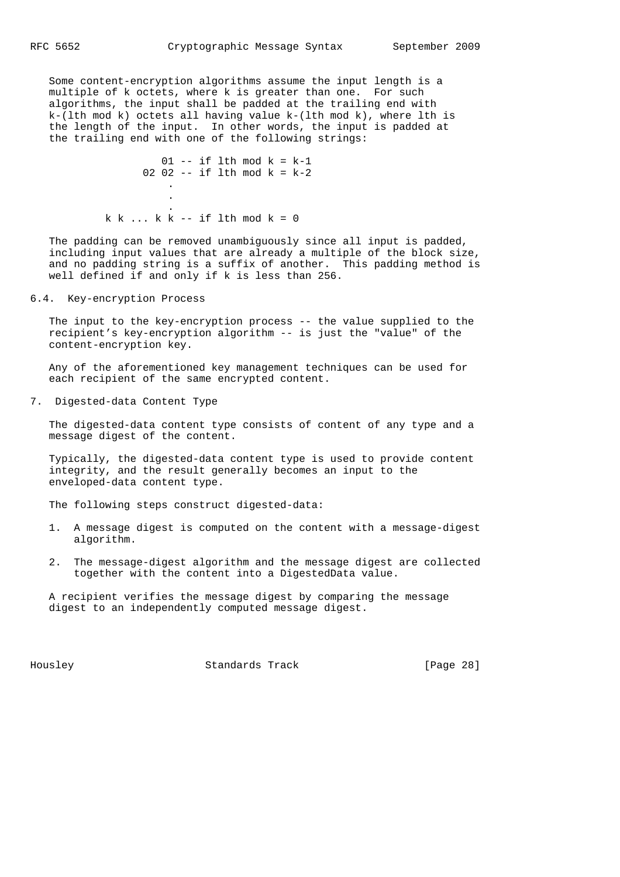Some content-encryption algorithms assume the input length is a multiple of k octets, where k is greater than one. For such algorithms, the input shall be padded at the trailing end with k-(lth mod k) octets all having value k-(lth mod k), where lth is the length of the input. In other words, the input is padded at the trailing end with one of the following strings:

```
                 01 -- if lth mod k = k-1
              02 02 -- if lth mod k = k-2
                  .
                  .
                  .
        k k ... k k -- if lth mod k = 0
```

The padding can be removed unambiguously since all input is padded, including input values that are already a multiple of the block size, and no padding string is a suffix of another. This padding method is well defined if and only if k is less than 256.

### 6.4. Key-encryption Process

The input to the key-encryption process -- the value supplied to the recipient's key-encryption algorithm -- is just the "value" of the content-encryption key.

Any of the aforementioned key management techniques can be used for each recipient of the same encrypted content.

## 7. Digested-data Content Type

The digested-data content type consists of content of any type and a message digest of the content.

Typically, the digested-data content type is used to provide content integrity, and the result generally becomes an input to the enveloped-data content type.

The following steps construct digested-data:

1. A message digest is computed on the content with a message-digest algorithm.

2. The message-digest algorithm and the message digest are collected together with the content into a DigestedData value.

A recipient verifies the message digest by comparing the message digest to an independently computed message digest.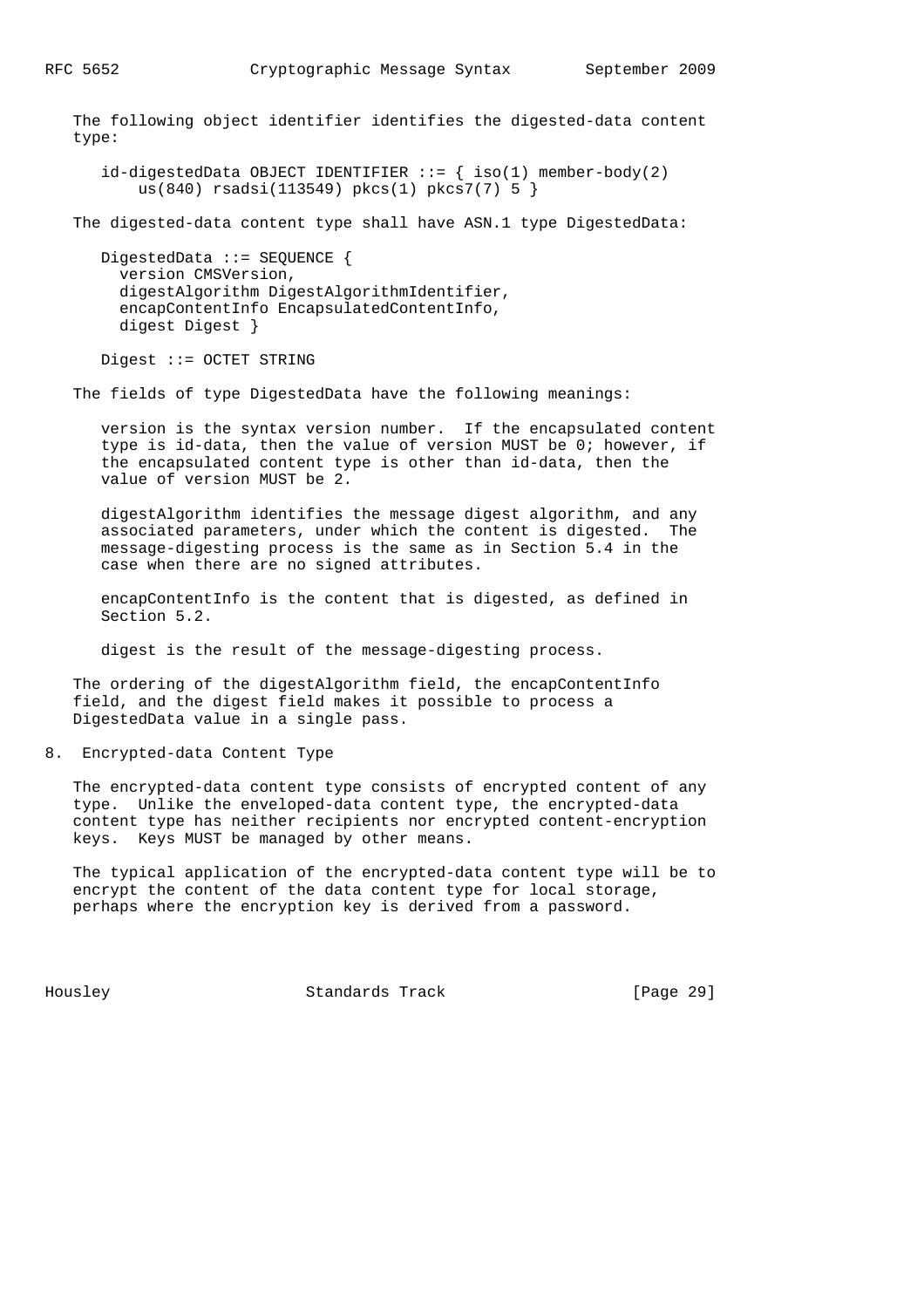The following object identifier identifies the digested-data content type:

```
id-digestedData OBJECT IDENTIFIER ::= { iso(1) member-body(2)
    us(840) rsadsi(113549) pkcs(1) pkcs7(7) 5 }
```

The digested-data content type shall have ASN.1 type DigestedData:

```
DigestedData ::= SEQUENCE {
  version CMSVersion,
  digestAlgorithm DigestAlgorithmIdentifier,
  encapContentInfo EncapsulatedContentInfo,
  digest Digest }

Digest ::= OCTET STRING
```

The fields of type DigestedData have the following meanings:

version is the syntax version number. If the encapsulated content type is id-data, then the value of version MUST be 0; however, if the encapsulated content type is other than id-data, then the value of version MUST be 2.

digestAlgorithm identifies the message digest algorithm, and any associated parameters, under which the content is digested. The message-digesting process is the same as in Section 5.4 in the case when there are no signed attributes.

encapContentInfo is the content that is digested, as defined in Section 5.2.

digest is the result of the message-digesting process.

The ordering of the digestAlgorithm field, the encapContentInfo field, and the digest field makes it possible to process a DigestedData value in a single pass.

## 8. Encrypted-data Content Type

The encrypted-data content type consists of encrypted content of any type. Unlike the enveloped-data content type, the encrypted-data content type has neither recipients nor encrypted content-encryption keys. Keys MUST be managed by other means.

The typical application of the encrypted-data content type will be to encrypt the content of the data content type for local storage, perhaps where the encryption key is derived from a password.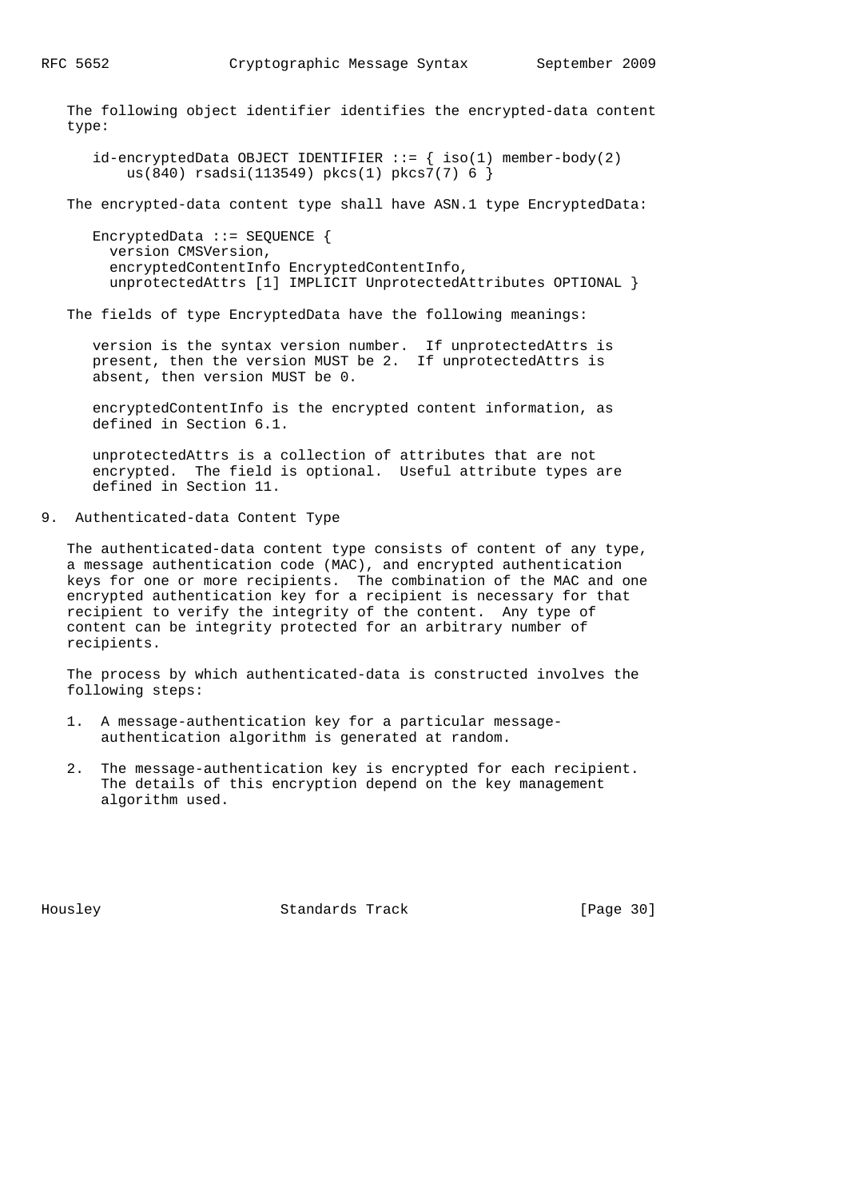The following object identifier identifies the encrypted-data content type:

```
id-encryptedData OBJECT IDENTIFIER ::= { iso(1) member-body(2)
    us(840) rsadsi(113549) pkcs(1) pkcs7(7) 6 }
```

The encrypted-data content type shall have ASN.1 type EncryptedData:

```
EncryptedData ::= SEQUENCE {
  version CMSVersion,
  encryptedContentInfo EncryptedContentInfo,
  unprotectedAttrs [1] IMPLICIT UnprotectedAttributes OPTIONAL }
```

The fields of type EncryptedData have the following meanings:

version is the syntax version number. If unprotectedAttrs is present, then the version MUST be 2. If unprotectedAttrs is absent, then version MUST be 0.

encryptedContentInfo is the encrypted content information, as defined in Section 6.1.

unprotectedAttrs is a collection of attributes that are not encrypted. The field is optional. Useful attribute types are defined in Section 11.

# 9. Authenticated-data Content Type

The authenticated-data content type consists of content of any type, a message authentication code (MAC), and encrypted authentication keys for one or more recipients. The combination of the MAC and one encrypted authentication key for a recipient is necessary for that recipient to verify the integrity of the content. Any type of content can be integrity protected for an arbitrary number of recipients.

The process by which authenticated-data is constructed involves the following steps:

1. A message-authentication key for a particular message-authentication algorithm is generated at random.

2. The message-authentication key is encrypted for each recipient. The details of this encryption depend on the key management algorithm used.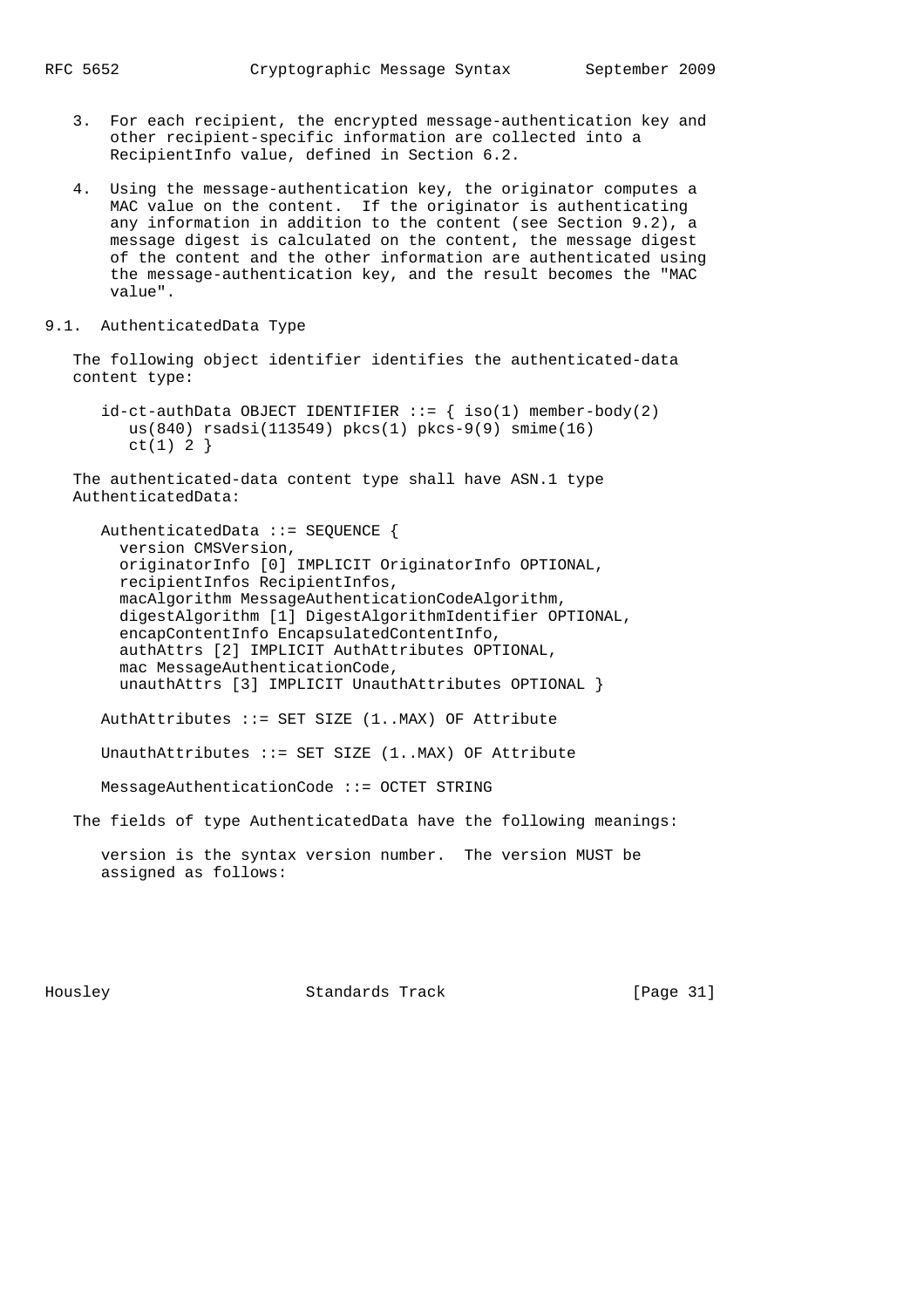3. For each recipient, the encrypted message-authentication key and other recipient-specific information are collected into a RecipientInfo value, defined in Section 6.2.

4. Using the message-authentication key, the originator computes a MAC value on the content. If the originator is authenticating any information in addition to the content (see Section 9.2), a message digest is calculated on the content, the message digest of the content and the other information are authenticated using the message-authentication key, and the result becomes the "MAC value".

## 9.1. AuthenticatedData Type

The following object identifier identifies the authenticated-data content type:

```
id-ct-authData OBJECT IDENTIFIER ::= { iso(1) member-body(2)
   us(840) rsadsi(113549) pkcs(1) pkcs-9(9) smime(16)
   ct(1) 2 }
```

The authenticated-data content type shall have ASN.1 type AuthenticatedData:

```
AuthenticatedData ::= SEQUENCE {
  version CMSVersion,
  originatorInfo [0] IMPLICIT OriginatorInfo OPTIONAL,
  recipientInfos RecipientInfos,
  macAlgorithm MessageAuthenticationCodeAlgorithm,
  digestAlgorithm [1] DigestAlgorithmIdentifier OPTIONAL,
  encapContentInfo EncapsulatedContentInfo,
  authAttrs [2] IMPLICIT AuthAttributes OPTIONAL,
  mac MessageAuthenticationCode,
  unauthAttrs [3] IMPLICIT UnauthAttributes OPTIONAL }

AuthAttributes ::= SET SIZE (1..MAX) OF Attribute

UnauthAttributes ::= SET SIZE (1..MAX) OF Attribute

MessageAuthenticationCode ::= OCTET STRING
```

The fields of type AuthenticatedData have the following meanings:

version is the syntax version number. The version MUST be assigned as follows: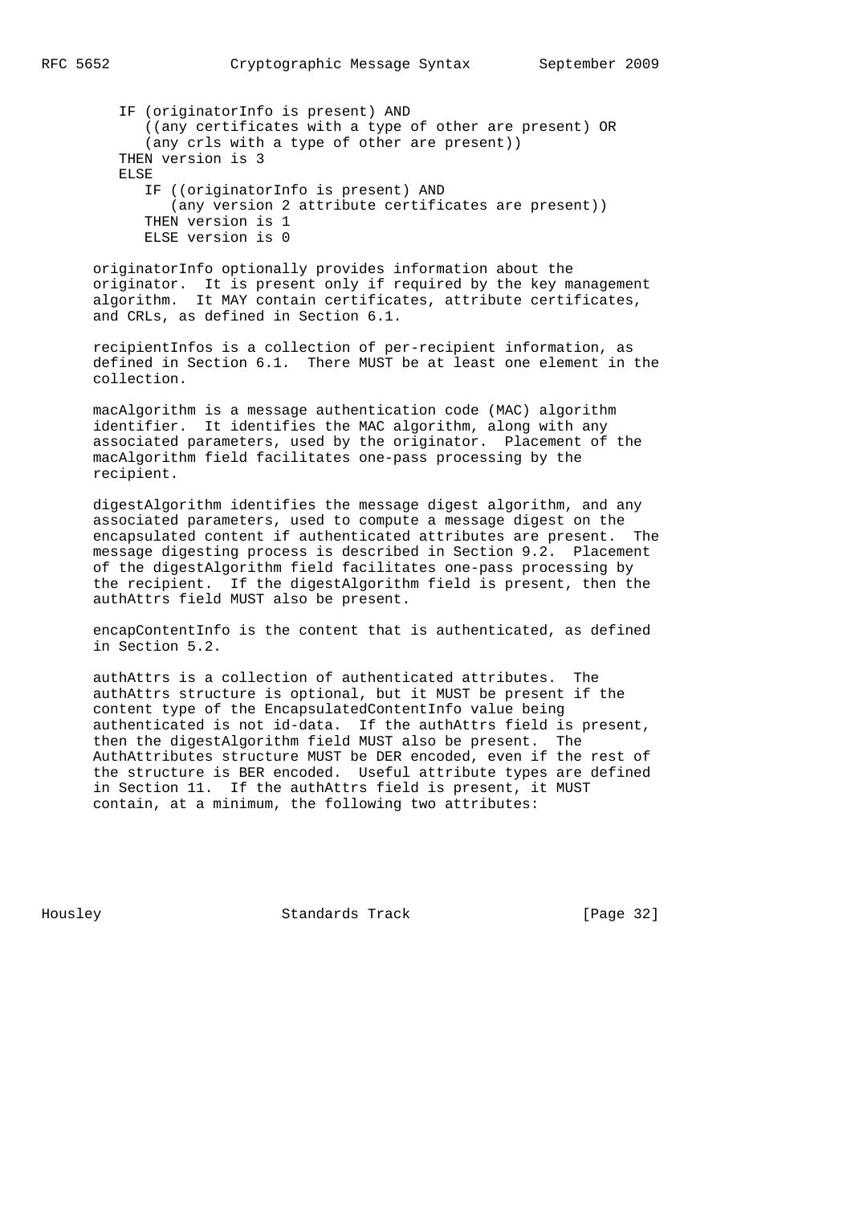```
IF (originatorInfo is present) AND
   ((any certificates with a type of other are present) OR
   (any crls with a type of other are present))
THEN version is 3
ELSE
   IF ((originatorInfo is present) AND
      (any version 2 attribute certificates are present))
   THEN version is 1
   ELSE version is 0
```

originatorInfo optionally provides information about the originator. It is present only if required by the key management algorithm. It MAY contain certificates, attribute certificates, and CRLs, as defined in Section 6.1.

recipientInfos is a collection of per-recipient information, as defined in Section 6.1. There MUST be at least one element in the collection.

macAlgorithm is a message authentication code (MAC) algorithm identifier. It identifies the MAC algorithm, along with any associated parameters, used by the originator. Placement of the macAlgorithm field facilitates one-pass processing by the recipient.

digestAlgorithm identifies the message digest algorithm, and any associated parameters, used to compute a message digest on the encapsulated content if authenticated attributes are present. The message digesting process is described in Section 9.2. Placement of the digestAlgorithm field facilitates one-pass processing by the recipient. If the digestAlgorithm field is present, then the authAttrs field MUST also be present.

encapContentInfo is the content that is authenticated, as defined in Section 5.2.

authAttrs is a collection of authenticated attributes. The authAttrs structure is optional, but it MUST be present if the content type of the EncapsulatedContentInfo value being authenticated is not id-data. If the authAttrs field is present, then the digestAlgorithm field MUST also be present. The AuthAttributes structure MUST be DER encoded, even if the rest of the structure is BER encoded. Useful attribute types are defined in Section 11. If the authAttrs field is present, it MUST contain, at a minimum, the following two attributes: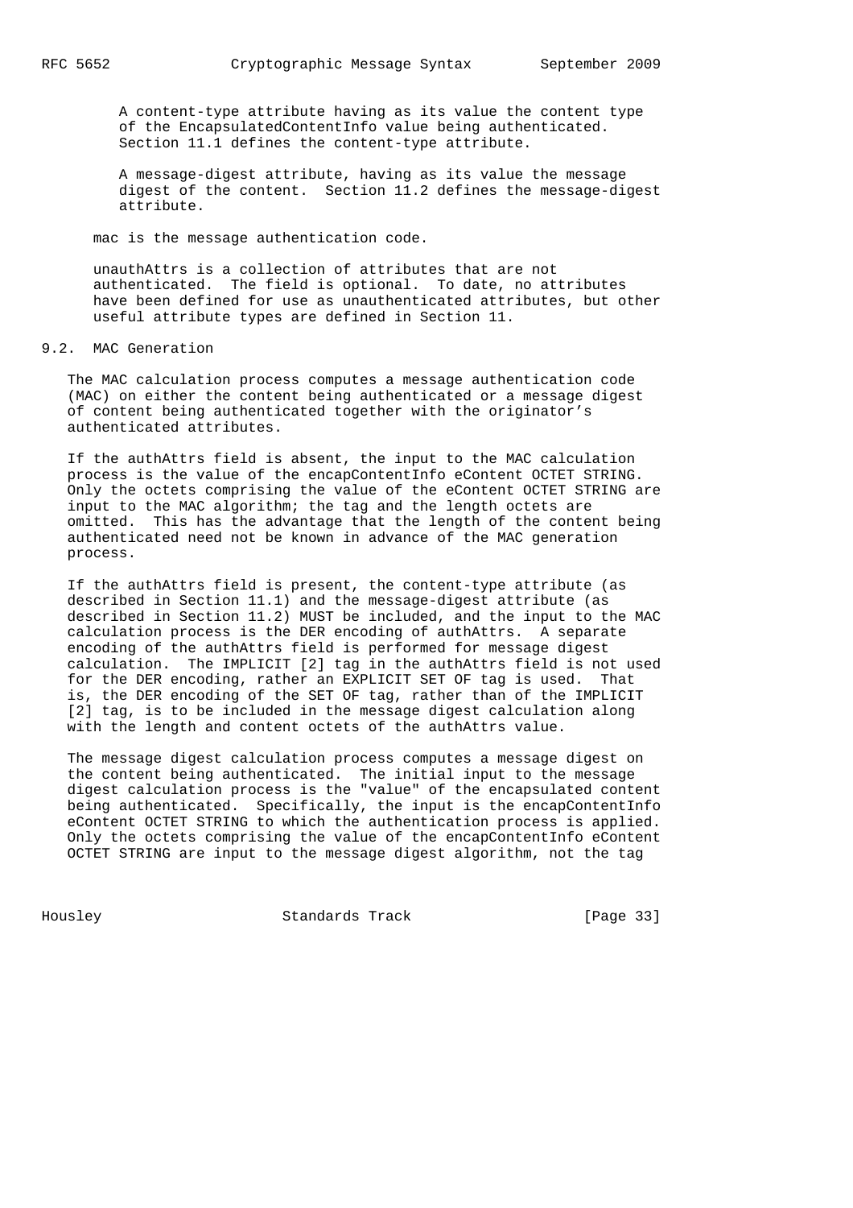A content-type attribute having as its value the content type of the EncapsulatedContentInfo value being authenticated. Section 11.1 defines the content-type attribute.

A message-digest attribute, having as its value the message digest of the content. Section 11.2 defines the message-digest attribute.

mac is the message authentication code.

unauthAttrs is a collection of attributes that are not authenticated. The field is optional. To date, no attributes have been defined for use as unauthenticated attributes, but other useful attribute types are defined in Section 11.

## 9.2. MAC Generation

The MAC calculation process computes a message authentication code (MAC) on either the content being authenticated or a message digest of content being authenticated together with the originator's authenticated attributes.

If the authAttrs field is absent, the input to the MAC calculation process is the value of the encapContentInfo eContent OCTET STRING. Only the octets comprising the value of the eContent OCTET STRING are input to the MAC algorithm; the tag and the length octets are omitted. This has the advantage that the length of the content being authenticated need not be known in advance of the MAC generation process.

If the authAttrs field is present, the content-type attribute (as described in Section 11.1) and the message-digest attribute (as described in Section 11.2) MUST be included, and the input to the MAC calculation process is the DER encoding of authAttrs. A separate encoding of the authAttrs field is performed for message digest calculation. The IMPLICIT [2] tag in the authAttrs field is not used for the DER encoding, rather an EXPLICIT SET OF tag is used. That is, the DER encoding of the SET OF tag, rather than of the IMPLICIT [2] tag, is to be included in the message digest calculation along with the length and content octets of the authAttrs value.

The message digest calculation process computes a message digest on the content being authenticated. The initial input to the message digest calculation process is the "value" of the encapsulated content being authenticated. Specifically, the input is the encapContentInfo eContent OCTET STRING to which the authentication process is applied. Only the octets comprising the value of the encapContentInfo eContent OCTET STRING are input to the message digest algorithm, not the tag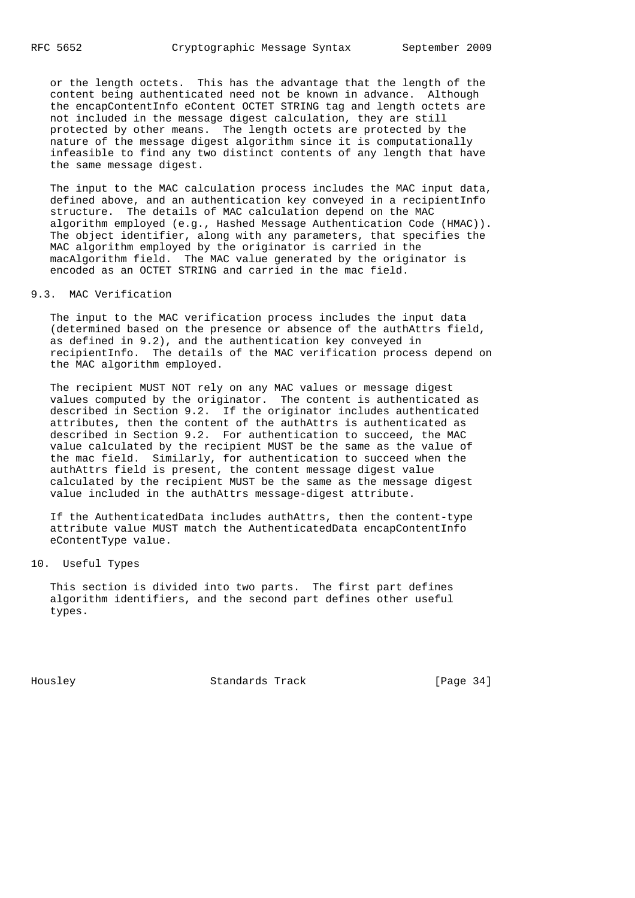or the length octets. This has the advantage that the length of the content being authenticated need not be known in advance. Although the encapContentInfo eContent OCTET STRING tag and length octets are not included in the message digest calculation, they are still protected by other means. The length octets are protected by the nature of the message digest algorithm since it is computationally infeasible to find any two distinct contents of any length that have the same message digest.

The input to the MAC calculation process includes the MAC input data, defined above, and an authentication key conveyed in a recipientInfo structure. The details of MAC calculation depend on the MAC algorithm employed (e.g., Hashed Message Authentication Code (HMAC)). The object identifier, along with any parameters, that specifies the MAC algorithm employed by the originator is carried in the macAlgorithm field. The MAC value generated by the originator is encoded as an OCTET STRING and carried in the mac field.

## 9.3. MAC Verification

The input to the MAC verification process includes the input data (determined based on the presence or absence of the authAttrs field, as defined in 9.2), and the authentication key conveyed in recipientInfo. The details of the MAC verification process depend on the MAC algorithm employed.

The recipient MUST NOT rely on any MAC values or message digest values computed by the originator. The content is authenticated as described in Section 9.2. If the originator includes authenticated attributes, then the content of the authAttrs is authenticated as described in Section 9.2. For authentication to succeed, the MAC value calculated by the recipient MUST be the same as the value of the mac field. Similarly, for authentication to succeed when the authAttrs field is present, the content message digest value calculated by the recipient MUST be the same as the message digest value included in the authAttrs message-digest attribute.

If the AuthenticatedData includes authAttrs, then the content-type attribute value MUST match the AuthenticatedData encapContentInfo eContentType value.

# 10. Useful Types

This section is divided into two parts. The first part defines algorithm identifiers, and the second part defines other useful types.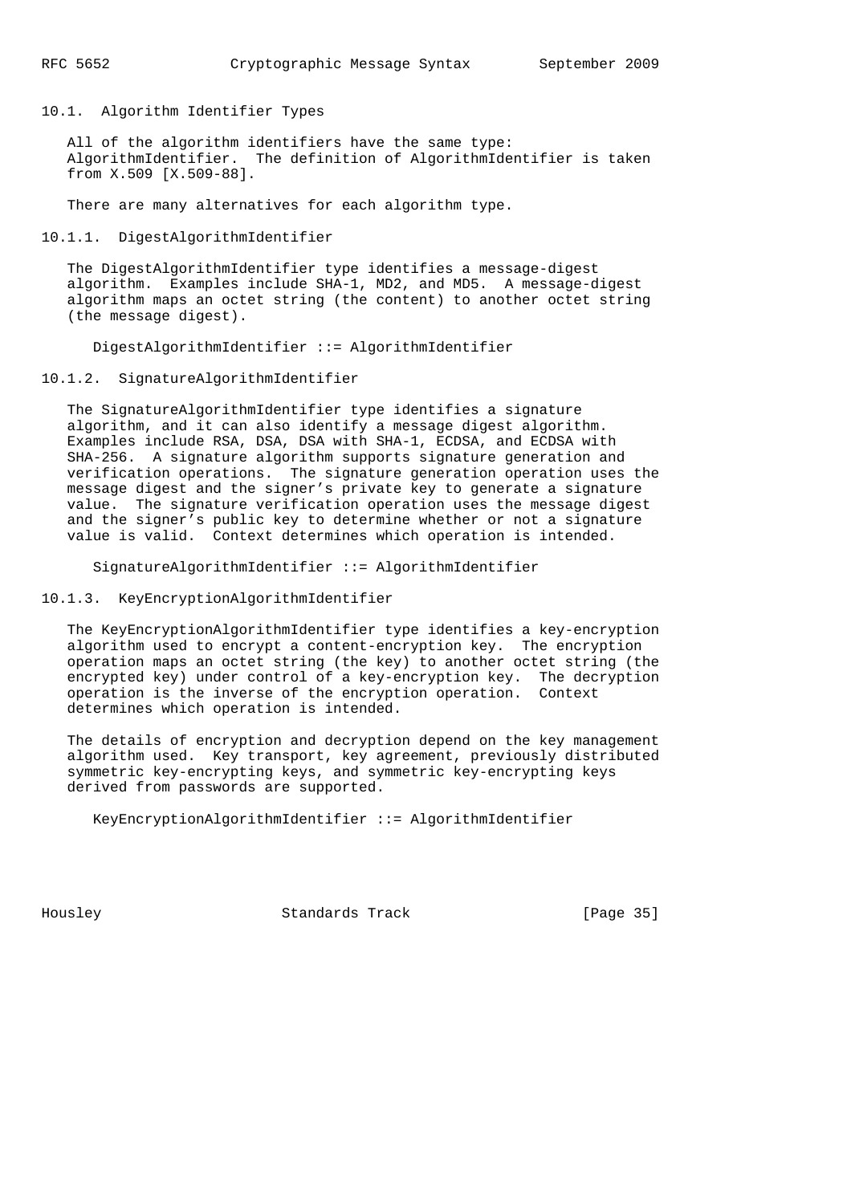## 10.1. Algorithm Identifier Types

All of the algorithm identifiers have the same type: AlgorithmIdentifier. The definition of AlgorithmIdentifier is taken from X.509 [X.509-88].

There are many alternatives for each algorithm type.

### 10.1.1. DigestAlgorithmIdentifier

The DigestAlgorithmIdentifier type identifies a message-digest algorithm. Examples include SHA-1, MD2, and MD5. A message-digest algorithm maps an octet string (the content) to another octet string (the message digest).

```
DigestAlgorithmIdentifier ::= AlgorithmIdentifier
```

### 10.1.2. SignatureAlgorithmIdentifier

The SignatureAlgorithmIdentifier type identifies a signature algorithm, and it can also identify a message digest algorithm. Examples include RSA, DSA, DSA with SHA-1, ECDSA, and ECDSA with SHA-256. A signature algorithm supports signature generation and verification operations. The signature generation operation uses the message digest and the signer's private key to generate a signature value. The signature verification operation uses the message digest and the signer's public key to determine whether or not a signature value is valid. Context determines which operation is intended.

```
SignatureAlgorithmIdentifier ::= AlgorithmIdentifier
```

### 10.1.3. KeyEncryptionAlgorithmIdentifier

The KeyEncryptionAlgorithmIdentifier type identifies a key-encryption algorithm used to encrypt a content-encryption key. The encryption operation maps an octet string (the key) to another octet string (the encrypted key) under control of a key-encryption key. The decryption operation is the inverse of the encryption operation. Context determines which operation is intended.

The details of encryption and decryption depend on the key management algorithm used. Key transport, key agreement, previously distributed symmetric key-encrypting keys, and symmetric key-encrypting keys derived from passwords are supported.

```
KeyEncryptionAlgorithmIdentifier ::= AlgorithmIdentifier
```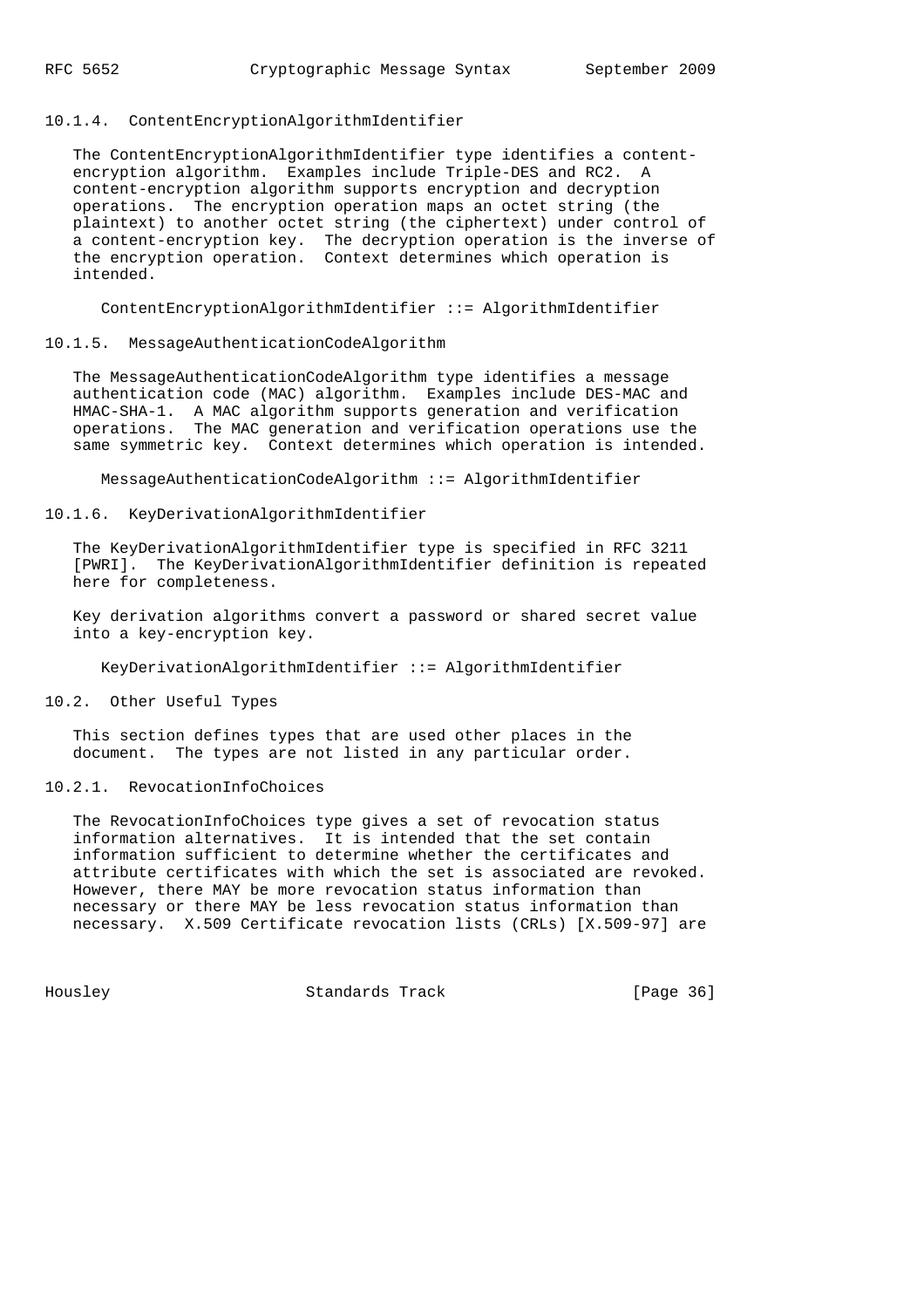#### 10.1.4. ContentEncryptionAlgorithmIdentifier

The ContentEncryptionAlgorithmIdentifier type identifies a content-encryption algorithm. Examples include Triple-DES and RC2. A content-encryption algorithm supports encryption and decryption operations. The encryption operation maps an octet string (the plaintext) to another octet string (the ciphertext) under control of a content-encryption key. The decryption operation is the inverse of the encryption operation. Context determines which operation is intended.

```
ContentEncryptionAlgorithmIdentifier ::= AlgorithmIdentifier
```

#### 10.1.5. MessageAuthenticationCodeAlgorithm

The MessageAuthenticationCodeAlgorithm type identifies a message authentication code (MAC) algorithm. Examples include DES-MAC and HMAC-SHA-1. A MAC algorithm supports generation and verification operations. The MAC generation and verification operations use the same symmetric key. Context determines which operation is intended.

```
MessageAuthenticationCodeAlgorithm ::= AlgorithmIdentifier
```

#### 10.1.6. KeyDerivationAlgorithmIdentifier

The KeyDerivationAlgorithmIdentifier type is specified in RFC 3211 [PWRI]. The KeyDerivationAlgorithmIdentifier definition is repeated here for completeness.

Key derivation algorithms convert a password or shared secret value into a key-encryption key.

```
KeyDerivationAlgorithmIdentifier ::= AlgorithmIdentifier
```

### 10.2. Other Useful Types

This section defines types that are used other places in the document. The types are not listed in any particular order.

#### 10.2.1. RevocationInfoChoices

The RevocationInfoChoices type gives a set of revocation status information alternatives. It is intended that the set contain information sufficient to determine whether the certificates and attribute certificates with which the set is associated are revoked. However, there MAY be more revocation status information than necessary or there MAY be less revocation status information than necessary. X.509 Certificate revocation lists (CRLs) [X.509-97] are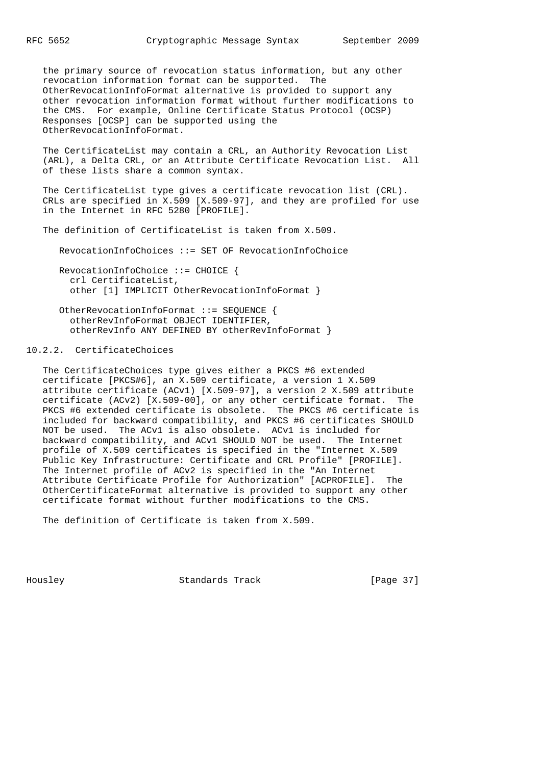the primary source of revocation status information, but any other revocation information format can be supported. The OtherRevocationInfoFormat alternative is provided to support any other revocation information format without further modifications to the CMS. For example, Online Certificate Status Protocol (OCSP) Responses [OCSP] can be supported using the OtherRevocationInfoFormat.

The CertificateList may contain a CRL, an Authority Revocation List (ARL), a Delta CRL, or an Attribute Certificate Revocation List. All of these lists share a common syntax.

The CertificateList type gives a certificate revocation list (CRL). CRLs are specified in X.509 [X.509-97], and they are profiled for use in the Internet in RFC 5280 [PROFILE].

The definition of CertificateList is taken from X.509.

```
RevocationInfoChoices ::= SET OF RevocationInfoChoice

RevocationInfoChoice ::= CHOICE {
  crl CertificateList,
  other [1] IMPLICIT OtherRevocationInfoFormat }

OtherRevocationInfoFormat ::= SEQUENCE {
  otherRevInfoFormat OBJECT IDENTIFIER,
  otherRevInfo ANY DEFINED BY otherRevInfoFormat }
```

### 10.2.2. CertificateChoices

The CertificateChoices type gives either a PKCS #6 extended certificate [PKCS#6], an X.509 certificate, a version 1 X.509 attribute certificate (ACv1) [X.509-97], a version 2 X.509 attribute certificate (ACv2) [X.509-00], or any other certificate format. The PKCS #6 extended certificate is obsolete. The PKCS #6 certificate is included for backward compatibility, and PKCS #6 certificates SHOULD NOT be used. The ACv1 is also obsolete. ACv1 is included for backward compatibility, and ACv1 SHOULD NOT be used. The Internet profile of X.509 certificates is specified in the "Internet X.509 Public Key Infrastructure: Certificate and CRL Profile" [PROFILE]. The Internet profile of ACv2 is specified in the "An Internet Attribute Certificate Profile for Authorization" [ACPROFILE]. The OtherCertificateFormat alternative is provided to support any other certificate format without further modifications to the CMS.

The definition of Certificate is taken from X.509.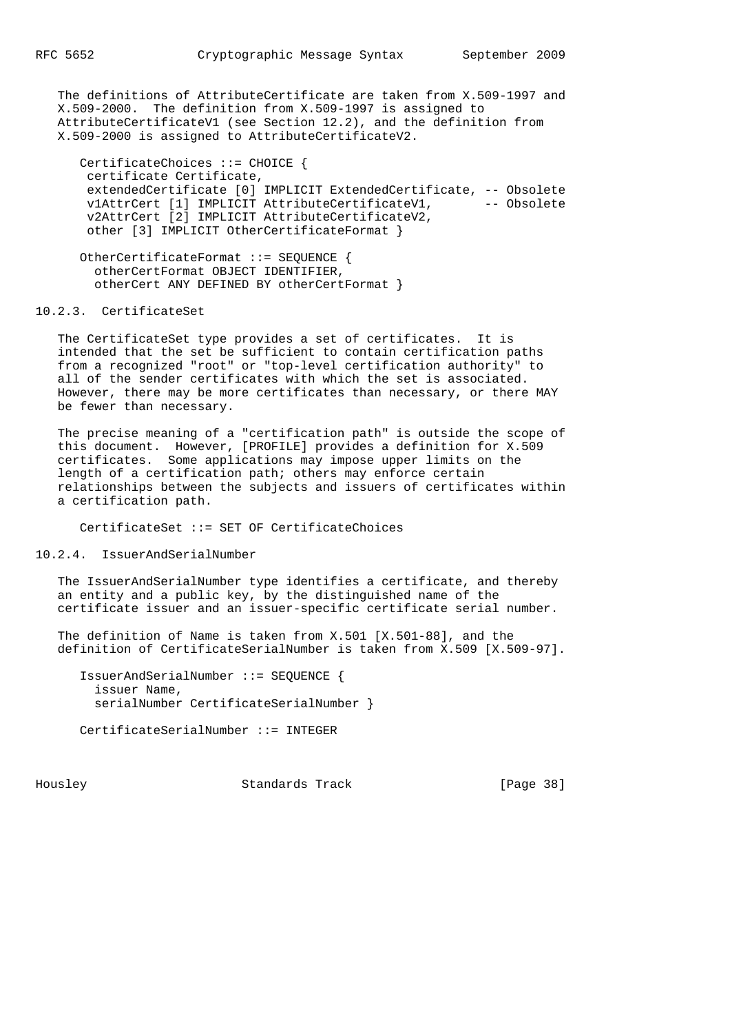The definitions of AttributeCertificate are taken from X.509-1997 and X.509-2000. The definition from X.509-1997 is assigned to AttributeCertificateV1 (see Section 12.2), and the definition from X.509-2000 is assigned to AttributeCertificateV2.

```
CertificateChoices ::= CHOICE {
 certificate Certificate,
 extendedCertificate [0] IMPLICIT ExtendedCertificate, -- Obsolete
 v1AttrCert [1] IMPLICIT AttributeCertificateV1,       -- Obsolete
 v2AttrCert [2] IMPLICIT AttributeCertificateV2,
 other [3] IMPLICIT OtherCertificateFormat }

OtherCertificateFormat ::= SEQUENCE {
  otherCertFormat OBJECT IDENTIFIER,
  otherCert ANY DEFINED BY otherCertFormat }
```

### 10.2.3. CertificateSet

The CertificateSet type provides a set of certificates. It is intended that the set be sufficient to contain certification paths from a recognized "root" or "top-level certification authority" to all of the sender certificates with which the set is associated. However, there may be more certificates than necessary, or there MAY be fewer than necessary.

The precise meaning of a "certification path" is outside the scope of this document. However, [PROFILE] provides a definition for X.509 certificates. Some applications may impose upper limits on the length of a certification path; others may enforce certain relationships between the subjects and issuers of certificates within a certification path.

```
CertificateSet ::= SET OF CertificateChoices
```

### 10.2.4. IssuerAndSerialNumber

The IssuerAndSerialNumber type identifies a certificate, and thereby an entity and a public key, by the distinguished name of the certificate issuer and an issuer-specific certificate serial number.

The definition of Name is taken from X.501 [X.501-88], and the definition of CertificateSerialNumber is taken from X.509 [X.509-97].

```
IssuerAndSerialNumber ::= SEQUENCE {
  issuer Name,
  serialNumber CertificateSerialNumber }

CertificateSerialNumber ::= INTEGER
```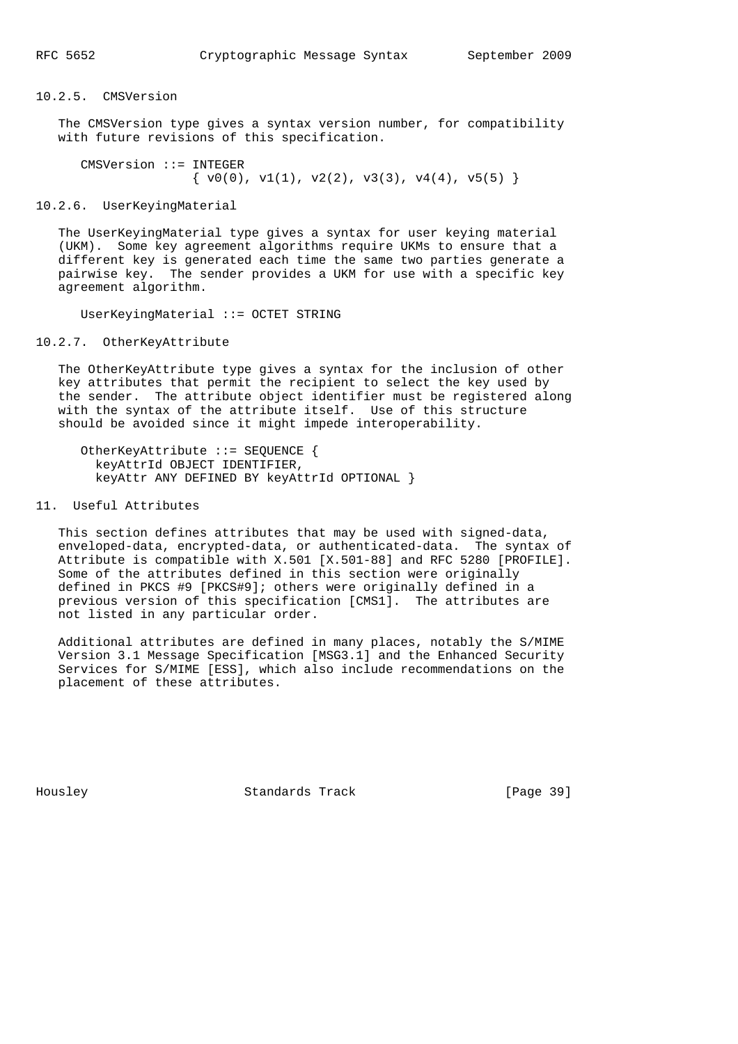#### 10.2.5. CMSVersion

The CMSVersion type gives a syntax version number, for compatibility with future revisions of this specification.

```
CMSVersion ::= INTEGER
               { v0(0), v1(1), v2(2), v3(3), v4(4), v5(5) }
```

#### 10.2.6. UserKeyingMaterial

The UserKeyingMaterial type gives a syntax for user keying material (UKM). Some key agreement algorithms require UKMs to ensure that a different key is generated each time the same two parties generate a pairwise key. The sender provides a UKM for use with a specific key agreement algorithm.

```
UserKeyingMaterial ::= OCTET STRING
```

#### 10.2.7. OtherKeyAttribute

The OtherKeyAttribute type gives a syntax for the inclusion of other key attributes that permit the recipient to select the key used by the sender. The attribute object identifier must be registered along with the syntax of the attribute itself. Use of this structure should be avoided since it might impede interoperability.

```
OtherKeyAttribute ::= SEQUENCE {
  keyAttrId OBJECT IDENTIFIER,
  keyAttr ANY DEFINED BY keyAttrId OPTIONAL }
```

## 11. Useful Attributes

This section defines attributes that may be used with signed-data, enveloped-data, encrypted-data, or authenticated-data. The syntax of Attribute is compatible with X.501 [X.501-88] and RFC 5280 [PROFILE]. Some of the attributes defined in this section were originally defined in PKCS #9 [PKCS#9]; others were originally defined in a previous version of this specification [CMS1]. The attributes are not listed in any particular order.

Additional attributes are defined in many places, notably the S/MIME Version 3.1 Message Specification [MSG3.1] and the Enhanced Security Services for S/MIME [ESS], which also include recommendations on the placement of these attributes.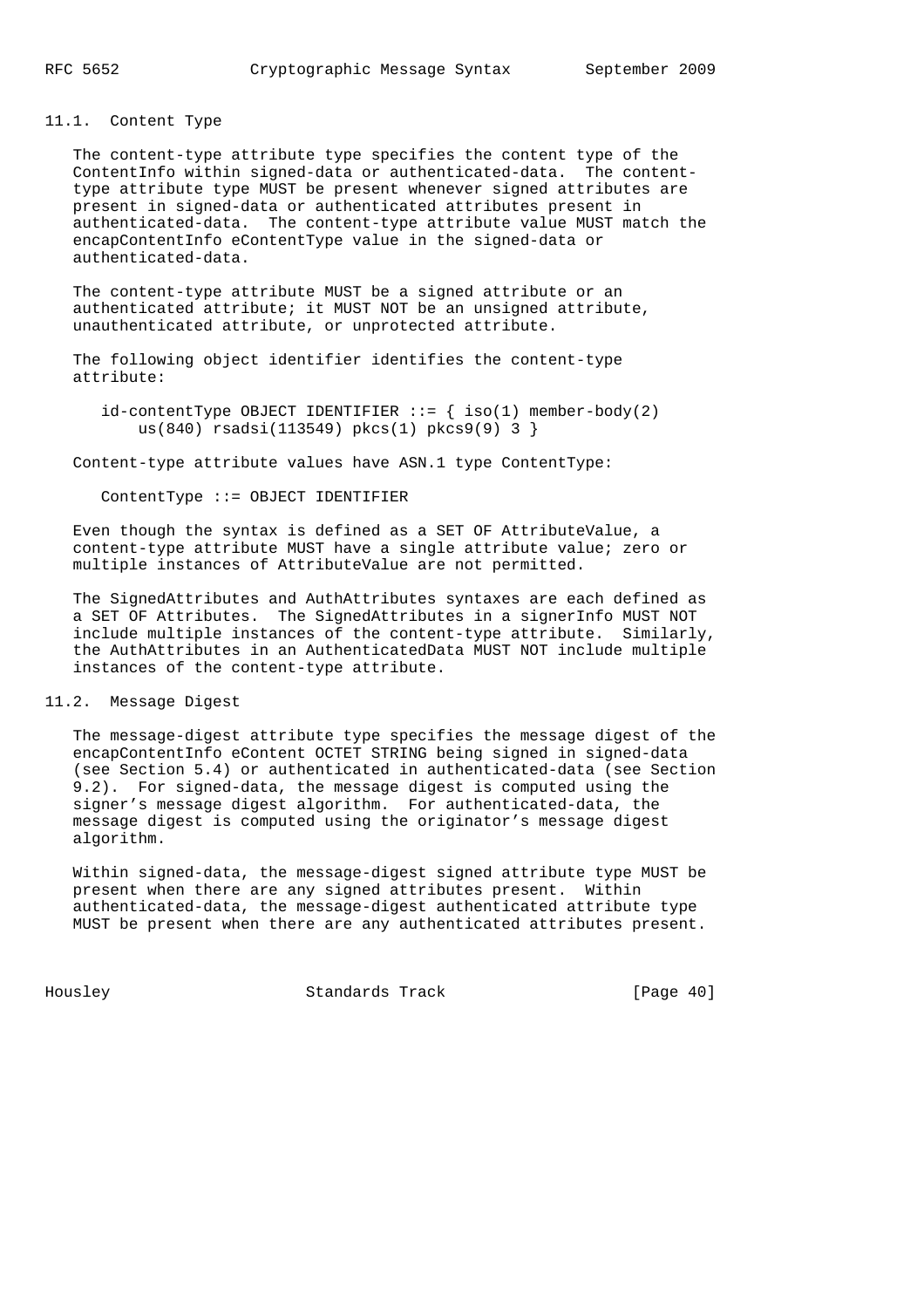### 11.1. Content Type

The content-type attribute type specifies the content type of the ContentInfo within signed-data or authenticated-data. The content-type attribute type MUST be present whenever signed attributes are present in signed-data or authenticated attributes present in authenticated-data. The content-type attribute value MUST match the encapContentInfo eContentType value in the signed-data or authenticated-data.

The content-type attribute MUST be a signed attribute or an authenticated attribute; it MUST NOT be an unsigned attribute, unauthenticated attribute, or unprotected attribute.

The following object identifier identifies the content-type attribute:

```
id-contentType OBJECT IDENTIFIER ::= { iso(1) member-body(2)
    us(840) rsadsi(113549) pkcs(1) pkcs9(9) 3 }
```

Content-type attribute values have ASN.1 type ContentType:

```
ContentType ::= OBJECT IDENTIFIER
```

Even though the syntax is defined as a SET OF AttributeValue, a content-type attribute MUST have a single attribute value; zero or multiple instances of AttributeValue are not permitted.

The SignedAttributes and AuthAttributes syntaxes are each defined as a SET OF Attributes. The SignedAttributes in a signerInfo MUST NOT include multiple instances of the content-type attribute. Similarly, the AuthAttributes in an AuthenticatedData MUST NOT include multiple instances of the content-type attribute.

### 11.2. Message Digest

The message-digest attribute type specifies the message digest of the encapContentInfo eContent OCTET STRING being signed in signed-data (see Section 5.4) or authenticated in authenticated-data (see Section 9.2). For signed-data, the message digest is computed using the signer's message digest algorithm. For authenticated-data, the message digest is computed using the originator's message digest algorithm.

Within signed-data, the message-digest signed attribute type MUST be present when there are any signed attributes present. Within authenticated-data, the message-digest authenticated attribute type MUST be present when there are any authenticated attributes present.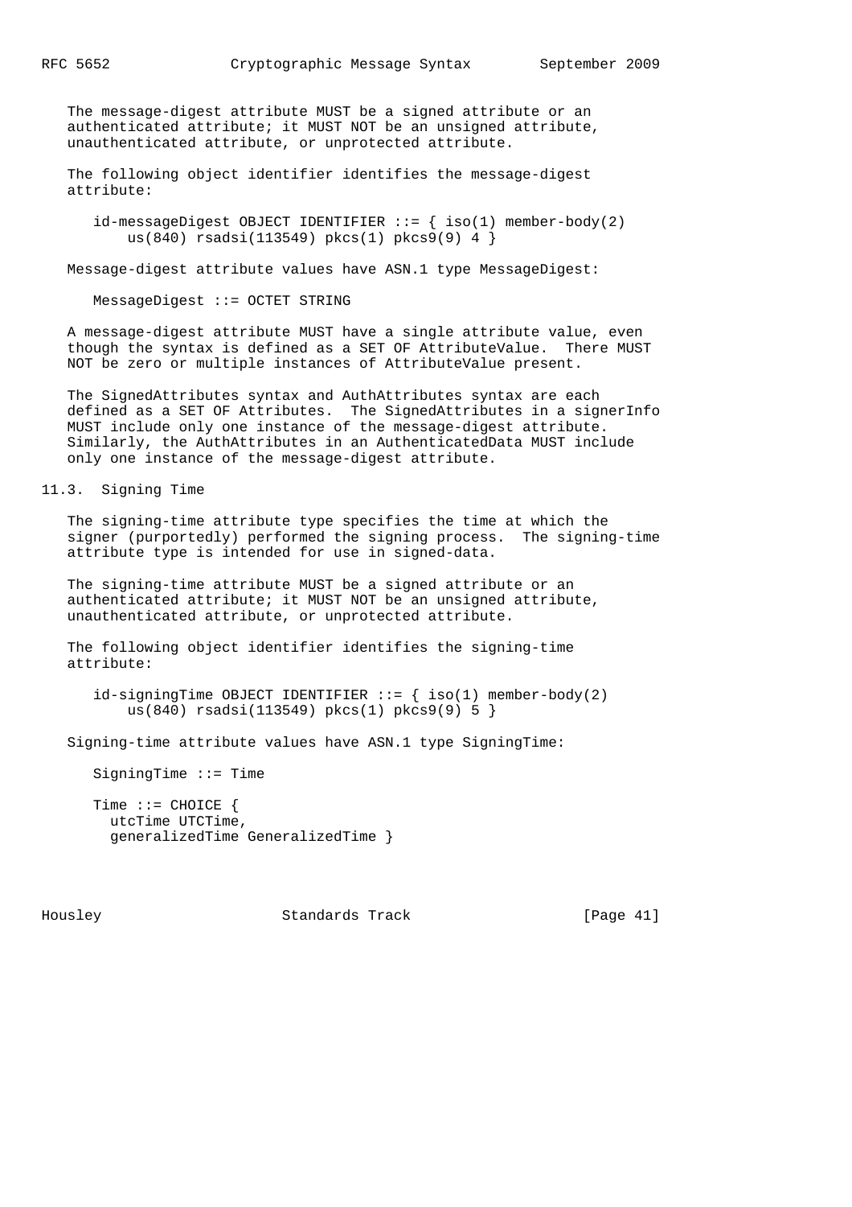The message-digest attribute MUST be a signed attribute or an authenticated attribute; it MUST NOT be an unsigned attribute, unauthenticated attribute, or unprotected attribute.

The following object identifier identifies the message-digest attribute:

```
id-messageDigest OBJECT IDENTIFIER ::= { iso(1) member-body(2)
    us(840) rsadsi(113549) pkcs(1) pkcs9(9) 4 }
```

Message-digest attribute values have ASN.1 type MessageDigest:

```
MessageDigest ::= OCTET STRING
```

A message-digest attribute MUST have a single attribute value, even though the syntax is defined as a SET OF AttributeValue. There MUST NOT be zero or multiple instances of AttributeValue present.

The SignedAttributes syntax and AuthAttributes syntax are each defined as a SET OF Attributes. The SignedAttributes in a signerInfo MUST include only one instance of the message-digest attribute. Similarly, the AuthAttributes in an AuthenticatedData MUST include only one instance of the message-digest attribute.

## 11.3. Signing Time

The signing-time attribute type specifies the time at which the signer (purportedly) performed the signing process. The signing-time attribute type is intended for use in signed-data.

The signing-time attribute MUST be a signed attribute or an authenticated attribute; it MUST NOT be an unsigned attribute, unauthenticated attribute, or unprotected attribute.

The following object identifier identifies the signing-time attribute:

```
id-signingTime OBJECT IDENTIFIER ::= { iso(1) member-body(2)
    us(840) rsadsi(113549) pkcs(1) pkcs9(9) 5 }
```

Signing-time attribute values have ASN.1 type SigningTime:

```
SigningTime ::= Time

Time ::= CHOICE {
  utcTime UTCTime,
  generalizedTime GeneralizedTime }
```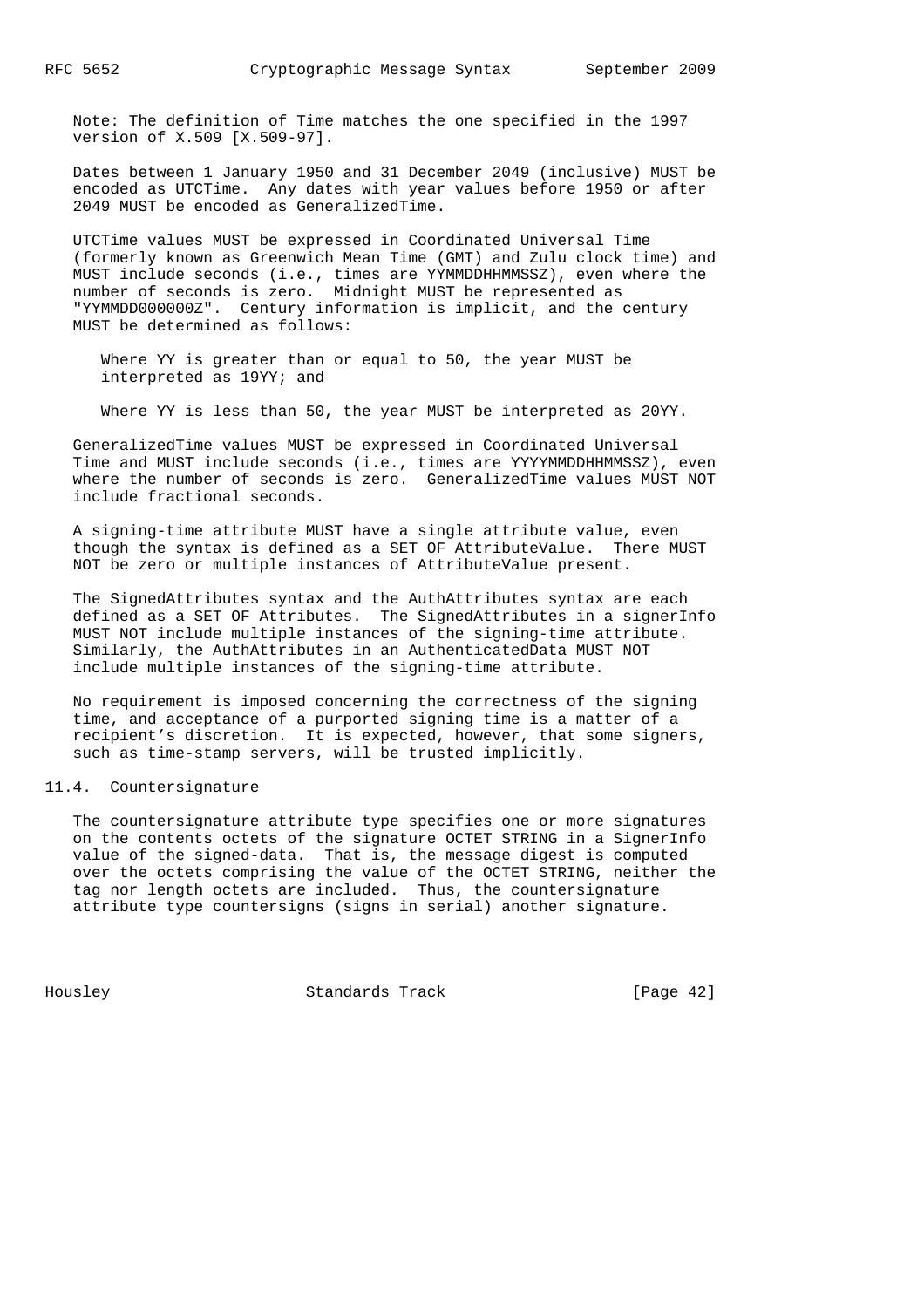Note: The definition of Time matches the one specified in the 1997 version of X.509 [X.509-97].

Dates between 1 January 1950 and 31 December 2049 (inclusive) MUST be encoded as UTCTime. Any dates with year values before 1950 or after 2049 MUST be encoded as GeneralizedTime.

UTCTime values MUST be expressed in Coordinated Universal Time (formerly known as Greenwich Mean Time (GMT) and Zulu clock time) and MUST include seconds (i.e., times are YYMMDDHHMMSSZ), even where the number of seconds is zero. Midnight MUST be represented as "YYMMDD000000Z". Century information is implicit, and the century MUST be determined as follows:

> Where YY is greater than or equal to 50, the year MUST be interpreted as 19YY; and
>
> Where YY is less than 50, the year MUST be interpreted as 20YY.

GeneralizedTime values MUST be expressed in Coordinated Universal Time and MUST include seconds (i.e., times are YYYYMMDDHHMMSSZ), even where the number of seconds is zero. GeneralizedTime values MUST NOT include fractional seconds.

A signing-time attribute MUST have a single attribute value, even though the syntax is defined as a SET OF AttributeValue. There MUST NOT be zero or multiple instances of AttributeValue present.

The SignedAttributes syntax and the AuthAttributes syntax are each defined as a SET OF Attributes. The SignedAttributes in a signerInfo MUST NOT include multiple instances of the signing-time attribute. Similarly, the AuthAttributes in an AuthenticatedData MUST NOT include multiple instances of the signing-time attribute.

No requirement is imposed concerning the correctness of the signing time, and acceptance of a purported signing time is a matter of a recipient's discretion. It is expected, however, that some signers, such as time-stamp servers, will be trusted implicitly.

### 11.4. Countersignature

The countersignature attribute type specifies one or more signatures on the contents octets of the signature OCTET STRING in a SignerInfo value of the signed-data. That is, the message digest is computed over the octets comprising the value of the OCTET STRING, neither the tag nor length octets are included. Thus, the countersignature attribute type countersigns (signs in serial) another signature.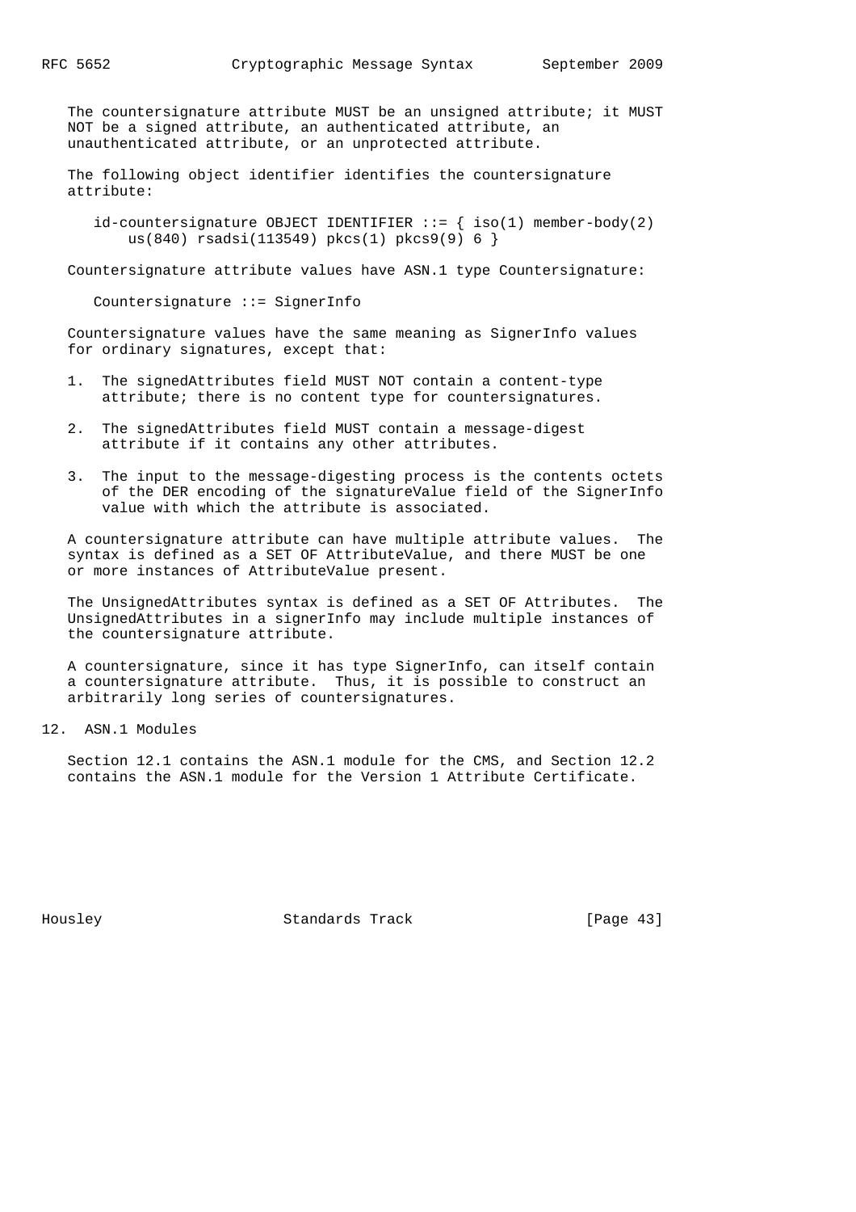The countersignature attribute MUST be an unsigned attribute; it MUST NOT be a signed attribute, an authenticated attribute, an unauthenticated attribute, or an unprotected attribute.

The following object identifier identifies the countersignature attribute:

```
id-countersignature OBJECT IDENTIFIER ::= { iso(1) member-body(2)
    us(840) rsadsi(113549) pkcs(1) pkcs9(9) 6 }
```

Countersignature attribute values have ASN.1 type Countersignature:

```
Countersignature ::= SignerInfo
```

Countersignature values have the same meaning as SignerInfo values for ordinary signatures, except that:

1. The signedAttributes field MUST NOT contain a content-type attribute; there is no content type for countersignatures.

2. The signedAttributes field MUST contain a message-digest attribute if it contains any other attributes.

3. The input to the message-digesting process is the contents octets of the DER encoding of the signatureValue field of the SignerInfo value with which the attribute is associated.

A countersignature attribute can have multiple attribute values. The syntax is defined as a SET OF AttributeValue, and there MUST be one or more instances of AttributeValue present.

The UnsignedAttributes syntax is defined as a SET OF Attributes. The UnsignedAttributes in a signerInfo may include multiple instances of the countersignature attribute.

A countersignature, since it has type SignerInfo, can itself contain a countersignature attribute. Thus, it is possible to construct an arbitrarily long series of countersignatures.

## 12. ASN.1 Modules

Section 12.1 contains the ASN.1 module for the CMS, and Section 12.2 contains the ASN.1 module for the Version 1 Attribute Certificate.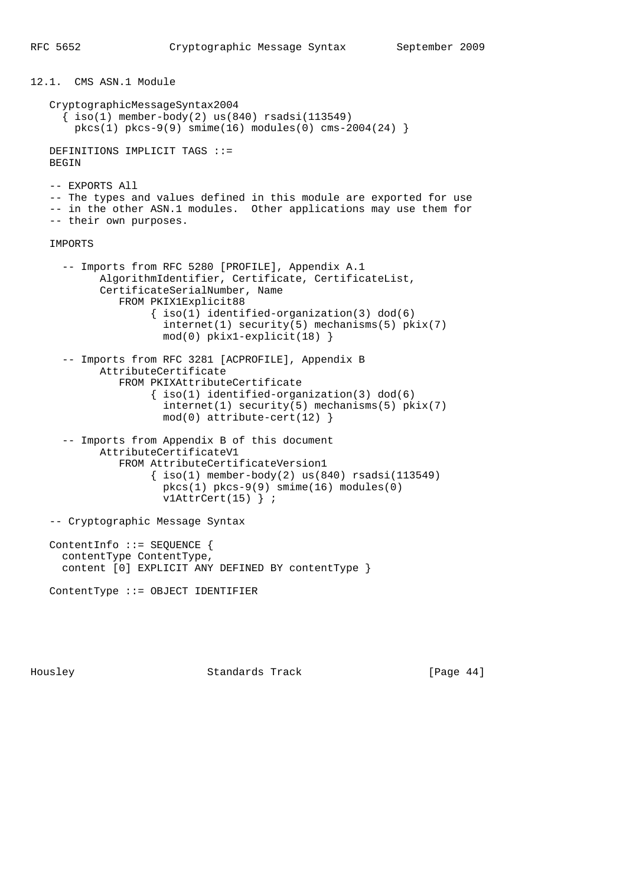## 12.1. CMS ASN.1 Module

```
   CryptographicMessageSyntax2004
     { iso(1) member-body(2) us(840) rsadsi(113549)
       pkcs(1) pkcs-9(9) smime(16) modules(0) cms-2004(24) }

   DEFINITIONS IMPLICIT TAGS ::=
   BEGIN

   -- EXPORTS All
   -- The types and values defined in this module are exported for use
   -- in the other ASN.1 modules.  Other applications may use them for
   -- their own purposes.

   IMPORTS

     -- Imports from RFC 5280 [PROFILE], Appendix A.1
           AlgorithmIdentifier, Certificate, CertificateList,
           CertificateSerialNumber, Name
              FROM PKIX1Explicit88
                   { iso(1) identified-organization(3) dod(6)
                     internet(1) security(5) mechanisms(5) pkix(7)
                     mod(0) pkix1-explicit(18) }

     -- Imports from RFC 3281 [ACPROFILE], Appendix B
           AttributeCertificate
              FROM PKIXAttributeCertificate
                   { iso(1) identified-organization(3) dod(6)
                     internet(1) security(5) mechanisms(5) pkix(7)
                     mod(0) attribute-cert(12) }

     -- Imports from Appendix B of this document
           AttributeCertificateV1
              FROM AttributeCertificateVersion1
                   { iso(1) member-body(2) us(840) rsadsi(113549)
                     pkcs(1) pkcs-9(9) smime(16) modules(0)
                     v1AttrCert(15) } ;

   -- Cryptographic Message Syntax

   ContentInfo ::= SEQUENCE {
     contentType ContentType,
     content [0] EXPLICIT ANY DEFINED BY contentType }

   ContentType ::= OBJECT IDENTIFIER
```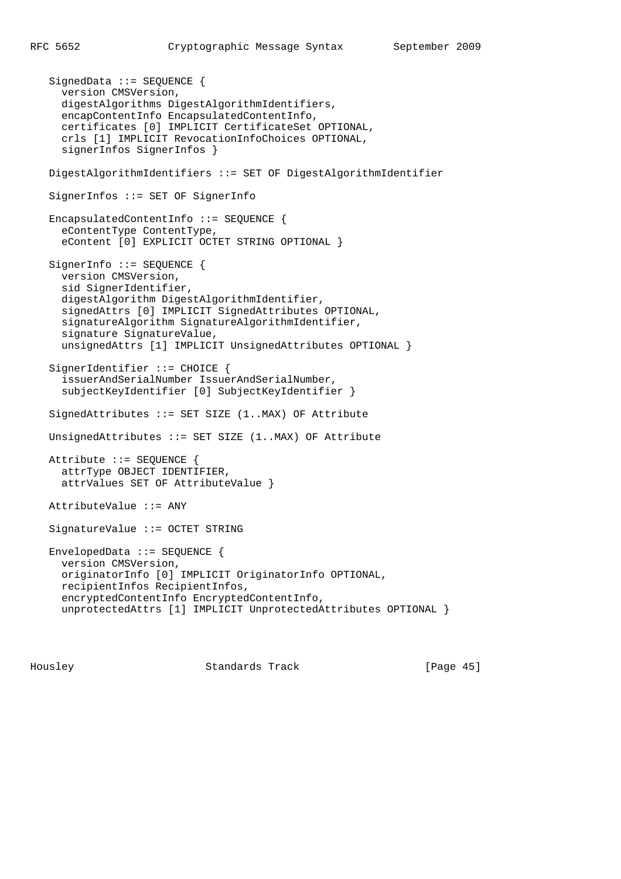```
   SignedData ::= SEQUENCE {
     version CMSVersion,
     digestAlgorithms DigestAlgorithmIdentifiers,
     encapContentInfo EncapsulatedContentInfo,
     certificates [0] IMPLICIT CertificateSet OPTIONAL,
     crls [1] IMPLICIT RevocationInfoChoices OPTIONAL,
     signerInfos SignerInfos }

   DigestAlgorithmIdentifiers ::= SET OF DigestAlgorithmIdentifier

   SignerInfos ::= SET OF SignerInfo

   EncapsulatedContentInfo ::= SEQUENCE {
     eContentType ContentType,
     eContent [0] EXPLICIT OCTET STRING OPTIONAL }

   SignerInfo ::= SEQUENCE {
     version CMSVersion,
     sid SignerIdentifier,
     digestAlgorithm DigestAlgorithmIdentifier,
     signedAttrs [0] IMPLICIT SignedAttributes OPTIONAL,
     signatureAlgorithm SignatureAlgorithmIdentifier,
     signature SignatureValue,
     unsignedAttrs [1] IMPLICIT UnsignedAttributes OPTIONAL }

   SignerIdentifier ::= CHOICE {
     issuerAndSerialNumber IssuerAndSerialNumber,
     subjectKeyIdentifier [0] SubjectKeyIdentifier }

   SignedAttributes ::= SET SIZE (1..MAX) OF Attribute

   UnsignedAttributes ::= SET SIZE (1..MAX) OF Attribute

   Attribute ::= SEQUENCE {
     attrType OBJECT IDENTIFIER,
     attrValues SET OF AttributeValue }

   AttributeValue ::= ANY

   SignatureValue ::= OCTET STRING

   EnvelopedData ::= SEQUENCE {
     version CMSVersion,
     originatorInfo [0] IMPLICIT OriginatorInfo OPTIONAL,
     recipientInfos RecipientInfos,
     encryptedContentInfo EncryptedContentInfo,
     unprotectedAttrs [1] IMPLICIT UnprotectedAttributes OPTIONAL }
```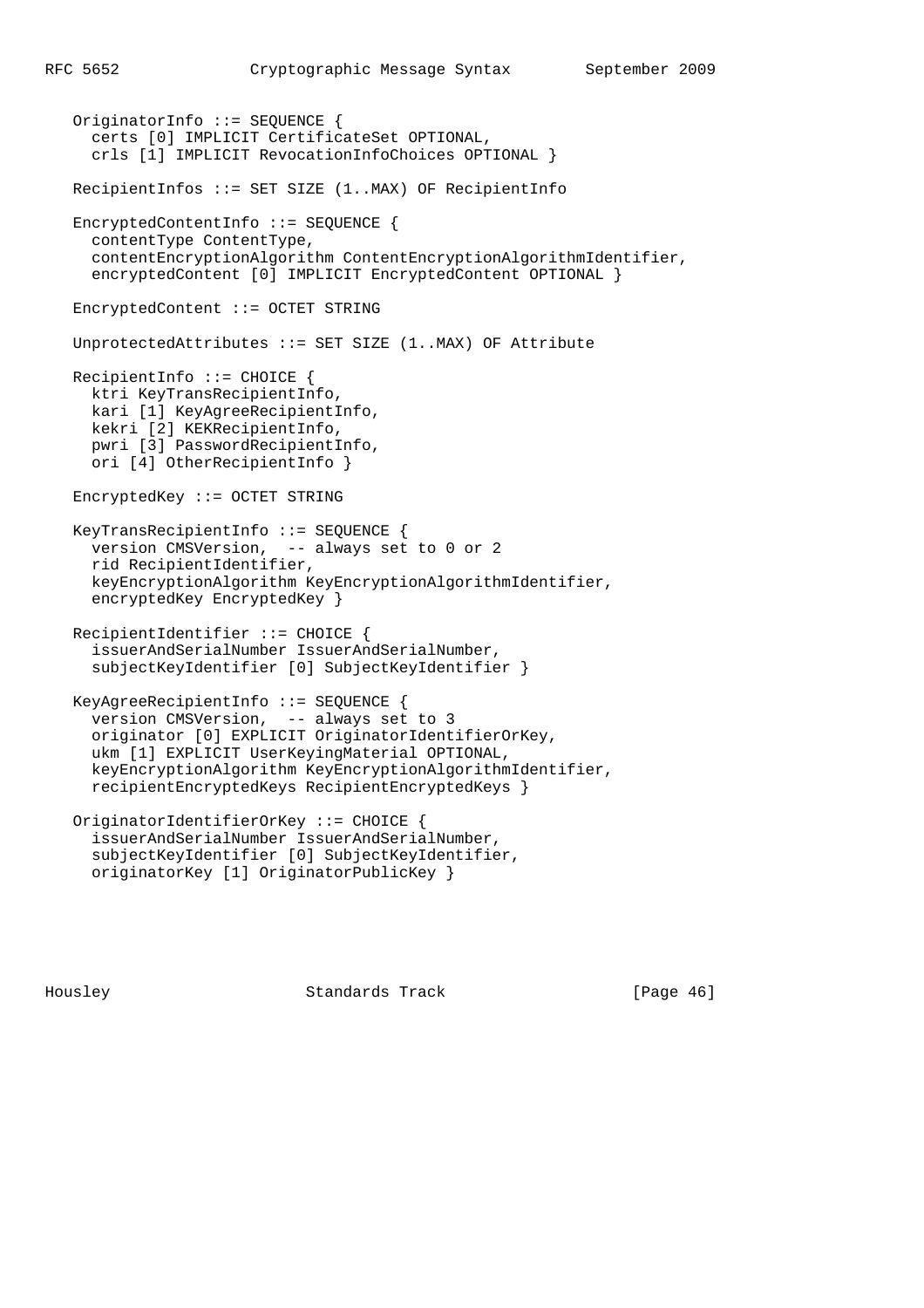```
   OriginatorInfo ::= SEQUENCE {
     certs [0] IMPLICIT CertificateSet OPTIONAL,
     crls [1] IMPLICIT RevocationInfoChoices OPTIONAL }

   RecipientInfos ::= SET SIZE (1..MAX) OF RecipientInfo

   EncryptedContentInfo ::= SEQUENCE {
     contentType ContentType,
     contentEncryptionAlgorithm ContentEncryptionAlgorithmIdentifier,
     encryptedContent [0] IMPLICIT EncryptedContent OPTIONAL }

   EncryptedContent ::= OCTET STRING

   UnprotectedAttributes ::= SET SIZE (1..MAX) OF Attribute

   RecipientInfo ::= CHOICE {
     ktri KeyTransRecipientInfo,
     kari [1] KeyAgreeRecipientInfo,
     kekri [2] KEKRecipientInfo,
     pwri [3] PasswordRecipientInfo,
     ori [4] OtherRecipientInfo }

   EncryptedKey ::= OCTET STRING

   KeyTransRecipientInfo ::= SEQUENCE {
     version CMSVersion,  -- always set to 0 or 2
     rid RecipientIdentifier,
     keyEncryptionAlgorithm KeyEncryptionAlgorithmIdentifier,
     encryptedKey EncryptedKey }

   RecipientIdentifier ::= CHOICE {
     issuerAndSerialNumber IssuerAndSerialNumber,
     subjectKeyIdentifier [0] SubjectKeyIdentifier }

   KeyAgreeRecipientInfo ::= SEQUENCE {
     version CMSVersion,  -- always set to 3
     originator [0] EXPLICIT OriginatorIdentifierOrKey,
     ukm [1] EXPLICIT UserKeyingMaterial OPTIONAL,
     keyEncryptionAlgorithm KeyEncryptionAlgorithmIdentifier,
     recipientEncryptedKeys RecipientEncryptedKeys }

   OriginatorIdentifierOrKey ::= CHOICE {
     issuerAndSerialNumber IssuerAndSerialNumber,
     subjectKeyIdentifier [0] SubjectKeyIdentifier,
     originatorKey [1] OriginatorPublicKey }
```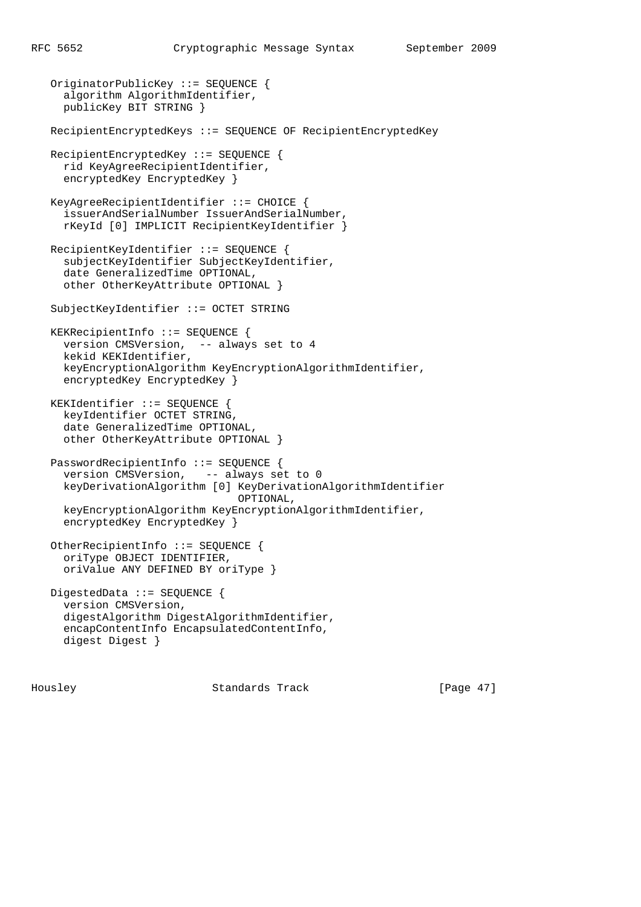```
   OriginatorPublicKey ::= SEQUENCE {
     algorithm AlgorithmIdentifier,
     publicKey BIT STRING }

   RecipientEncryptedKeys ::= SEQUENCE OF RecipientEncryptedKey

   RecipientEncryptedKey ::= SEQUENCE {
     rid KeyAgreeRecipientIdentifier,
     encryptedKey EncryptedKey }

   KeyAgreeRecipientIdentifier ::= CHOICE {
     issuerAndSerialNumber IssuerAndSerialNumber,
     rKeyId [0] IMPLICIT RecipientKeyIdentifier }

   RecipientKeyIdentifier ::= SEQUENCE {
     subjectKeyIdentifier SubjectKeyIdentifier,
     date GeneralizedTime OPTIONAL,
     other OtherKeyAttribute OPTIONAL }

   SubjectKeyIdentifier ::= OCTET STRING

   KEKRecipientInfo ::= SEQUENCE {
     version CMSVersion,  -- always set to 4
     kekid KEKIdentifier,
     keyEncryptionAlgorithm KeyEncryptionAlgorithmIdentifier,
     encryptedKey EncryptedKey }

   KEKIdentifier ::= SEQUENCE {
     keyIdentifier OCTET STRING,
     date GeneralizedTime OPTIONAL,
     other OtherKeyAttribute OPTIONAL }

   PasswordRecipientInfo ::= SEQUENCE {
     version CMSVersion,   -- always set to 0
     keyDerivationAlgorithm [0] KeyDerivationAlgorithmIdentifier
                                OPTIONAL,
     keyEncryptionAlgorithm KeyEncryptionAlgorithmIdentifier,
     encryptedKey EncryptedKey }

   OtherRecipientInfo ::= SEQUENCE {
     oriType OBJECT IDENTIFIER,
     oriValue ANY DEFINED BY oriType }

   DigestedData ::= SEQUENCE {
     version CMSVersion,
     digestAlgorithm DigestAlgorithmIdentifier,
     encapContentInfo EncapsulatedContentInfo,
     digest Digest }
```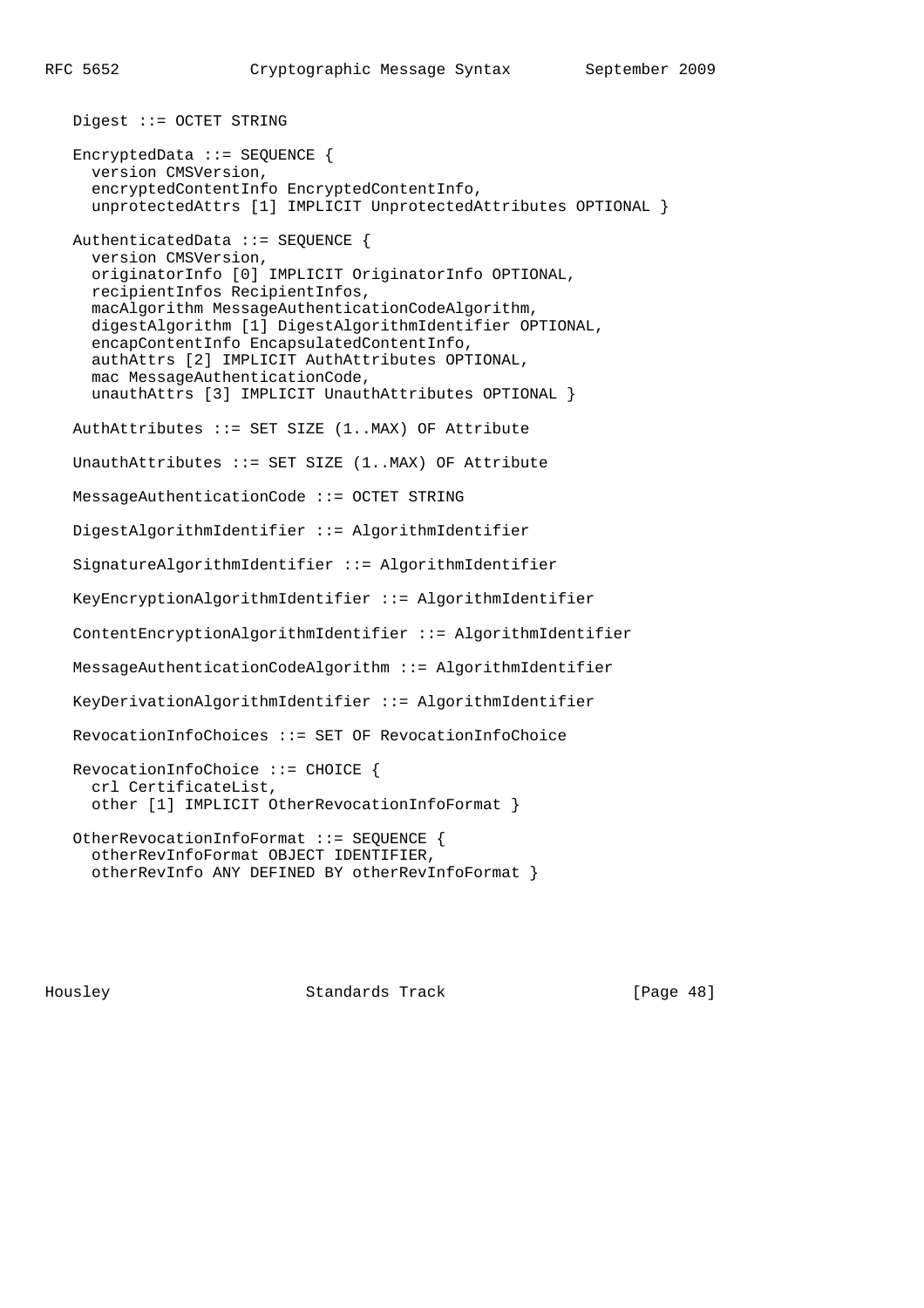```
Digest ::= OCTET STRING

EncryptedData ::= SEQUENCE {
  version CMSVersion,
  encryptedContentInfo EncryptedContentInfo,
  unprotectedAttrs [1] IMPLICIT UnprotectedAttributes OPTIONAL }

AuthenticatedData ::= SEQUENCE {
  version CMSVersion,
  originatorInfo [0] IMPLICIT OriginatorInfo OPTIONAL,
  recipientInfos RecipientInfos,
  macAlgorithm MessageAuthenticationCodeAlgorithm,
  digestAlgorithm [1] DigestAlgorithmIdentifier OPTIONAL,
  encapContentInfo EncapsulatedContentInfo,
  authAttrs [2] IMPLICIT AuthAttributes OPTIONAL,
  mac MessageAuthenticationCode,
  unauthAttrs [3] IMPLICIT UnauthAttributes OPTIONAL }

AuthAttributes ::= SET SIZE (1..MAX) OF Attribute

UnauthAttributes ::= SET SIZE (1..MAX) OF Attribute

MessageAuthenticationCode ::= OCTET STRING

DigestAlgorithmIdentifier ::= AlgorithmIdentifier

SignatureAlgorithmIdentifier ::= AlgorithmIdentifier

KeyEncryptionAlgorithmIdentifier ::= AlgorithmIdentifier

ContentEncryptionAlgorithmIdentifier ::= AlgorithmIdentifier

MessageAuthenticationCodeAlgorithm ::= AlgorithmIdentifier

KeyDerivationAlgorithmIdentifier ::= AlgorithmIdentifier

RevocationInfoChoices ::= SET OF RevocationInfoChoice

RevocationInfoChoice ::= CHOICE {
  crl CertificateList,
  other [1] IMPLICIT OtherRevocationInfoFormat }

OtherRevocationInfoFormat ::= SEQUENCE {
  otherRevInfoFormat OBJECT IDENTIFIER,
  otherRevInfo ANY DEFINED BY otherRevInfoFormat }
```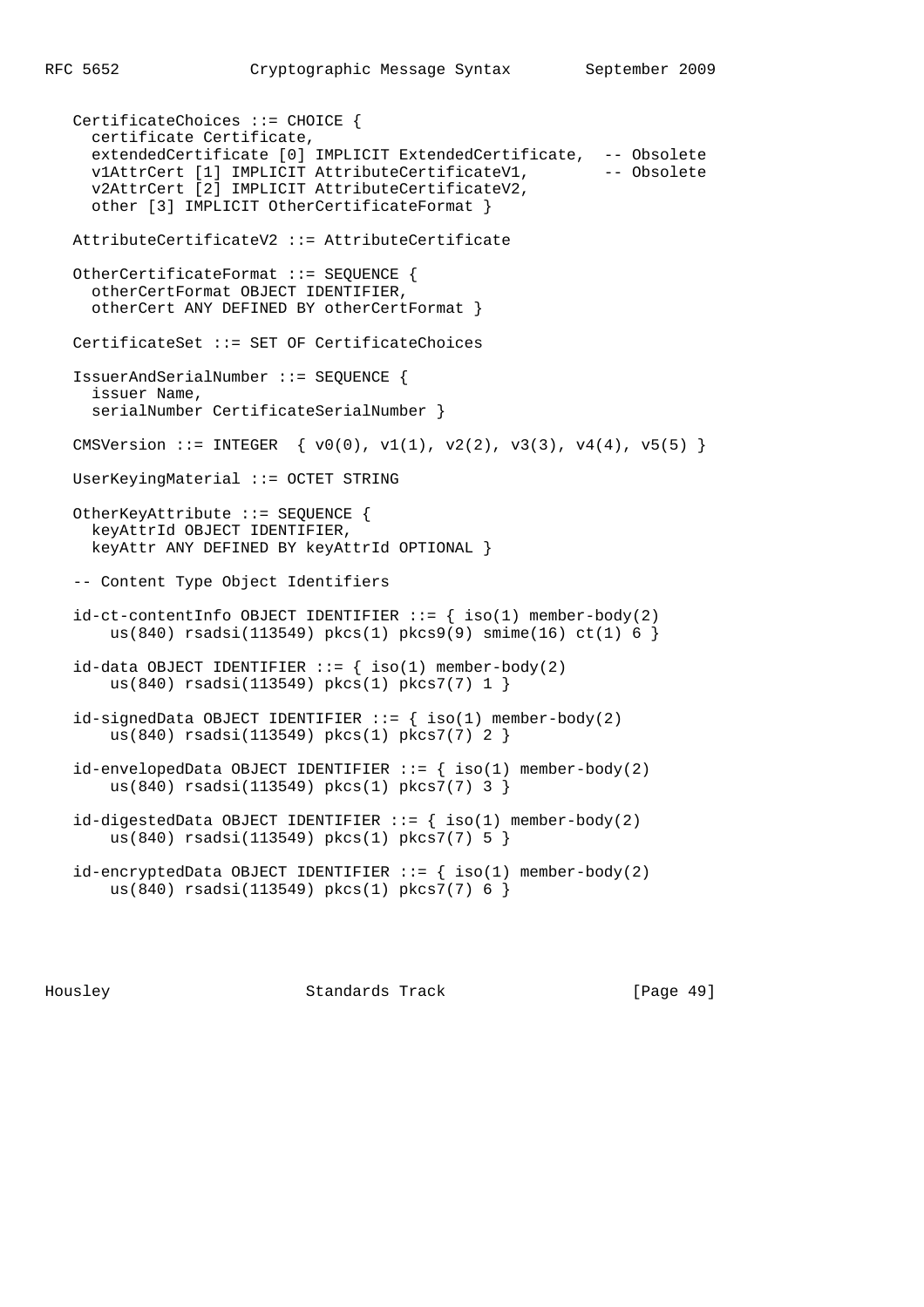```
   CertificateChoices ::= CHOICE {
     certificate Certificate,
     extendedCertificate [0] IMPLICIT ExtendedCertificate,  -- Obsolete
     v1AttrCert [1] IMPLICIT AttributeCertificateV1,        -- Obsolete
     v2AttrCert [2] IMPLICIT AttributeCertificateV2,
     other [3] IMPLICIT OtherCertificateFormat }

   AttributeCertificateV2 ::= AttributeCertificate

   OtherCertificateFormat ::= SEQUENCE {
     otherCertFormat OBJECT IDENTIFIER,
     otherCert ANY DEFINED BY otherCertFormat }

   CertificateSet ::= SET OF CertificateChoices

   IssuerAndSerialNumber ::= SEQUENCE {
     issuer Name,
     serialNumber CertificateSerialNumber }

   CMSVersion ::= INTEGER  { v0(0), v1(1), v2(2), v3(3), v4(4), v5(5) }

   UserKeyingMaterial ::= OCTET STRING

   OtherKeyAttribute ::= SEQUENCE {
     keyAttrId OBJECT IDENTIFIER,
     keyAttr ANY DEFINED BY keyAttrId OPTIONAL }

   -- Content Type Object Identifiers

   id-ct-contentInfo OBJECT IDENTIFIER ::= { iso(1) member-body(2)
       us(840) rsadsi(113549) pkcs(1) pkcs9(9) smime(16) ct(1) 6 }

   id-data OBJECT IDENTIFIER ::= { iso(1) member-body(2)
       us(840) rsadsi(113549) pkcs(1) pkcs7(7) 1 }

   id-signedData OBJECT IDENTIFIER ::= { iso(1) member-body(2)
       us(840) rsadsi(113549) pkcs(1) pkcs7(7) 2 }

   id-envelopedData OBJECT IDENTIFIER ::= { iso(1) member-body(2)
       us(840) rsadsi(113549) pkcs(1) pkcs7(7) 3 }

   id-digestedData OBJECT IDENTIFIER ::= { iso(1) member-body(2)
       us(840) rsadsi(113549) pkcs(1) pkcs7(7) 5 }

   id-encryptedData OBJECT IDENTIFIER ::= { iso(1) member-body(2)
       us(840) rsadsi(113549) pkcs(1) pkcs7(7) 6 }
```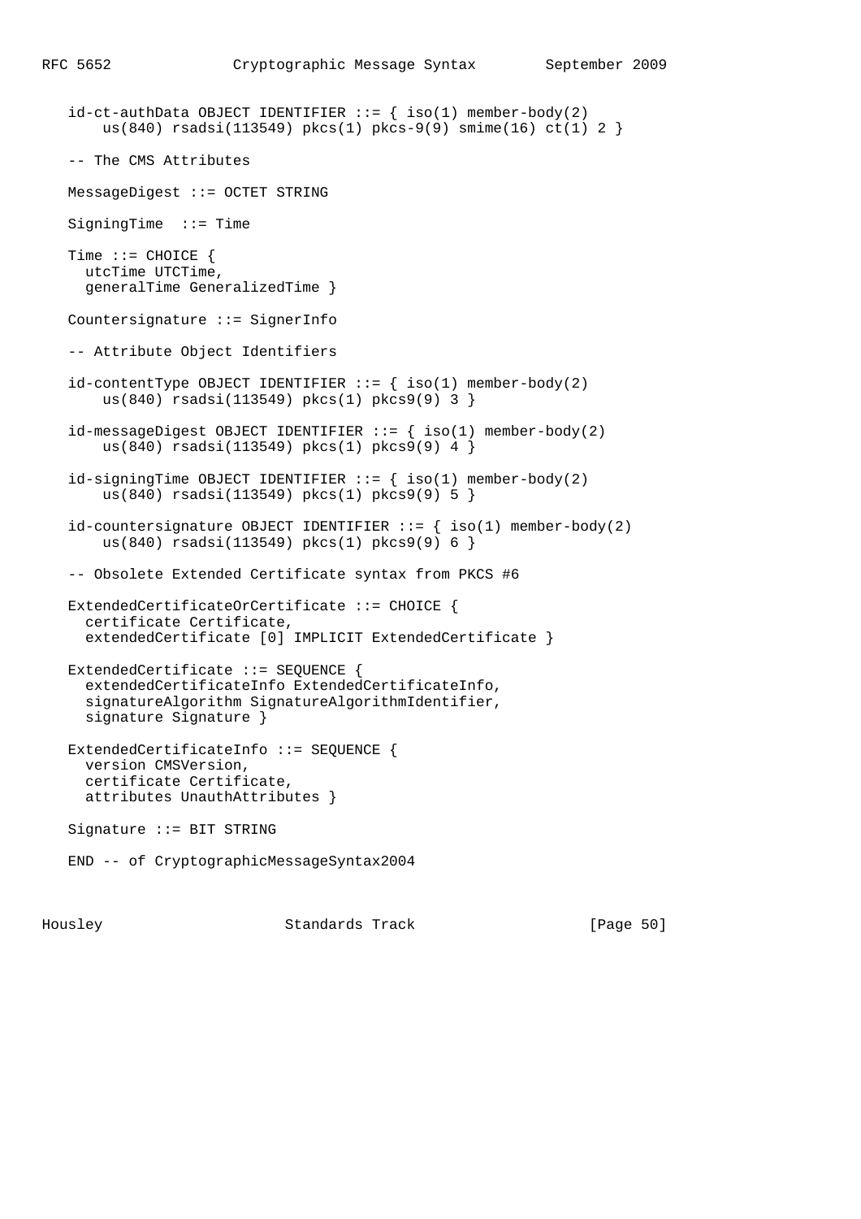```
   id-ct-authData OBJECT IDENTIFIER ::= { iso(1) member-body(2)
       us(840) rsadsi(113549) pkcs(1) pkcs-9(9) smime(16) ct(1) 2 }

   -- The CMS Attributes

   MessageDigest ::= OCTET STRING

   SigningTime  ::= Time

   Time ::= CHOICE {
     utcTime UTCTime,
     generalTime GeneralizedTime }

   Countersignature ::= SignerInfo

   -- Attribute Object Identifiers

   id-contentType OBJECT IDENTIFIER ::= { iso(1) member-body(2)
       us(840) rsadsi(113549) pkcs(1) pkcs9(9) 3 }

   id-messageDigest OBJECT IDENTIFIER ::= { iso(1) member-body(2)
       us(840) rsadsi(113549) pkcs(1) pkcs9(9) 4 }

   id-signingTime OBJECT IDENTIFIER ::= { iso(1) member-body(2)
       us(840) rsadsi(113549) pkcs(1) pkcs9(9) 5 }

   id-countersignature OBJECT IDENTIFIER ::= { iso(1) member-body(2)
       us(840) rsadsi(113549) pkcs(1) pkcs9(9) 6 }

   -- Obsolete Extended Certificate syntax from PKCS #6

   ExtendedCertificateOrCertificate ::= CHOICE {
     certificate Certificate,
     extendedCertificate [0] IMPLICIT ExtendedCertificate }

   ExtendedCertificate ::= SEQUENCE {
     extendedCertificateInfo ExtendedCertificateInfo,
     signatureAlgorithm SignatureAlgorithmIdentifier,
     signature Signature }

   ExtendedCertificateInfo ::= SEQUENCE {
     version CMSVersion,
     certificate Certificate,
     attributes UnauthAttributes }

   Signature ::= BIT STRING

   END -- of CryptographicMessageSyntax2004
```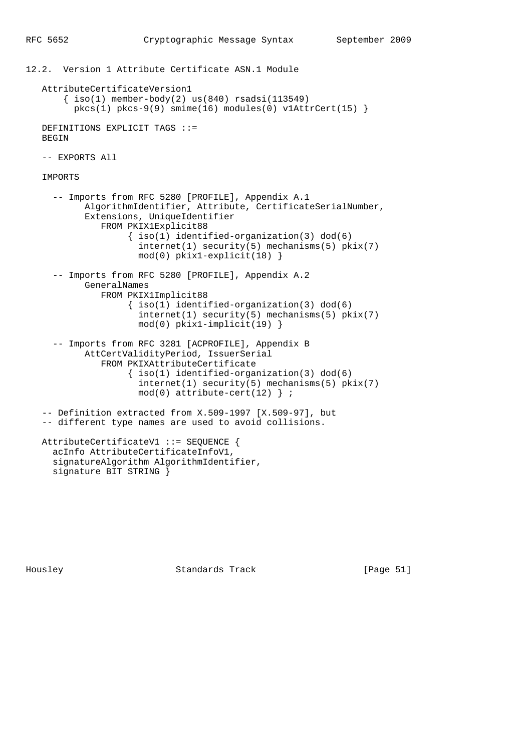## 12.2. Version 1 Attribute Certificate ASN.1 Module

```
   AttributeCertificateVersion1
       { iso(1) member-body(2) us(840) rsadsi(113549)
         pkcs(1) pkcs-9(9) smime(16) modules(0) v1AttrCert(15) }

   DEFINITIONS EXPLICIT TAGS ::=
   BEGIN

   -- EXPORTS All

   IMPORTS

     -- Imports from RFC 5280 [PROFILE], Appendix A.1
           AlgorithmIdentifier, Attribute, CertificateSerialNumber,
           Extensions, UniqueIdentifier
              FROM PKIX1Explicit88
                   { iso(1) identified-organization(3) dod(6)
                     internet(1) security(5) mechanisms(5) pkix(7)
                     mod(0) pkix1-explicit(18) }

     -- Imports from RFC 5280 [PROFILE], Appendix A.2
           GeneralNames
              FROM PKIX1Implicit88
                   { iso(1) identified-organization(3) dod(6)
                     internet(1) security(5) mechanisms(5) pkix(7)
                     mod(0) pkix1-implicit(19) }

     -- Imports from RFC 3281 [ACPROFILE], Appendix B
           AttCertValidityPeriod, IssuerSerial
              FROM PKIXAttributeCertificate
                   { iso(1) identified-organization(3) dod(6)
                     internet(1) security(5) mechanisms(5) pkix(7)
                     mod(0) attribute-cert(12) } ;

   -- Definition extracted from X.509-1997 [X.509-97], but
   -- different type names are used to avoid collisions.

   AttributeCertificateV1 ::= SEQUENCE {
     acInfo AttributeCertificateInfoV1,
     signatureAlgorithm AlgorithmIdentifier,
     signature BIT STRING }
```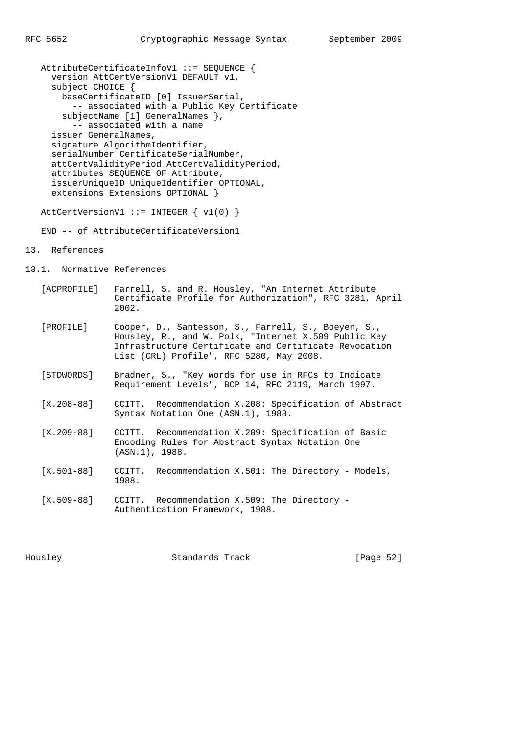```
   AttributeCertificateInfoV1 ::= SEQUENCE {
     version AttCertVersionV1 DEFAULT v1,
     subject CHOICE {
       baseCertificateID [0] IssuerSerial,
         -- associated with a Public Key Certificate
       subjectName [1] GeneralNames },
         -- associated with a name
     issuer GeneralNames,
     signature AlgorithmIdentifier,
     serialNumber CertificateSerialNumber,
     attCertValidityPeriod AttCertValidityPeriod,
     attributes SEQUENCE OF Attribute,
     issuerUniqueID UniqueIdentifier OPTIONAL,
     extensions Extensions OPTIONAL }

   AttCertVersionV1 ::= INTEGER { v1(0) }

   END -- of AttributeCertificateVersion1
```

## 13. References

### 13.1. Normative References

[ACPROFILE] Farrell, S. and R. Housley, "An Internet Attribute Certificate Profile for Authorization", RFC 3281, April 2002.

[PROFILE] Cooper, D., Santesson, S., Farrell, S., Boeyen, S., Housley, R., and W. Polk, "Internet X.509 Public Key Infrastructure Certificate and Certificate Revocation List (CRL) Profile", RFC 5280, May 2008.

[STDWORDS] Bradner, S., "Key words for use in RFCs to Indicate Requirement Levels", BCP 14, RFC 2119, March 1997.

[X.208-88] CCITT. Recommendation X.208: Specification of Abstract Syntax Notation One (ASN.1), 1988.

[X.209-88] CCITT. Recommendation X.209: Specification of Basic Encoding Rules for Abstract Syntax Notation One (ASN.1), 1988.

[X.501-88] CCITT. Recommendation X.501: The Directory - Models, 1988.

[X.509-88] CCITT. Recommendation X.509: The Directory - Authentication Framework, 1988.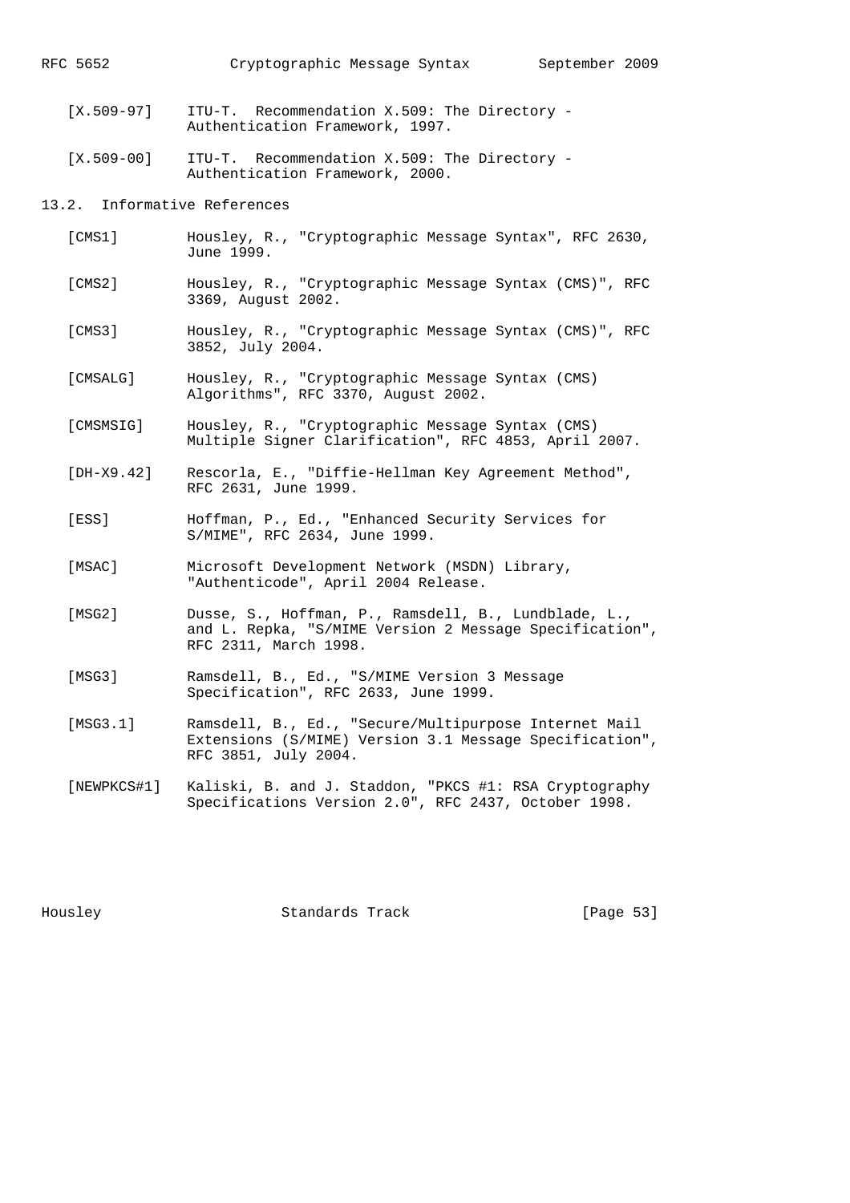[X.509-97] ITU-T. Recommendation X.509: The Directory - Authentication Framework, 1997.

[X.509-00] ITU-T. Recommendation X.509: The Directory - Authentication Framework, 2000.

## 13.2. Informative References

[CMS1] Housley, R., "Cryptographic Message Syntax", RFC 2630, June 1999.

[CMS2] Housley, R., "Cryptographic Message Syntax (CMS)", RFC 3369, August 2002.

[CMS3] Housley, R., "Cryptographic Message Syntax (CMS)", RFC 3852, July 2004.

[CMSALG] Housley, R., "Cryptographic Message Syntax (CMS) Algorithms", RFC 3370, August 2002.

[CMSMSIG] Housley, R., "Cryptographic Message Syntax (CMS) Multiple Signer Clarification", RFC 4853, April 2007.

[DH-X9.42] Rescorla, E., "Diffie-Hellman Key Agreement Method", RFC 2631, June 1999.

[ESS] Hoffman, P., Ed., "Enhanced Security Services for S/MIME", RFC 2634, June 1999.

[MSAC] Microsoft Development Network (MSDN) Library, "Authenticode", April 2004 Release.

[MSG2] Dusse, S., Hoffman, P., Ramsdell, B., Lundblade, L., and L. Repka, "S/MIME Version 2 Message Specification", RFC 2311, March 1998.

[MSG3] Ramsdell, B., Ed., "S/MIME Version 3 Message Specification", RFC 2633, June 1999.

[MSG3.1] Ramsdell, B., Ed., "Secure/Multipurpose Internet Mail Extensions (S/MIME) Version 3.1 Message Specification", RFC 3851, July 2004.

[NEWPKCS#1] Kaliski, B. and J. Staddon, "PKCS #1: RSA Cryptography Specifications Version 2.0", RFC 2437, October 1998.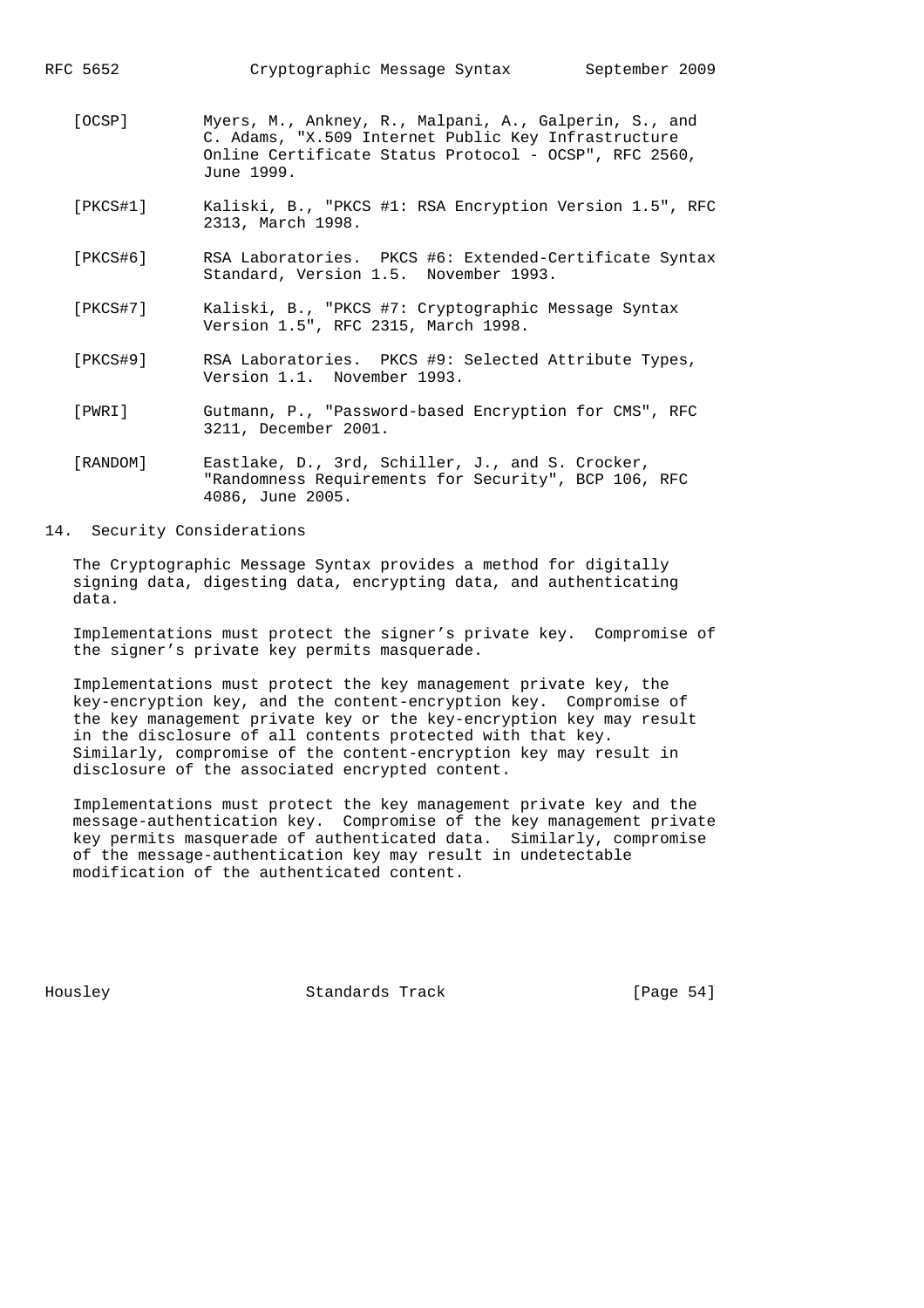[OCSP] Myers, M., Ankney, R., Malpani, A., Galperin, S., and C. Adams, "X.509 Internet Public Key Infrastructure Online Certificate Status Protocol - OCSP", RFC 2560, June 1999.

[PKCS#1] Kaliski, B., "PKCS #1: RSA Encryption Version 1.5", RFC 2313, March 1998.

[PKCS#6] RSA Laboratories. PKCS #6: Extended-Certificate Syntax Standard, Version 1.5. November 1993.

[PKCS#7] Kaliski, B., "PKCS #7: Cryptographic Message Syntax Version 1.5", RFC 2315, March 1998.

[PKCS#9] RSA Laboratories. PKCS #9: Selected Attribute Types, Version 1.1. November 1993.

[PWRI] Gutmann, P., "Password-based Encryption for CMS", RFC 3211, December 2001.

[RANDOM] Eastlake, D., 3rd, Schiller, J., and S. Crocker, "Randomness Requirements for Security", BCP 106, RFC 4086, June 2005.

## 14. Security Considerations

The Cryptographic Message Syntax provides a method for digitally signing data, digesting data, encrypting data, and authenticating data.

Implementations must protect the signer's private key. Compromise of the signer's private key permits masquerade.

Implementations must protect the key management private key, the key-encryption key, and the content-encryption key. Compromise of the key management private key or the key-encryption key may result in the disclosure of all contents protected with that key. Similarly, compromise of the content-encryption key may result in disclosure of the associated encrypted content.

Implementations must protect the key management private key and the message-authentication key. Compromise of the key management private key permits masquerade of authenticated data. Similarly, compromise of the message-authentication key may result in undetectable modification of the authenticated content.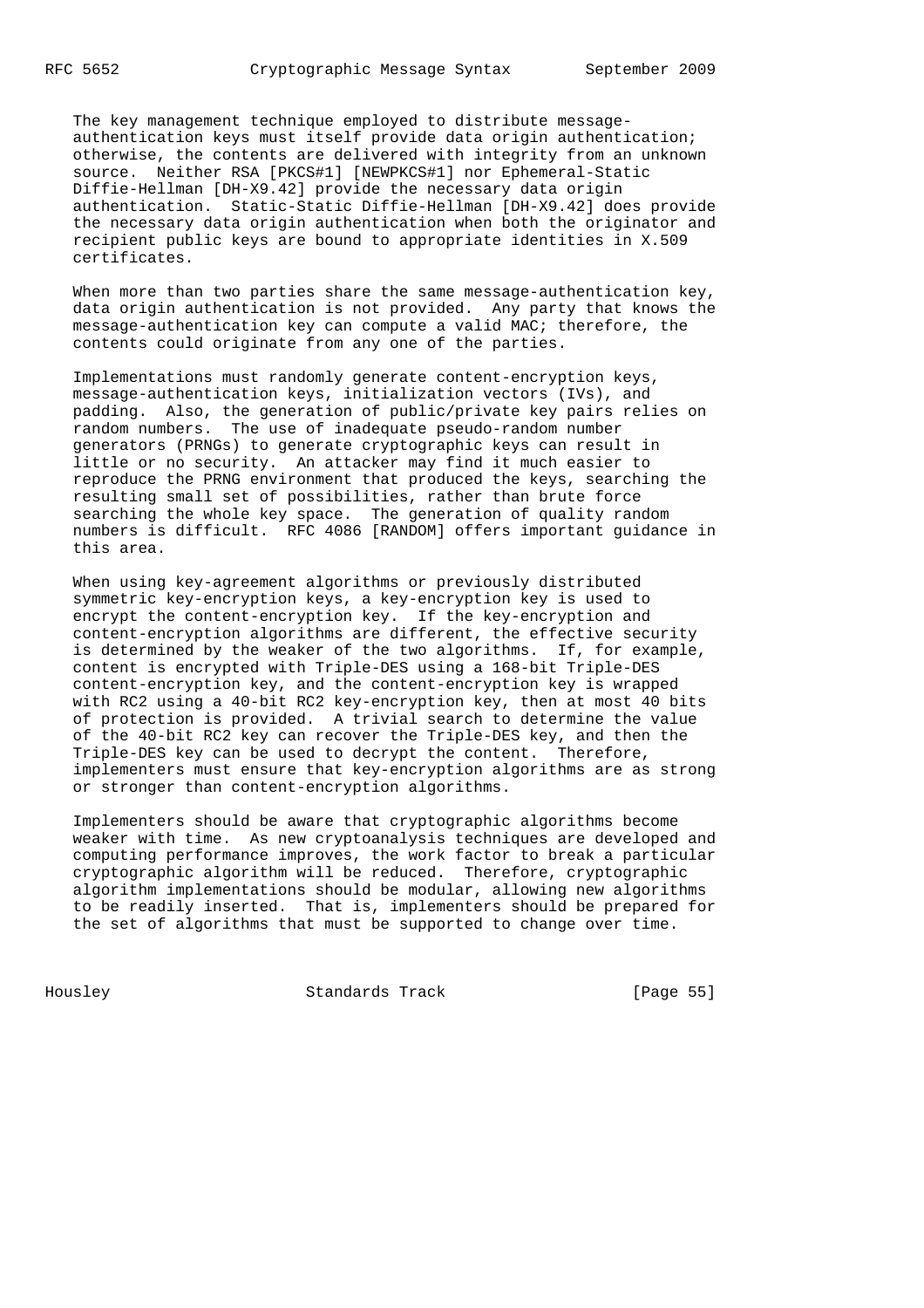The key management technique employed to distribute message-authentication keys must itself provide data origin authentication; otherwise, the contents are delivered with integrity from an unknown source. Neither RSA [PKCS#1] [NEWPKCS#1] nor Ephemeral-Static Diffie-Hellman [DH-X9.42] provide the necessary data origin authentication. Static-Static Diffie-Hellman [DH-X9.42] does provide the necessary data origin authentication when both the originator and recipient public keys are bound to appropriate identities in X.509 certificates.

When more than two parties share the same message-authentication key, data origin authentication is not provided. Any party that knows the message-authentication key can compute a valid MAC; therefore, the contents could originate from any one of the parties.

Implementations must randomly generate content-encryption keys, message-authentication keys, initialization vectors (IVs), and padding. Also, the generation of public/private key pairs relies on random numbers. The use of inadequate pseudo-random number generators (PRNGs) to generate cryptographic keys can result in little or no security. An attacker may find it much easier to reproduce the PRNG environment that produced the keys, searching the resulting small set of possibilities, rather than brute force searching the whole key space. The generation of quality random numbers is difficult. RFC 4086 [RANDOM] offers important guidance in this area.

When using key-agreement algorithms or previously distributed symmetric key-encryption keys, a key-encryption key is used to encrypt the content-encryption key. If the key-encryption and content-encryption algorithms are different, the effective security is determined by the weaker of the two algorithms. If, for example, content is encrypted with Triple-DES using a 168-bit Triple-DES content-encryption key, and the content-encryption key is wrapped with RC2 using a 40-bit RC2 key-encryption key, then at most 40 bits of protection is provided. A trivial search to determine the value of the 40-bit RC2 key can recover the Triple-DES key, and then the Triple-DES key can be used to decrypt the content. Therefore, implementers must ensure that key-encryption algorithms are as strong or stronger than content-encryption algorithms.

Implementers should be aware that cryptographic algorithms become weaker with time. As new cryptoanalysis techniques are developed and computing performance improves, the work factor to break a particular cryptographic algorithm will be reduced. Therefore, cryptographic algorithm implementations should be modular, allowing new algorithms to be readily inserted. That is, implementers should be prepared for the set of algorithms that must be supported to change over time.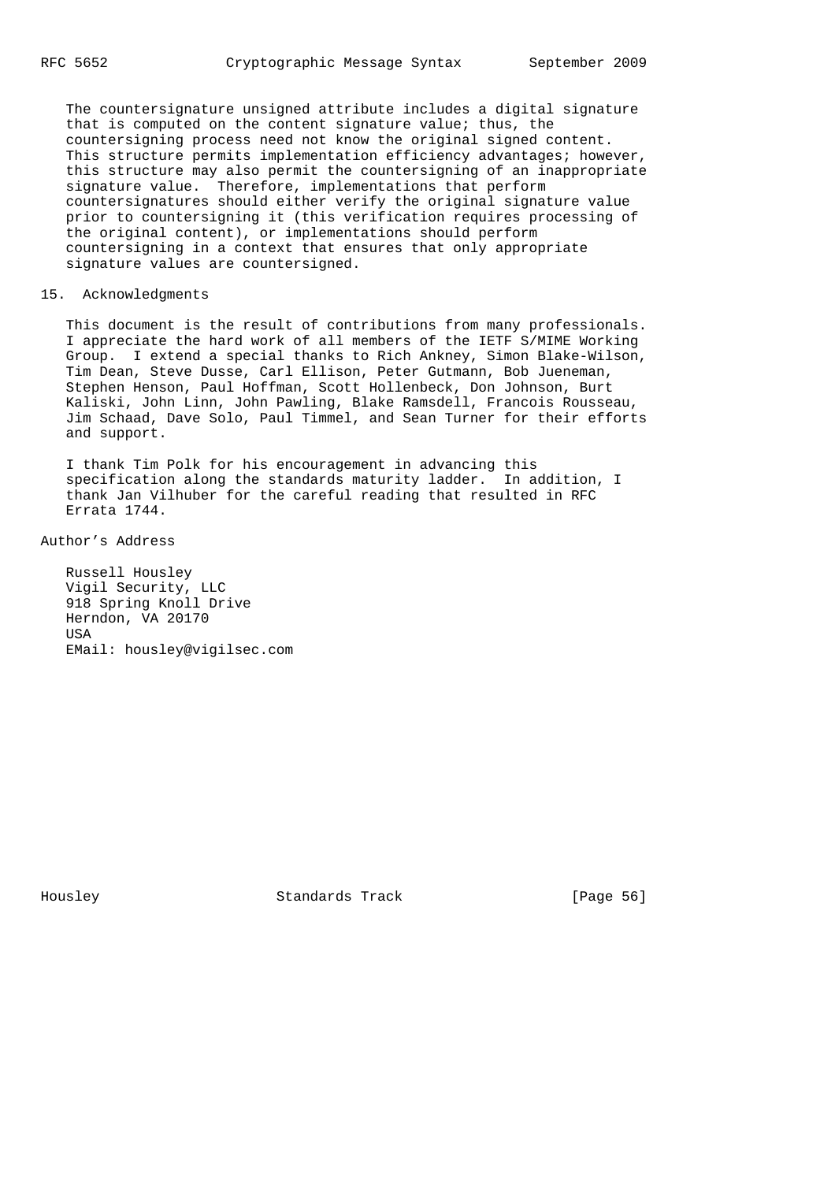The countersignature unsigned attribute includes a digital signature that is computed on the content signature value; thus, the countersigning process need not know the original signed content. This structure permits implementation efficiency advantages; however, this structure may also permit the countersigning of an inappropriate signature value. Therefore, implementations that perform countersignatures should either verify the original signature value prior to countersigning it (this verification requires processing of the original content), or implementations should perform countersigning in a context that ensures that only appropriate signature values are countersigned.

## 15. Acknowledgments

This document is the result of contributions from many professionals. I appreciate the hard work of all members of the IETF S/MIME Working Group. I extend a special thanks to Rich Ankney, Simon Blake-Wilson, Tim Dean, Steve Dusse, Carl Ellison, Peter Gutmann, Bob Jueneman, Stephen Henson, Paul Hoffman, Scott Hollenbeck, Don Johnson, Burt Kaliski, John Linn, John Pawling, Blake Ramsdell, Francois Rousseau, Jim Schaad, Dave Solo, Paul Timmel, and Sean Turner for their efforts and support.

I thank Tim Polk for his encouragement in advancing this specification along the standards maturity ladder. In addition, I thank Jan Vilhuber for the careful reading that resulted in RFC Errata 1744.

## Author's Address

Russell Housley
Vigil Security, LLC
918 Spring Knoll Drive
Herndon, VA 20170
USA
EMail: housley@vigilsec.com